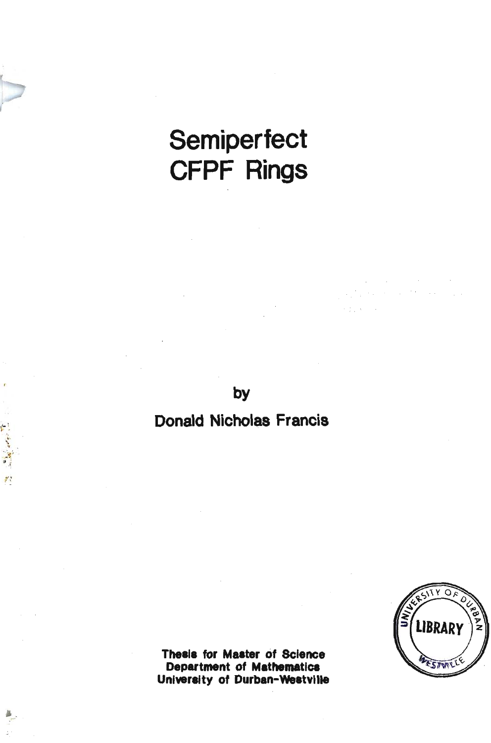# Semiperfect CFPF Rings

by

Donald Nicholas Francis

Thesis for Master of Science
Department of Mathematics
University of Durban-Westville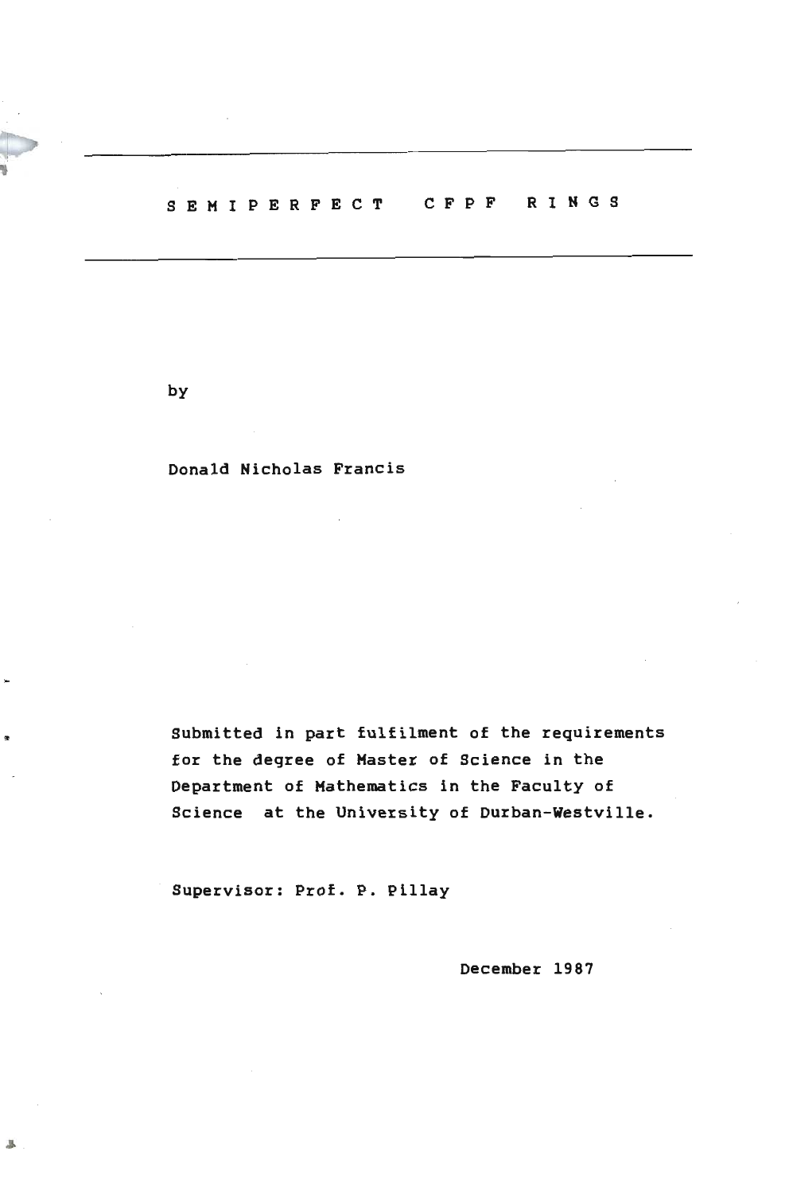# SEMIPERFECT CFPF RINGS

by

Donald Nicholas Francis

Submitted in part fulfilment of the requirements for the degree of Master of Science in the Department of Mathematics in the Faculty of Science at the University of Durban-Westville.

Supervisor: Prof. P. Pillay

December 1987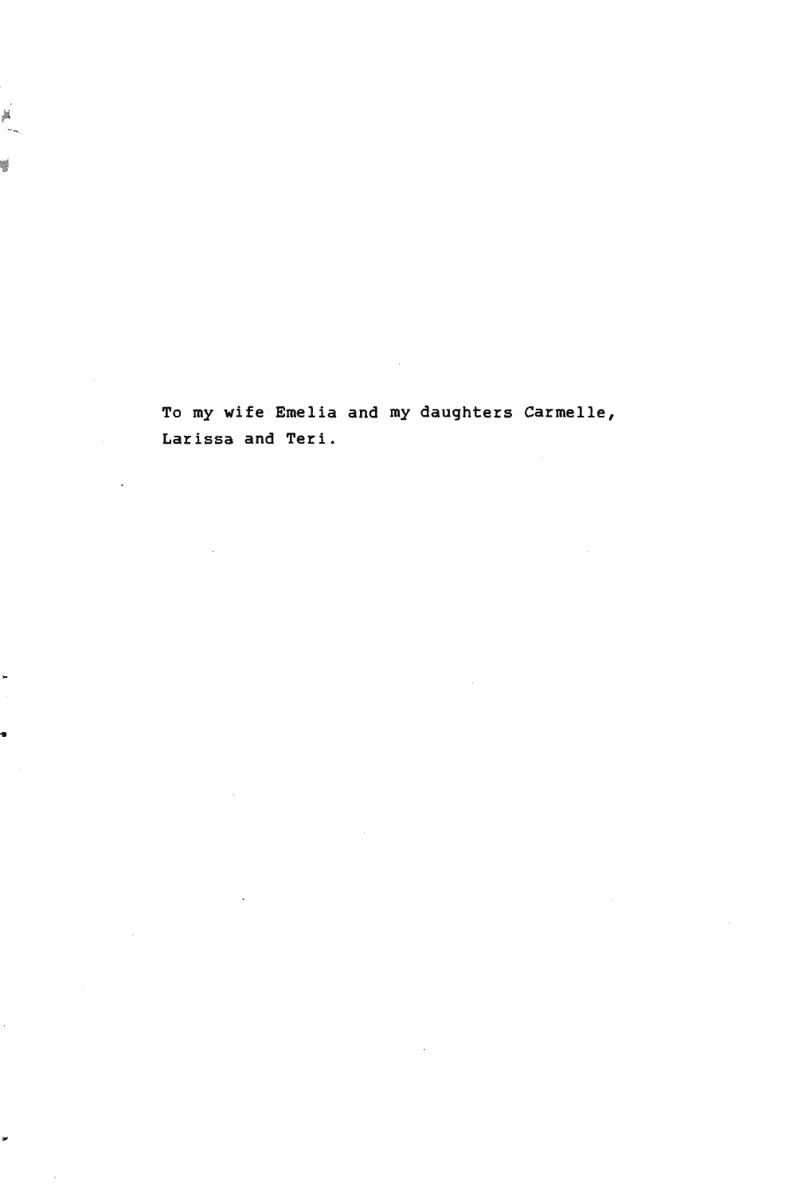To my wife Emelia and my daughters Carmelle, Larissa and Teri.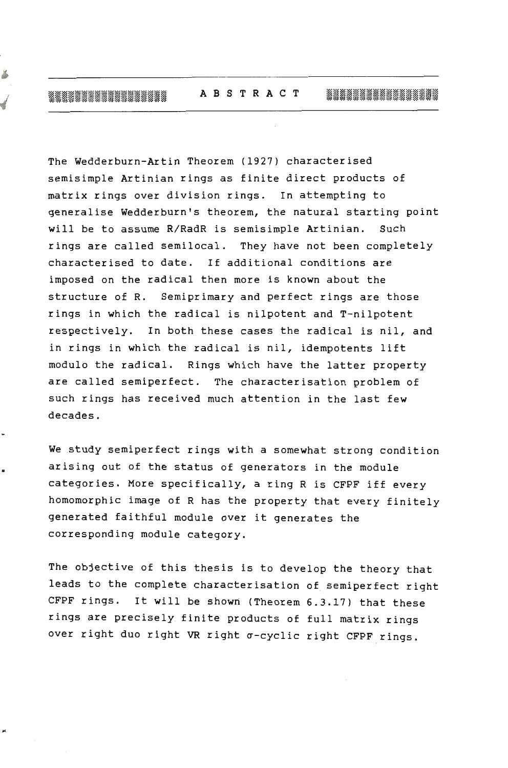# ABSTRACT

The Wedderburn-Artin Theorem (1927) characterised semisimple Artinian rings as finite direct products of matrix rings over division rings. In attempting to generalise Wedderburn's theorem, the natural starting point will be to assume R/RadR is semisimple Artinian. Such rings are called semilocal. They have not been completely characterised to date. If additional conditions are imposed on the radical then more is known about the structure of R. Semiprimary and perfect rings are those rings in which the radical is nilpotent and T-nilpotent respectively. In both these cases the radical is nil, and in rings in which the radical is nil, idempotents lift modulo the radical. Rings which have the latter property are called semiperfect. The characterisation problem of such rings has received much attention in the last few decades.

We study semiperfect rings with a somewhat strong condition arising out of the status of generators in the module categories. More specifically, a ring R is CFPF iff every homomorphic image of R has the property that every finitely generated faithful module over it generates the corresponding module category.

The objective of this thesis is to develop the theory that leads to the complete characterisation of semiperfect right CFPF rings. It will be shown (Theorem 6.3.17) that these rings are precisely finite products of full matrix rings over right duo right VR right $\sigma$-cyclic right CFPF rings.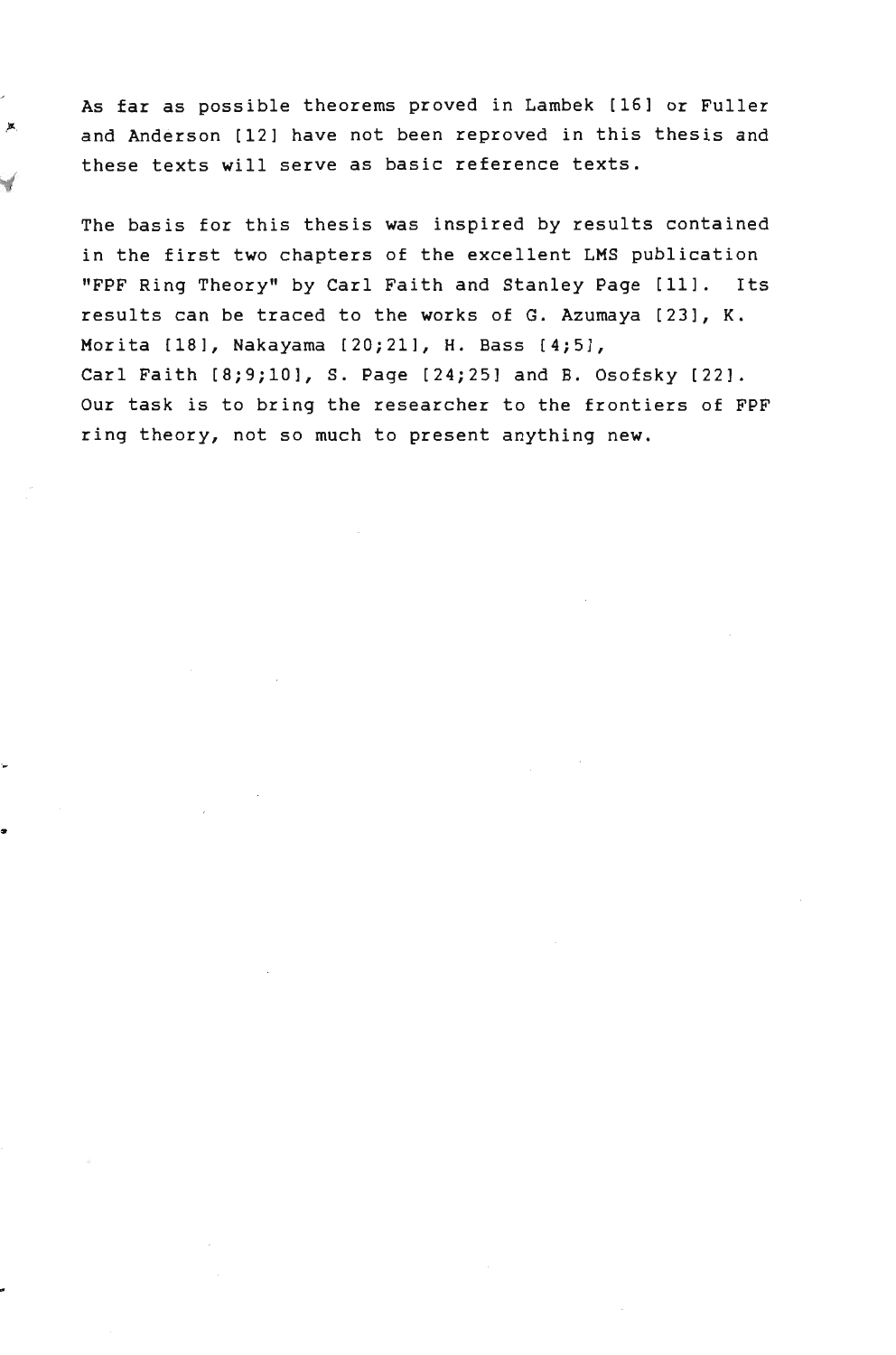As far as possible theorems proved in Lambek [16] or Fuller and Anderson [12] have not been reproved in this thesis and these texts will serve as basic reference texts.

The basis for this thesis was inspired by results contained in the first two chapters of the excellent LMS publication "FPF Ring Theory" by Carl Faith and Stanley Page [11]. Its results can be traced to the works of G. Azumaya [23], K. Morita [18], Nakayama [20;21], H. Bass [4;5], Carl Faith [8;9;10], S. Page [24;25] and B. Osofsky [22]. Our task is to bring the researcher to the frontiers of FPF ring theory, not so much to present anything new.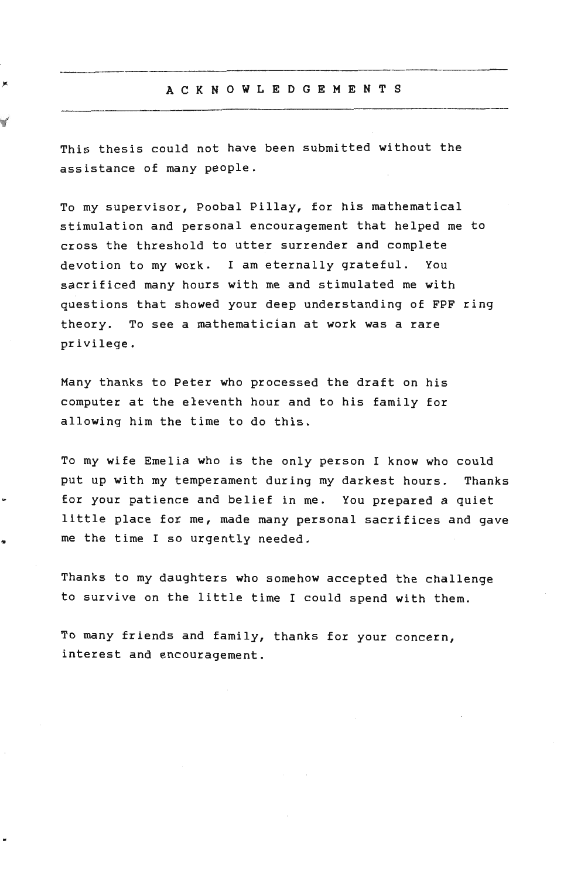# ACKNOWLEDGEMENTS

This thesis could not have been submitted without the assistance of many people.

To my supervisor, Poobal Pillay, for his mathematical stimulation and personal encouragement that helped me to cross the threshold to utter surrender and complete devotion to my work. I am eternally grateful. You sacrificed many hours with me and stimulated me with questions that showed your deep understanding of FPF ring theory. To see a mathematician at work was a rare privilege.

Many thanks to Peter who processed the draft on his computer at the eleventh hour and to his family for allowing him the time to do this.

To my wife Emelia who is the only person I know who could put up with my temperament during my darkest hours. Thanks for your patience and belief in me. You prepared a quiet little place for me, made many personal sacrifices and gave me the time I so urgently needed.

Thanks to my daughters who somehow accepted the challenge to survive on the little time I could spend with them.

To many friends and family, thanks for your concern, interest and encouragement.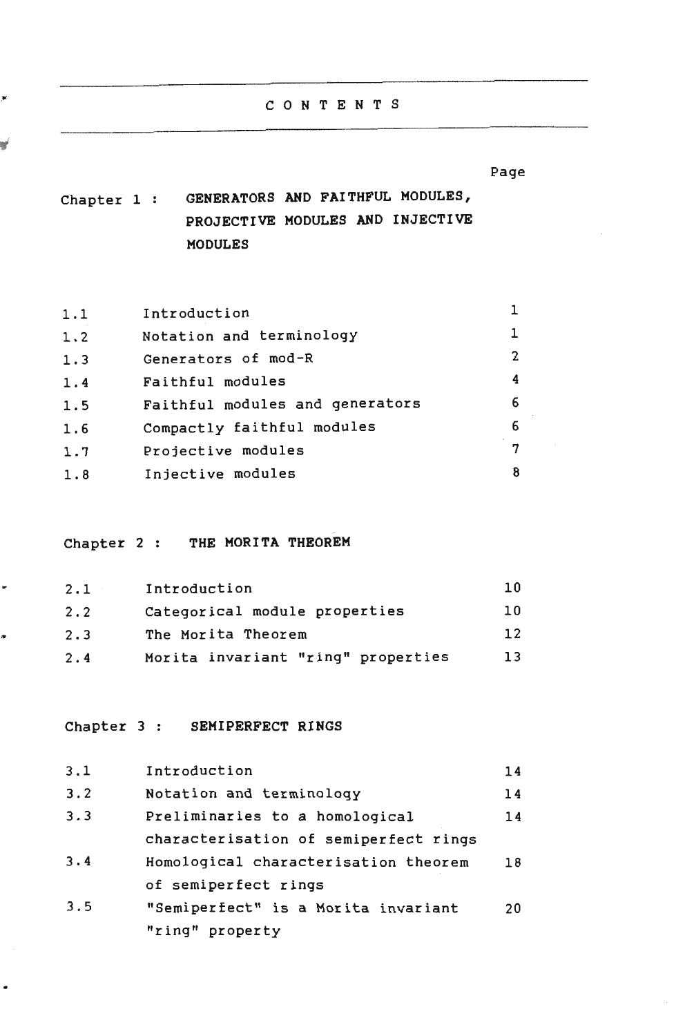# CONTENTS

| | | Page |
|---|---|---|
| **Chapter 1 :** | **GENERATORS AND FAITHFUL MODULES, PROJECTIVE MODULES AND INJECTIVE MODULES** | |
| 1.1 | Introduction | 1 |
| 1.2 | Notation and terminology | 1 |
| 1.3 | Generators of mod-R | 2 |
| 1.4 | Faithful modules | 4 |
| 1.5 | Faithful modules and generators | 6 |
| 1.6 | Compactly faithful modules | 6 |
| 1.7 | Projective modules | 7 |
| 1.8 | Injective modules | 8 |
| **Chapter 2 :** | **THE MORITA THEOREM** | |
| 2.1 | Introduction | 10 |
| 2.2 | Categorical module properties | 10 |
| 2.3 | The Morita Theorem | 12 |
| 2.4 | Morita invariant "ring" properties | 13 |
| **Chapter 3 :** | **SEMIPERFECT RINGS** | |
| 3.1 | Introduction | 14 |
| 3.2 | Notation and terminology | 14 |
| 3.3 | Preliminaries to a homological characterisation of semiperfect rings | 14 |
| 3.4 | Homological characterisation theorem of semiperfect rings | 18 |
| 3.5 | "Semiperfect" is a Morita invariant "ring" property | 20 |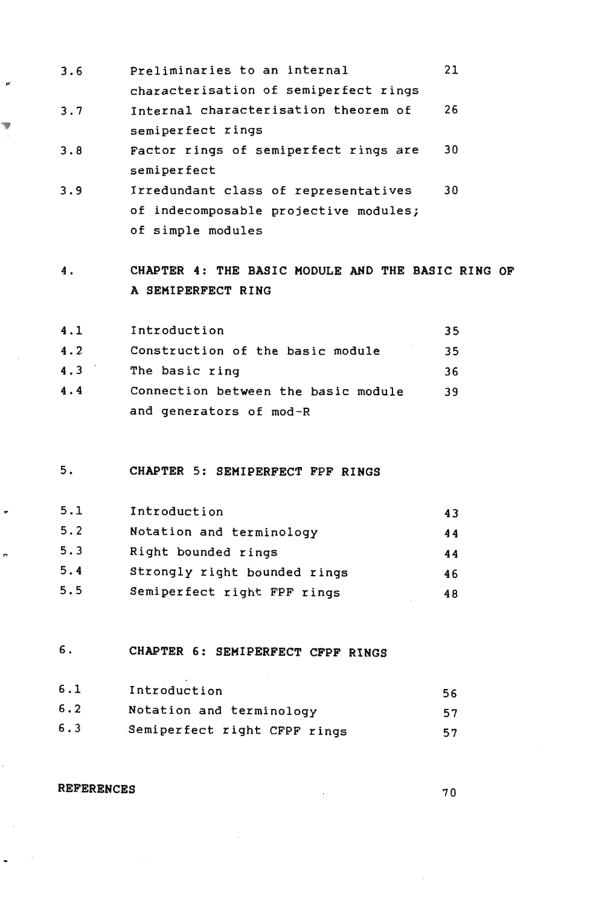| | | |
|---|---|---|
| 3.6 | Preliminaries to an internal characterisation of semiperfect rings | 21 |
| 3.7 | Internal characterisation theorem of semiperfect rings | 26 |
| 3.8 | Factor rings of semiperfect rings are semiperfect | 30 |
| 3.9 | Irredundant class of representatives of indecomposable projective modules; of simple modules | 30 |

**4. CHAPTER 4: THE BASIC MODULE AND THE BASIC RING OF A SEMIPERFECT RING**

| | | |
|---|---|---|
| 4.1 | Introduction | 35 |
| 4.2 | Construction of the basic module | 35 |
| 4.3 | The basic ring | 36 |
| 4.4 | Connection between the basic module and generators of mod-R | 39 |

**5. CHAPTER 5: SEMIPERFECT FPF RINGS**

| | | |
|---|---|---|
| 5.1 | Introduction | 43 |
| 5.2 | Notation and terminology | 44 |
| 5.3 | Right bounded rings | 44 |
| 5.4 | Strongly right bounded rings | 46 |
| 5.5 | Semiperfect right FPF rings | 48 |

**6. CHAPTER 6: SEMIPERFECT CFPF RINGS**

| | | |
|---|---|---|
| 6.1 | Introduction | 56 |
| 6.2 | Notation and terminology | 57 |
| 6.3 | Semiperfect right CFPF rings | 57 |

**REFERENCES** 70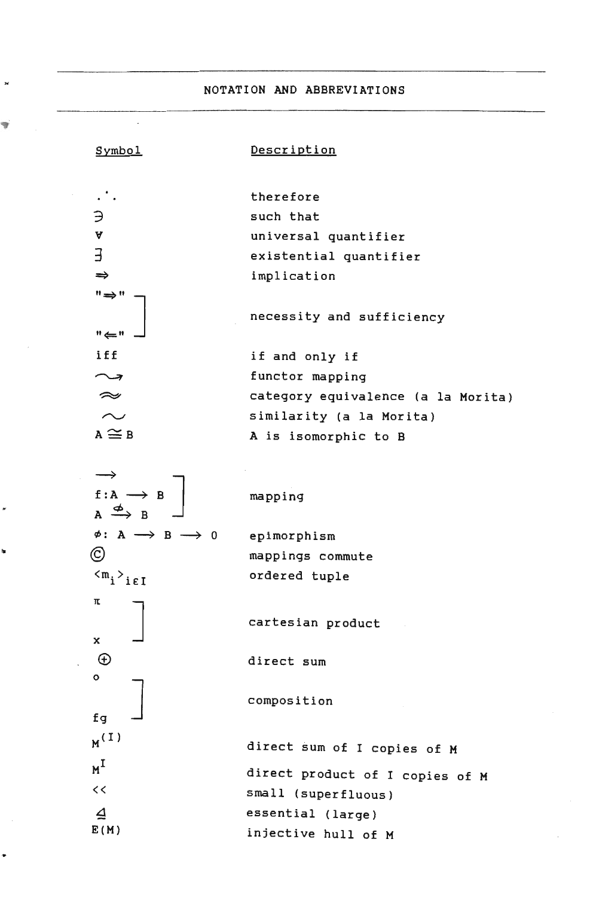# NOTATION AND ABBREVIATIONS

| Symbol | Description |
| --- | --- |
| $\therefore$ | therefore |
| $\ni$ | such that |
| $\forall$ | universal quantifier |
| $\exists$ | existential quantifier |
| $\Rightarrow$ | implication |
| "$\Rightarrow$" "$\Leftarrow$" | necessity and sufficiency |
| iff | if and only if |
| $\rightsquigarrow$ | functor mapping |
| $\approx$ | category equivalence (a la Morita) |
| $\sim$ | similarity (a la Morita) |
| $A \cong B$ | A is isomorphic to B |
| $\longrightarrow$, $f:A \longrightarrow B$, $A \xrightarrow{\phi} B$ | mapping |
| $\phi: A \longrightarrow B \longrightarrow 0$ | epimorphism |
| © | mappings commute |
| $\langle m_i \rangle_{i \in I}$ | ordered tuple |
| $\pi$, $\times$ | cartesian product |
| $\oplus$ | direct sum |
| $\circ$, $fg$ | composition |
| $M^{(I)}$ | direct sum of I copies of M |
| $M^I$ | direct product of I copies of M |
| $<<$ | small (superfluous) |
| $\trianglelefteq$ | essential (large) |
| $E(M)$ | injective hull of M |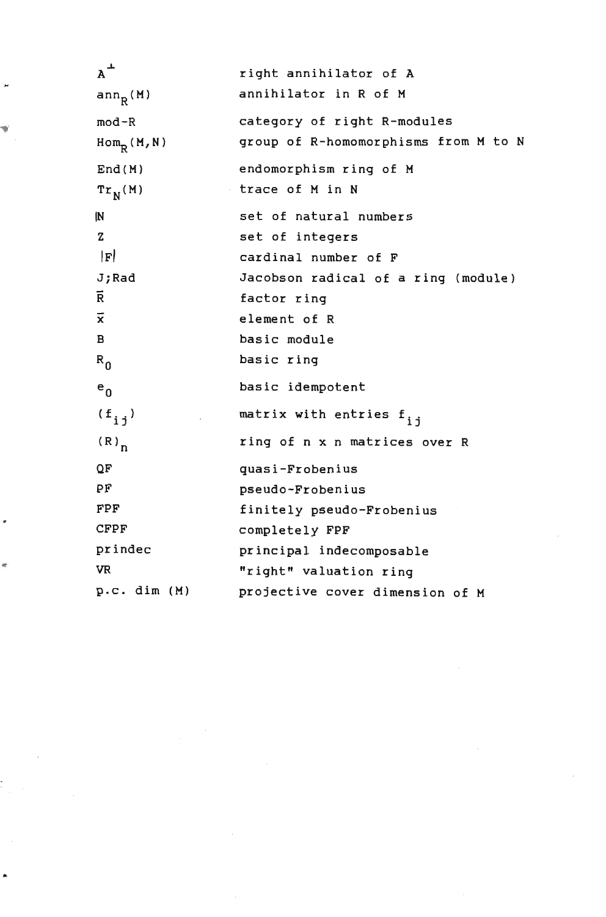| | |
|---|---|
| $A^{\perp}$ | right annihilator of A |
| $\text{ann}_R(M)$ | annihilator in R of M |
| mod-R | category of right R-modules |
| $\text{Hom}_R(M,N)$ | group of R-homomorphisms from M to N |
| End(M) | endomorphism ring of M |
| $\text{Tr}_N(M)$ | trace of M in N |
| $\mathbb{N}$ | set of natural numbers |
| Z | set of integers |
| $\lvert F \rvert$ | cardinal number of F |
| J;Rad | Jacobson radical of a ring (module) |
| $\bar{R}$ | factor ring |
| $\bar{x}$ | element of R |
| B | basic module |
| $R_0$ | basic ring |
| $e_0$ | basic idempotent |
| $(f_{ij})$ | matrix with entries $f_{ij}$ |
| $(R)_n$ | ring of n x n matrices over R |
| QF | quasi-Frobenius |
| PF | pseudo-Frobenius |
| FPF | finitely pseudo-Frobenius |
| CFPF | completely FPF |
| prindec | principal indecomposable |
| VR | "right" valuation ring |
| p.c. dim (M) | projective cover dimension of M |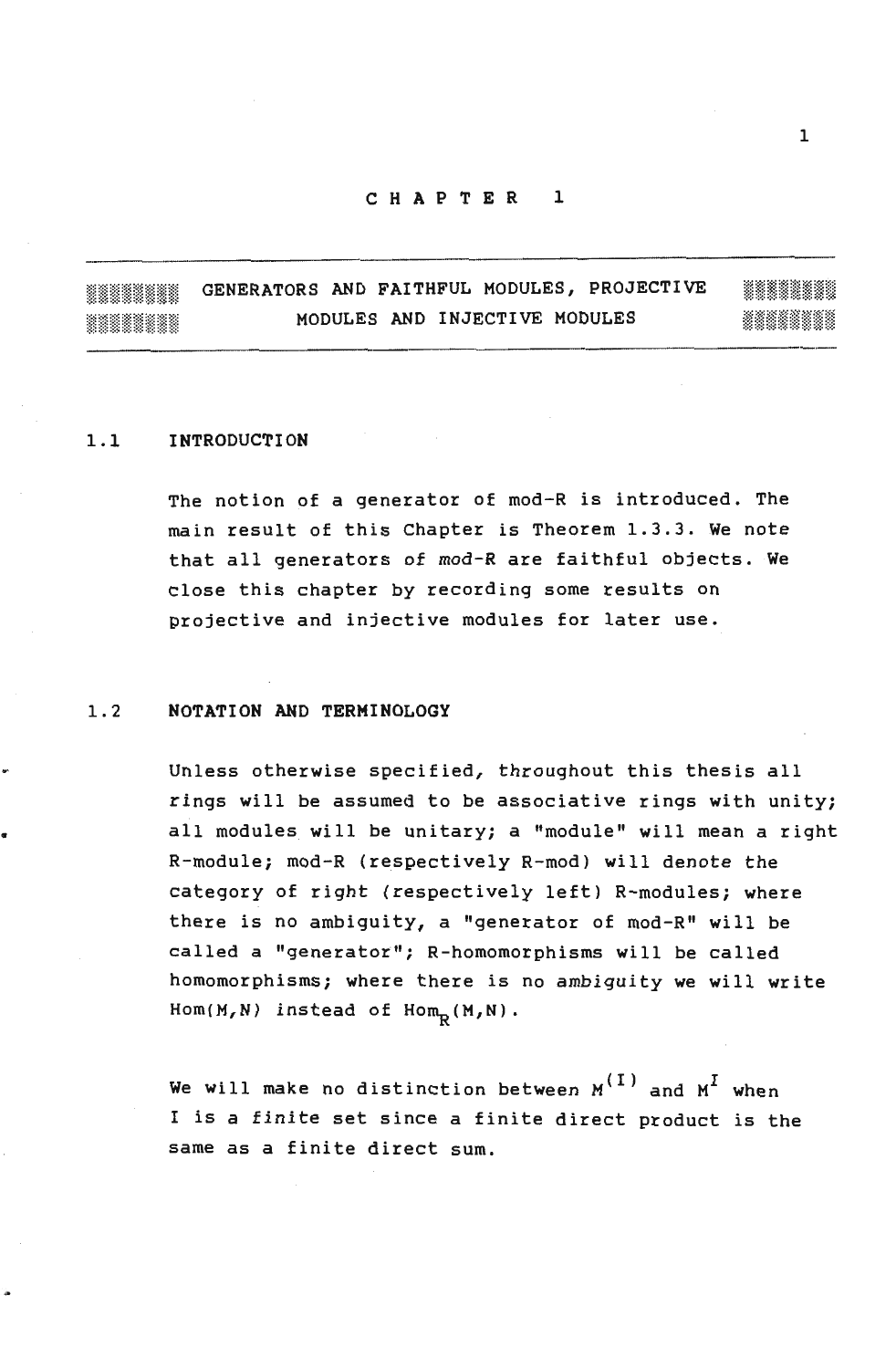# CHAPTER 1

## GENERATORS AND FAITHFUL MODULES, PROJECTIVE MODULES AND INJECTIVE MODULES

### 1.1 INTRODUCTION

The notion of a generator of mod-R is introduced. The main result of this Chapter is Theorem 1.3.3. We note that all generators of *mod-R* are faithful objects. We close this chapter by recording some results on projective and injective modules for later use.

### 1.2 NOTATION AND TERMINOLOGY

Unless otherwise specified, throughout this thesis all rings will be assumed to be associative rings with unity; all modules will be unitary; a "module" will mean a right R-module; mod-R (respectively R-mod) will denote the category of right (respectively left) R-modules; where there is no ambiguity, a "generator of mod-R" will be called a "generator"; R-homomorphisms will be called homomorphisms; where there is no ambiguity we will write Hom(M,N) instead of $\text{Hom}_R(M,N)$.

We will make no distinction between $M^{(I)}$ and $M^I$ when I is a *finite* set since a finite direct product is the same as a finite direct sum.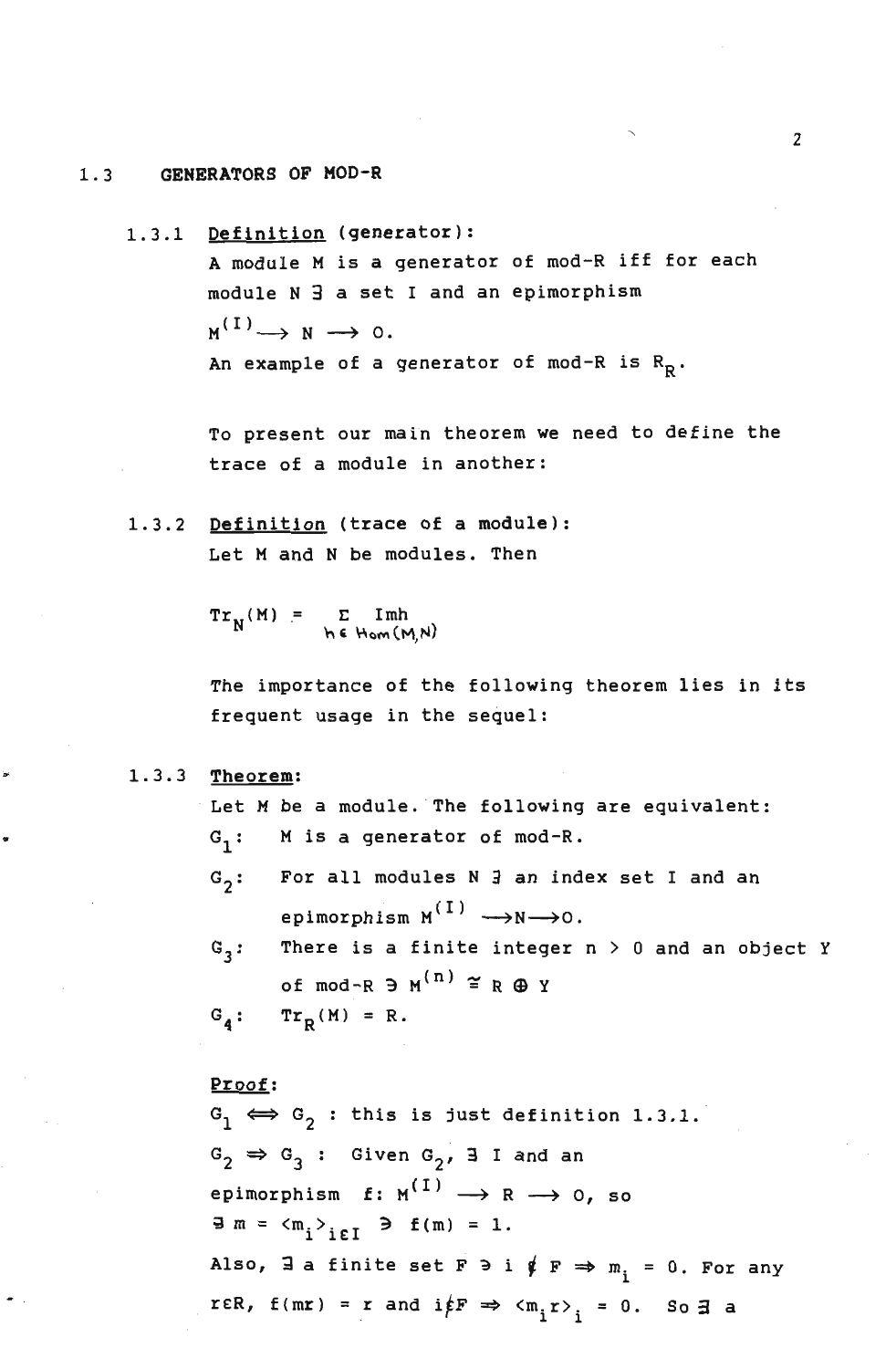## 1.3 GENERATORS OF MOD-R

**1.3.1** Definition (generator):

A module M is a generator of mod-R iff for each module N ∃ a set I and an epimorphism

$M^{(I)} \longrightarrow N \longrightarrow 0.$

An example of a generator of mod-R is $R_R$.

To present our main theorem we need to define the trace of a module in another:

**1.3.2** Definition (trace of a module):

Let M and N be modules. Then

$$Tr_N(M) = \sum_{h \in Hom(M,N)} Imh$$

The importance of the following theorem lies in its frequent usage in the sequel:

**1.3.3** **Theorem**:

Let M be a module. The following are equivalent:

$G_1$: M is a generator of mod-R.

$G_2$: For all modules N ∃ an index set I and an epimorphism $M^{(I)} \longrightarrow N \longrightarrow 0$.

$G_3$: There is a finite integer n > 0 and an object Y of mod-R ∋ $M^{(n)} \cong R \oplus Y$

$G_4$: $Tr_R(M) = R$.

Proof:

$G_1 \Longleftrightarrow G_2$ : this is just definition 1.3.1.

$G_2 \Rightarrow G_3$ : Given $G_2$, ∃ I and an epimorphism $f: M^{(I)} \longrightarrow R \longrightarrow 0$, so ∃ $m = \langle m_i \rangle_{i \in I}$ ∋ $f(m) = 1$.

Also, ∃ a finite set F ∋ $i \notin F \Rightarrow m_i = 0$. For any $r \in R$, $f(mr) = r$ and $i \notin F \Rightarrow \langle m_i r \rangle_i = 0$. So ∃ a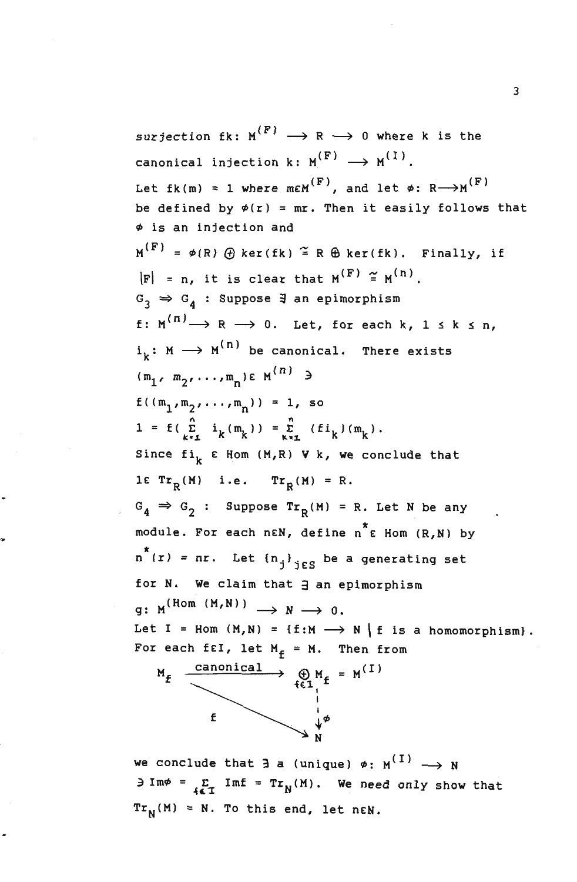surjection $fk: M^{(F)} \longrightarrow R \longrightarrow 0$ where $k$ is the canonical injection $k: M^{(F)} \longrightarrow M^{(I)}$.

Let $fk(m) = 1$ where $m \in M^{(F)}$, and let $\phi: R \longrightarrow M^{(F)}$ be defined by $\phi(r) = mr$. Then it easily follows that $\phi$ is an injection and

$M^{(F)} = \phi(R) \oplus \ker(fk) \cong R \oplus \ker(fk)$. Finally, if $|F| = n$, it is clear that $M^{(F)} \cong M^{(n)}$.

$G_3 \Rightarrow G_4$ : Suppose $\exists$ an epimorphism $f: M^{(n)} \longrightarrow R \longrightarrow 0$. Let, for each $k$, $1 \le k \le n$, $i_k: M \longrightarrow M^{(n)}$ be canonical. There exists $(m_1, m_2, \ldots, m_n) \in M^{(n)} \ni$

$f((m_1, m_2, \ldots, m_n)) = 1$, so

$1 = f(\sum_{k=1}^{n} i_k(m_k)) = \sum_{k=1}^{n} (fi_k)(m_k)$.

Since $fi_k \in \text{Hom}(M,R)$ $\forall$ $k$, we conclude that $1 \in Tr_R(M)$ i.e. $Tr_R(M) = R$.

$G_4 \Rightarrow G_2$ : Suppose $Tr_R(M) = R$. Let $N$ be any module. For each $n \in N$, define $n^* \in \text{Hom}(R,N)$ by $n^*(r) = nr$. Let $\{n_j\}_{j \in S}$ be a generating set for $N$. We claim that $\exists$ an epimorphism

$g: M^{(\text{Hom}(M,N))} \longrightarrow N \longrightarrow 0$.

Let $I = \text{Hom}(M,N) = \{f: M \longrightarrow N \mid f \text{ is a homomorphism}\}$. For each $f \in I$, let $M_f = M$. Then from

$$\begin{array}{ccc} M_f & \xrightarrow{\text{canonical}} & \bigoplus_{f \in I} M_f = M^{(I)} \\ & \searrow^{f} & \downarrow \phi \\ & & N \end{array}$$

we conclude that $\exists$ a (unique) $\phi: M^{(I)} \longrightarrow N$ $\ni \text{Im}\phi = \sum_{f \in I} \text{Im}f = Tr_N(M)$. We need only show that $Tr_N(M) = N$. To this end, let $n \in N$.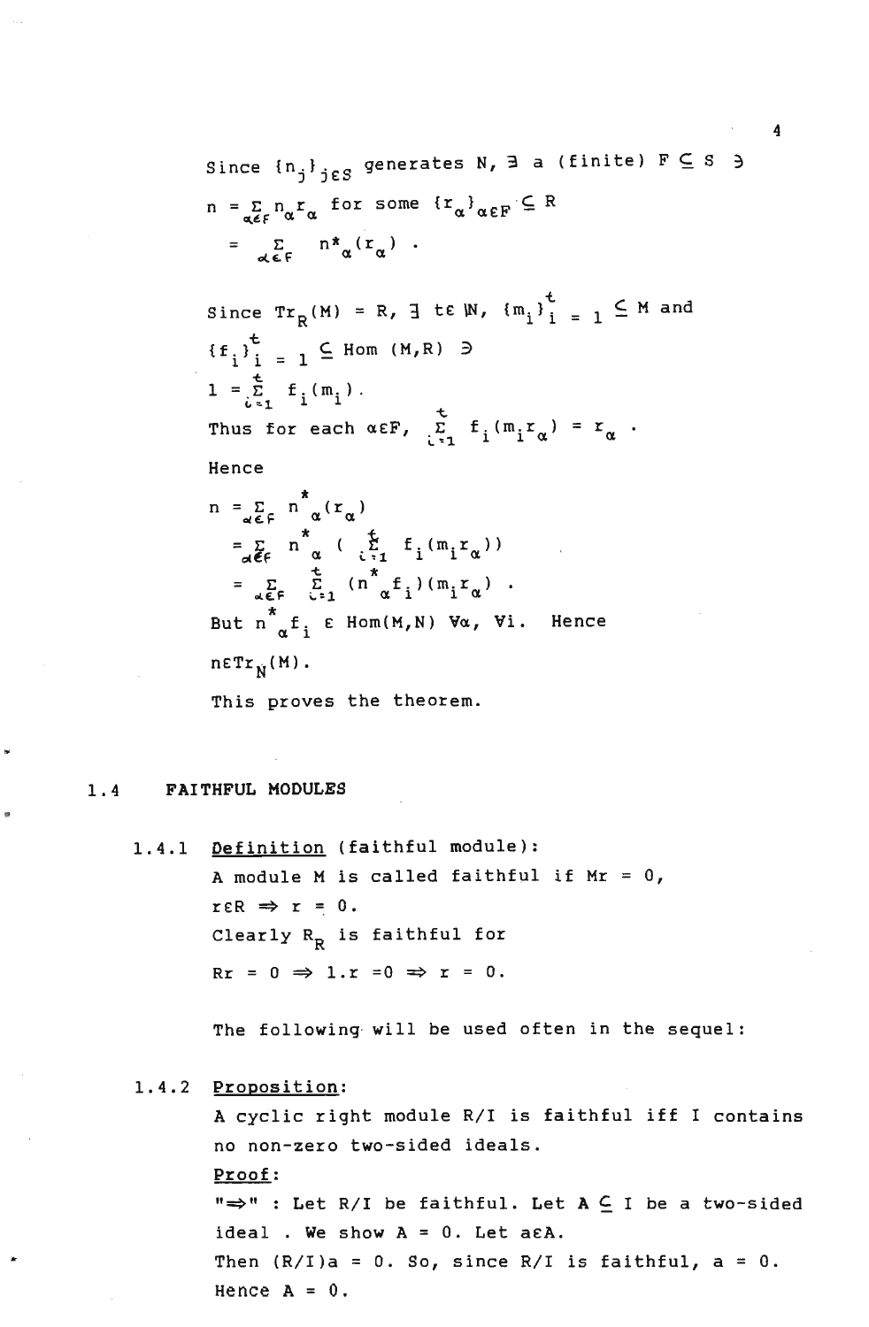Since $\{n_j\}_{j\in S}$ generates $N$, $\exists$ a (finite) $F \subseteq S \ni$

$n = \sum_{\alpha\in F} n_\alpha r_\alpha$ for some $\{r_\alpha\}_{\alpha\in F} \subseteq R$

$= \sum_{\alpha\in F} n^*_\alpha(r_\alpha)$ .

Since $Tr_R(M) = R$, $\exists$ $t\in \mathbb{N}$, $\{m_i\}_{i=1}^{t} \subseteq M$ and $\{f_i\}_{i=1}^{t} \subseteq \text{Hom}(M,R) \ni$

$1 = \sum_{i=1}^{t} f_i(m_i)$.

Thus for each $\alpha\in F$, $\sum_{i=1}^{t} f_i(m_i r_\alpha) = r_\alpha$ .

Hence

$$
\begin{aligned}
n &= \sum_{\alpha\in F} n^*_\alpha(r_\alpha) \\
&= \sum_{\alpha\in F} n^*_\alpha \left( \sum_{i=1}^{t} f_i(m_i r_\alpha)\right) \\
&= \sum_{\alpha\in F} \sum_{i=1}^{t} (n^*_\alpha f_i)(m_i r_\alpha) .
\end{aligned}
$$

But $n^*_\alpha f_i \in \text{Hom}(M,N)$ $\forall\alpha$, $\forall i$. Hence $n\in Tr_N(M)$.

This proves the theorem.

## 1.4 FAITHFUL MODULES

**1.4.1** Definition (faithful module):

A module $M$ is called faithful if $Mr = 0$, $r\in R \Rightarrow r = 0$.

Clearly $R_R$ is faithful for

$Rr = 0 \Rightarrow 1.r = 0 \Rightarrow r = 0$.

The following will be used often in the sequel:

**1.4.2** Proposition:

A cyclic right module $R/I$ is faithful iff $I$ contains no non-zero two-sided ideals.

Proof:

"$\Rightarrow$" : Let $R/I$ be faithful. Let $A \subseteq I$ be a two-sided ideal . We show $A = 0$. Let $a\in A$.

Then $(R/I)a = 0$. So, since $R/I$ is faithful, $a = 0$.

Hence $A = 0$.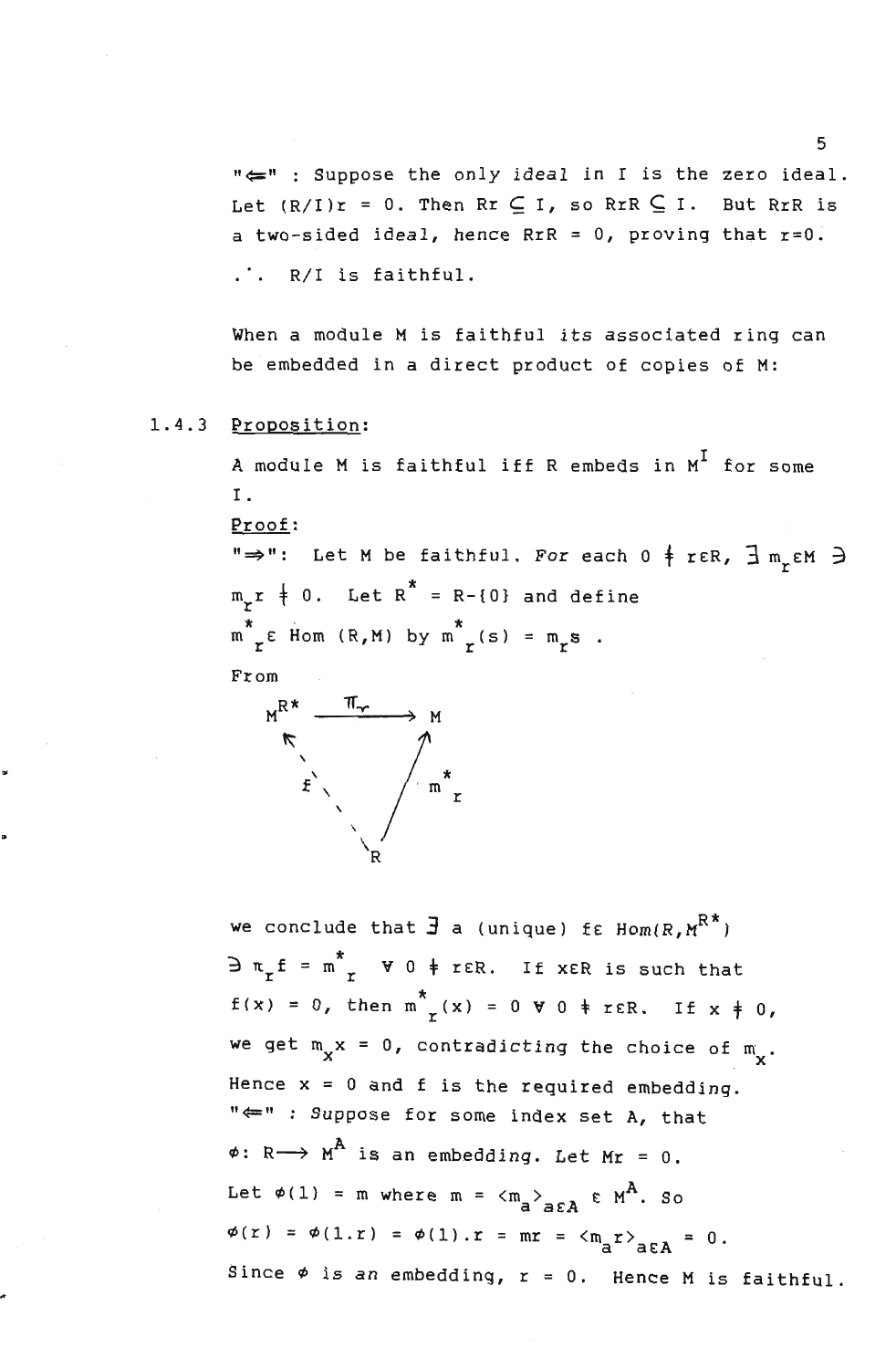"$\Leftarrow$" : Suppose the only *ideal* in I is the zero ideal. Let $(R/I)r = 0$. Then $Rr \subseteq I$, so $RrR \subseteq I$. But $RrR$ is a two-sided ideal, hence $RrR = 0$, proving that $r=0$.

$\therefore$ R/I is faithful.

When a module M is faithful its associated ring can be embedded in a direct product of copies of M:

1.4.3 Proposition:

A module M is faithful iff R embeds in $M^I$ for some I.

Proof:

"$\Rightarrow$": Let M be faithful. *For* each $0 \neq r \in R$, $\exists\, m_r \in M \ni m_r r \neq 0$. Let $R^* = R-\{0\}$ and define $m^*_r \in \operatorname{Hom}(R,M)$ by $m^*_r(s) = m_r s$.

From

$$\begin{array}{ccc} M^{R^*} & \xrightarrow{\pi_r} & M \\ & \nwarrow f \quad \nearrow m^*_r & \\ & R & \end{array}$$

we conclude that $\exists$ a (unique) $f \in \operatorname{Hom}(R, M^{R^*})$ $\ni \pi_r f = m^*_r \quad \forall\, 0 \neq r \in R$. If $x \in R$ is such that $f(x) = 0$, then $m^*_r(x) = 0\ \forall\, 0 \neq r \in R$. If $x \neq 0$, we get $m_x x = 0$, contradicting the choice of $m_x$. Hence $x = 0$ and f is the required embedding.

"$\Leftarrow$" : *Suppose for some index set A, that* $\phi$: $R \longrightarrow M^A$ is an embedding. Let $Mr = 0$. Let $\phi(1) = m$ where $m = \langle m_a \rangle_{a \in A} \in M^A$. So $\phi(r) = \phi(1.r) = \phi(1).r = mr = \langle m_a r \rangle_{a \in A} = 0$. Since $\phi$ is *an* embedding, $r = 0$. Hence M is faithful.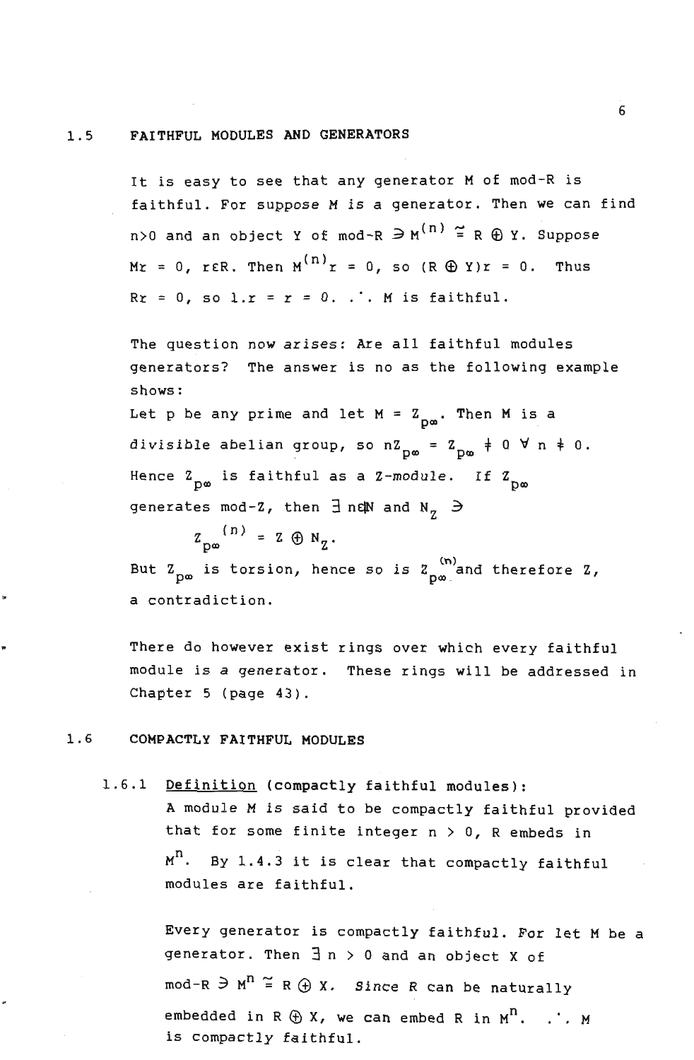## 1.5 FAITHFUL MODULES AND GENERATORS

It is easy to see that any generator $M$ of mod-$R$ is faithful. For suppose $M$ is a generator. Then we can find $n>0$ and an object $Y$ of mod-$R$ $\ni M^{(n)} \cong R \oplus Y$. Suppose $Mr = 0$, $r \in R$. Then $M^{(n)}r = 0$, so $(R \oplus Y)r = 0$. Thus $Rr = 0$, so $1.r = r = 0$. $\therefore$ $M$ is faithful.

The question now *arises*: Are all faithful modules generators? The answer is no as the following example shows:

Let $p$ be any prime and let $M = Z_{p\infty}$. Then $M$ is a divisible abelian group, so $nZ_{p\infty} = Z_{p\infty} \neq 0 \;\forall\, n \neq 0$. Hence $Z_{p\infty}$ is faithful as a *Z-module*. If $Z_{p\infty}$ generates mod-$Z$, then $\exists\, n \in \mathbb{N}$ and $N_Z \ni$

$$Z_{p\infty}{}^{(n)} = Z \oplus N_Z.$$

But $Z_{p\infty}$ is torsion, hence so is $Z_{p\infty}^{(n)}$ and therefore $Z$, a contradiction.

There do however exist rings over which every faithful module is a *generator*. These rings will be addressed in Chapter 5 (page 43).

## 1.6 COMPACTLY FAITHFUL MODULES

1.6.1 <u>Definition</u> (compactly faithful modules):
A module $M$ *is* said to be compactly faithful provided that for some finite integer $n > 0$, $R$ embeds in $M^n$. By 1.4.3 it is clear that compactly faithful modules are faithful.

Every generator is compactly faithful. For let $M$ be a generator. Then $\exists\, n > 0$ and an object $X$ of mod-$R$ $\ni M^n \cong R \oplus X$. *Since* $R$ can be naturally embedded in $R \oplus X$, we can embed $R$ in $M^n$. $\therefore$ $M$ is compactly faithful.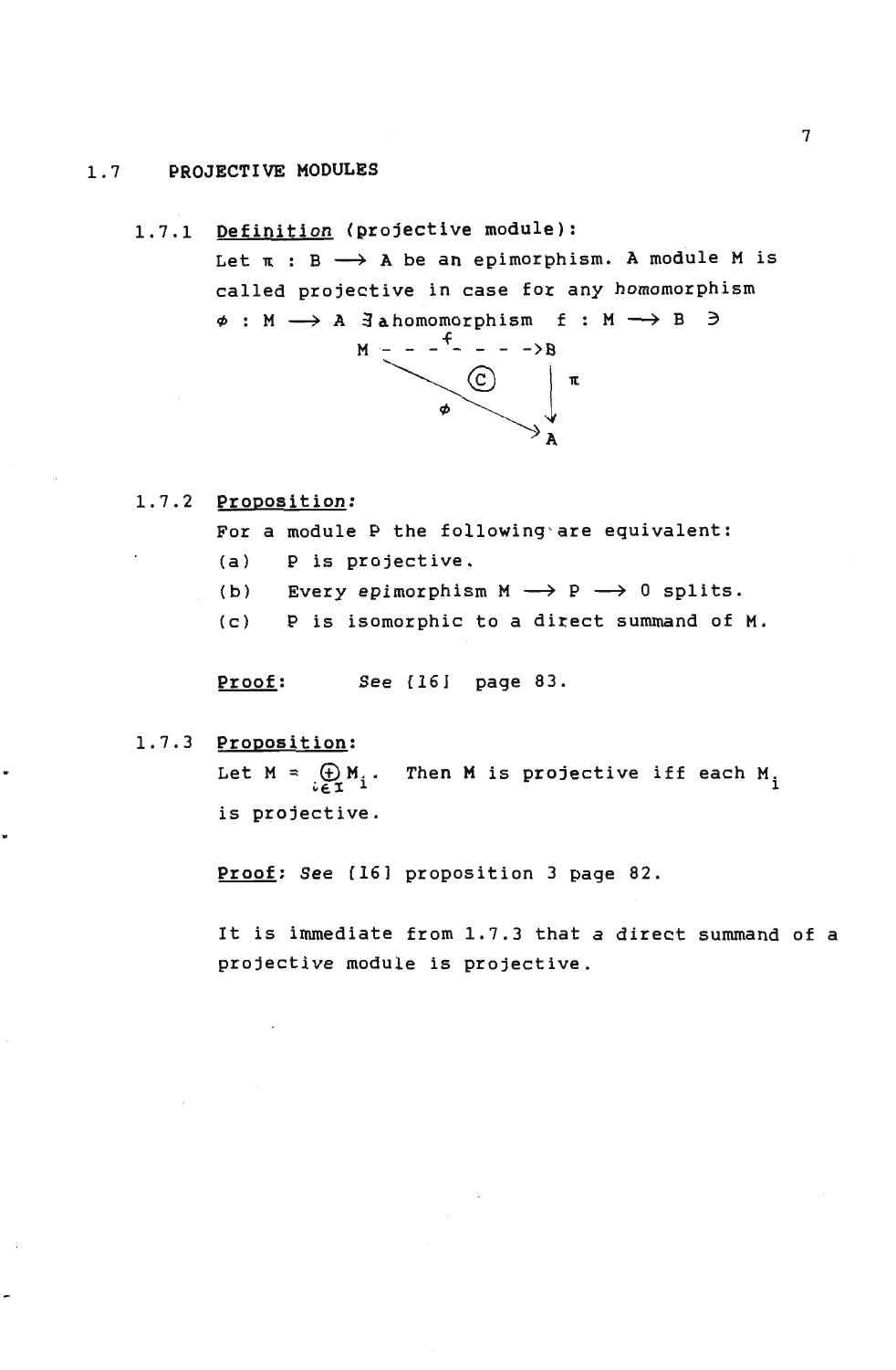## 1.7 PROJECTIVE MODULES

1.7.1 Definition (projective module):

Let $\pi : B \longrightarrow A$ be an epimorphism. A module $M$ is called projective in case for any homomorphism $\phi : M \longrightarrow A$ $\exists$ a homomorphism $f : M \longrightarrow B$ $\ni$

$$\begin{array}{ccc} M & \overset{f}{\dashrightarrow} & B \\ & \underset{\phi}{\searrow} \quad \textcircled{c} & \downarrow \pi \\ & & A \end{array}$$

1.7.2 Proposition:

For a module $P$ the following are equivalent:

(a) $P$ is projective.

(b) Every epimorphism $M \longrightarrow P \longrightarrow 0$ splits.

(c) $P$ is isomorphic to a direct summand of $M$.

Proof: See [16] page 83.

1.7.3 Proposition:

Let $M = \bigoplus_{i \in I} M_i$. Then $M$ is projective iff each $M_i$ is projective.

Proof: See [16] proposition 3 page 82.

It is immediate from 1.7.3 that a direct summand of a projective module is projective.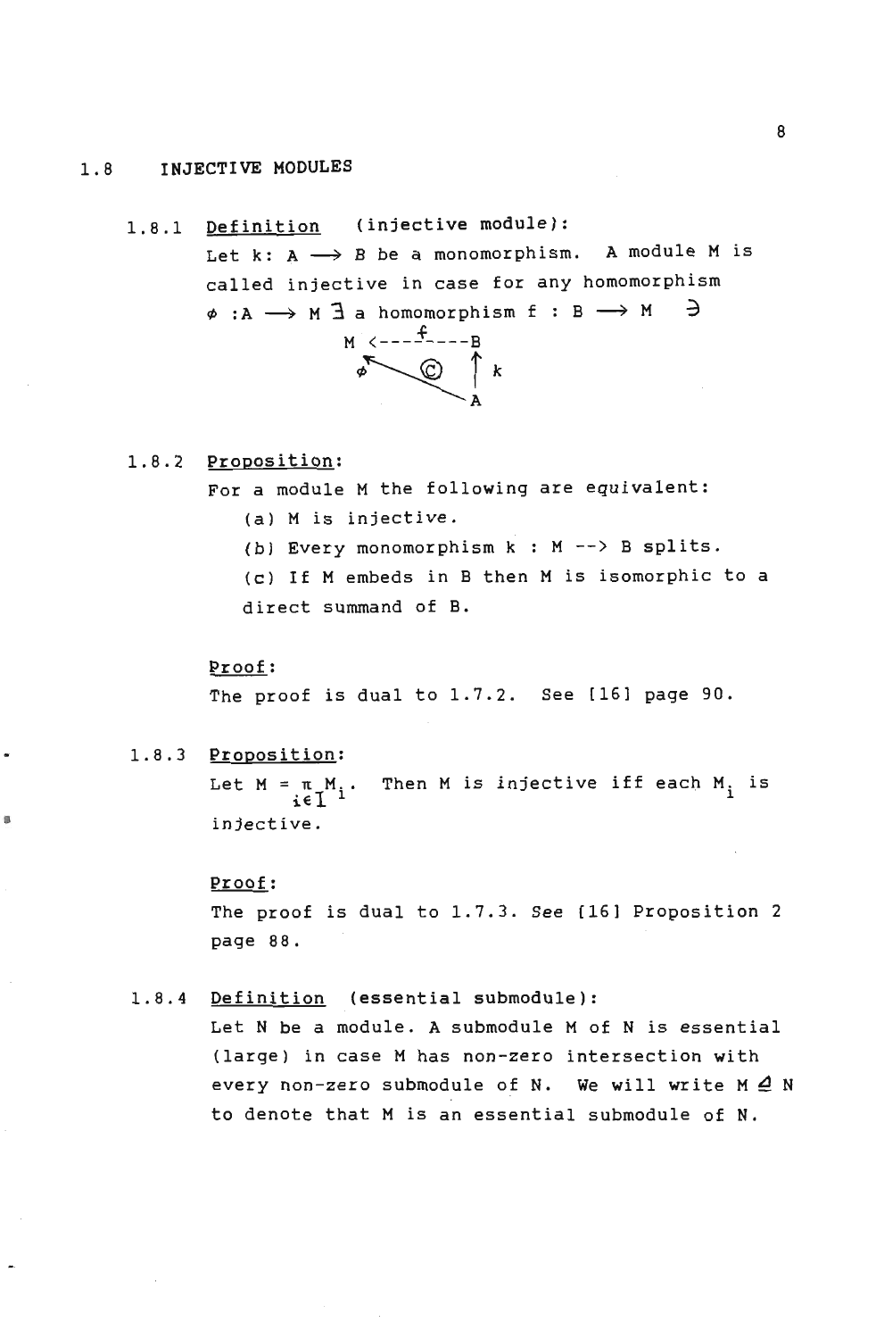## 1.8 INJECTIVE MODULES

**1.8.1** Definition (injective module):

Let $k: A \longrightarrow B$ be a monomorphism. A module M is called injective in case for any homomorphism $\phi : A \longrightarrow M$ $\exists$ a homomorphism $f : B \longrightarrow M$ $\ni$

$$\begin{array}{ccc} M & \overset{f}{\longleftarrow} & B \\ & \nwarrow^{\phi} \; © & \uparrow k \\ & & A \end{array}$$

**1.8.2** Proposition:

For a module M the following are equivalent:

(a) M is injective.

(b) Every monomorphism $k : M \dashrightarrow B$ splits.

(c) If M embeds in B then M is isomorphic to a direct summand of B.

Proof:

The proof is dual to 1.7.2. See [16] page 90.

**1.8.3** Proposition:

Let $M = \pi_{i \in I} M_i$. Then M is injective iff each $M_i$ is injective.

Proof:

The proof is dual to 1.7.3. See [16] Proposition 2 page 88.

**1.8.4** Definition (essential submodule):

Let N be a module. A submodule M of N is essential (large) in case M has non-zero intersection with every non-zero submodule of N. We will write $M \trianglelefteq N$ to denote that M is an essential submodule of N.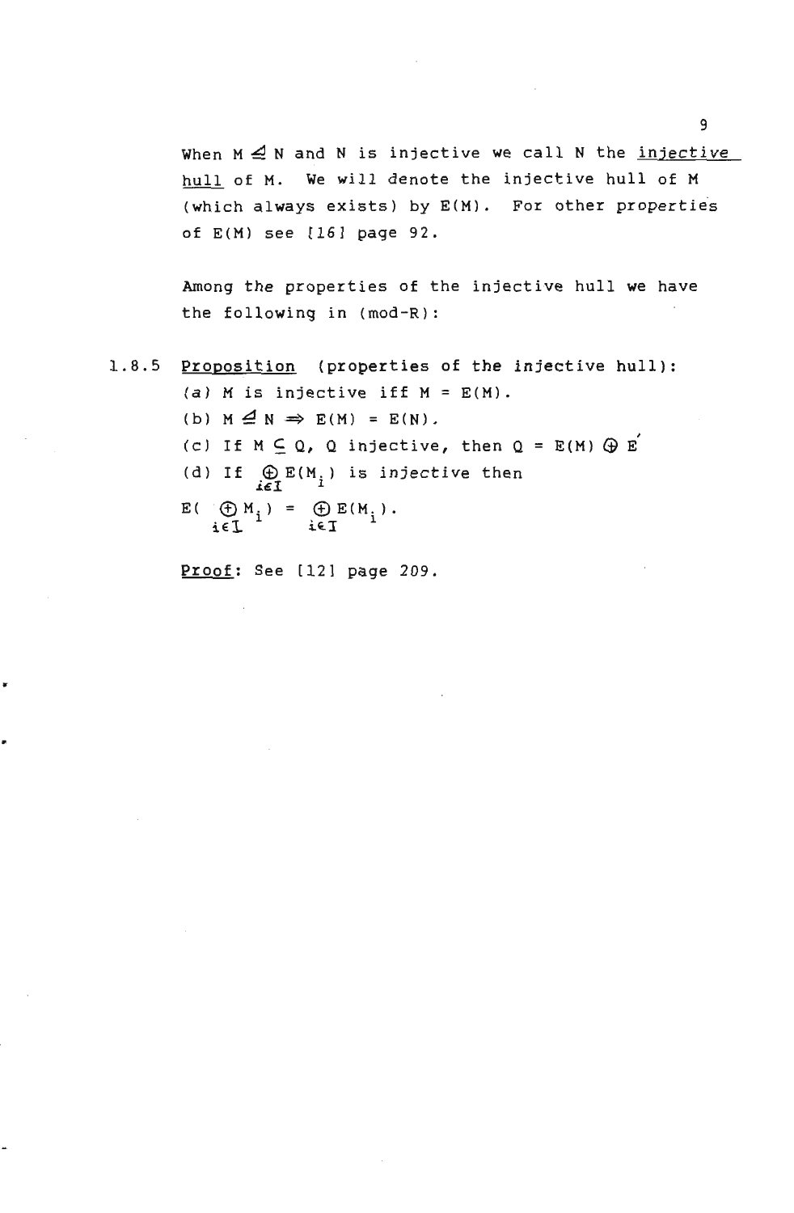When $M \trianglelefteq N$ and $N$ is injective we call $N$ the <u>injective hull</u> of $M$. We will denote the injective hull of $M$ (which always exists) by $E(M)$. For other properties of $E(M)$ see [16] page 92.

Among the properties of the injective hull we have the following in (mod-R):

1.8.5 <u>Proposition</u> (properties of the injective hull):

(a) $M$ is injective iff $M = E(M)$.

(b) $M \trianglelefteq N \Rightarrow E(M) = E(N)$.

(c) If $M \subseteq Q$, $Q$ injective, then $Q = E(M) \oplus E'$

(d) If $\bigoplus_{i \in I} E(M_i)$ is injective then

$E(\bigoplus_{i \in I} M_i) = \bigoplus_{i \in I} E(M_i)$.

<u>Proof</u>: See [12] page 209.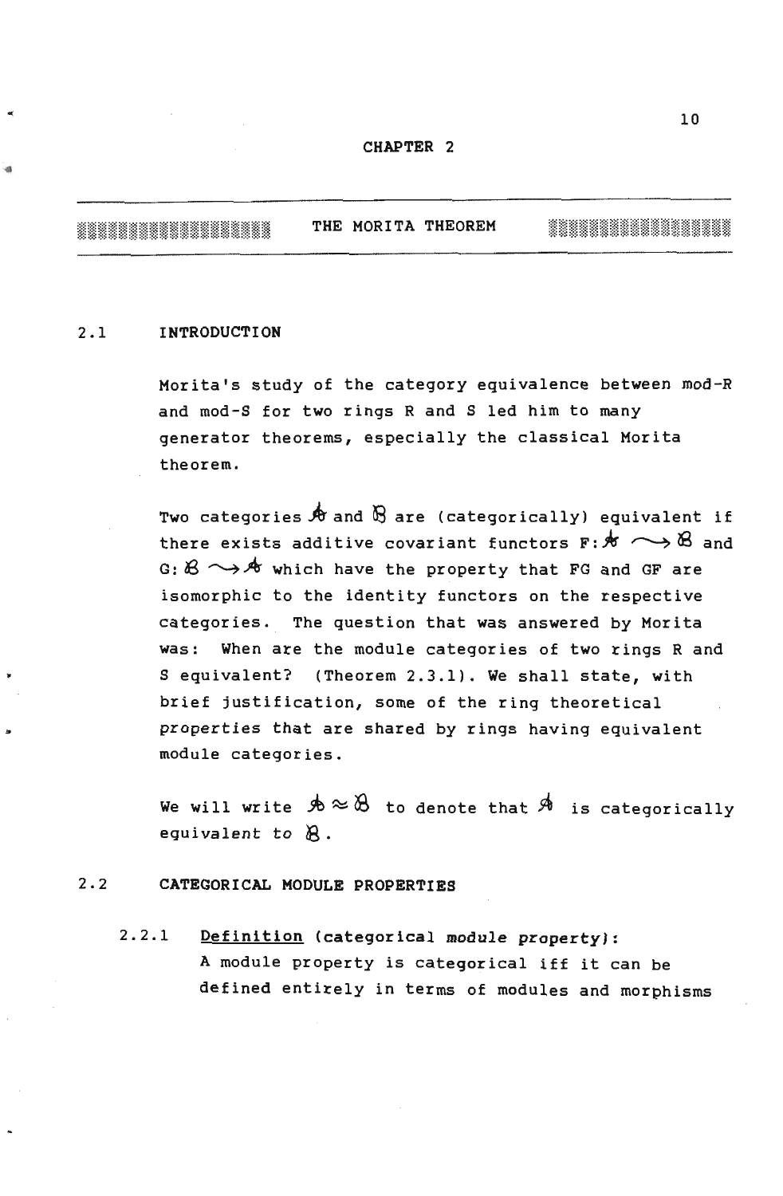# CHAPTER 2

## THE MORITA THEOREM

### 2.1 INTRODUCTION

Morita's study of the category equivalence between mod-R and mod-S for two rings R and S led him to many generator theorems, especially the classical Morita theorem.

Two categories $\mathcal{A}$ and $\mathcal{B}$ are (categorically) equivalent if there exists additive covariant functors $F: \mathcal{A} \rightsquigarrow \mathcal{B}$ and $G: \mathcal{B} \rightsquigarrow \mathcal{A}$ which have the property that FG and GF are isomorphic to the identity functors on the respective categories. The question that was answered by Morita was: When are the module categories of two rings R and S equivalent? (Theorem 2.3.1). We shall state, with brief justification, some of the ring theoretical properties that are shared by rings having equivalent module categories.

We will write $\mathcal{A} \approx \mathcal{B}$ to denote that $\mathcal{A}$ is categorically equivalent to $\mathcal{B}$.

### 2.2 CATEGORICAL MODULE PROPERTIES

2.2.1 Definition (categorical module property):
A module property is categorical iff it can be defined entirely in terms of modules and morphisms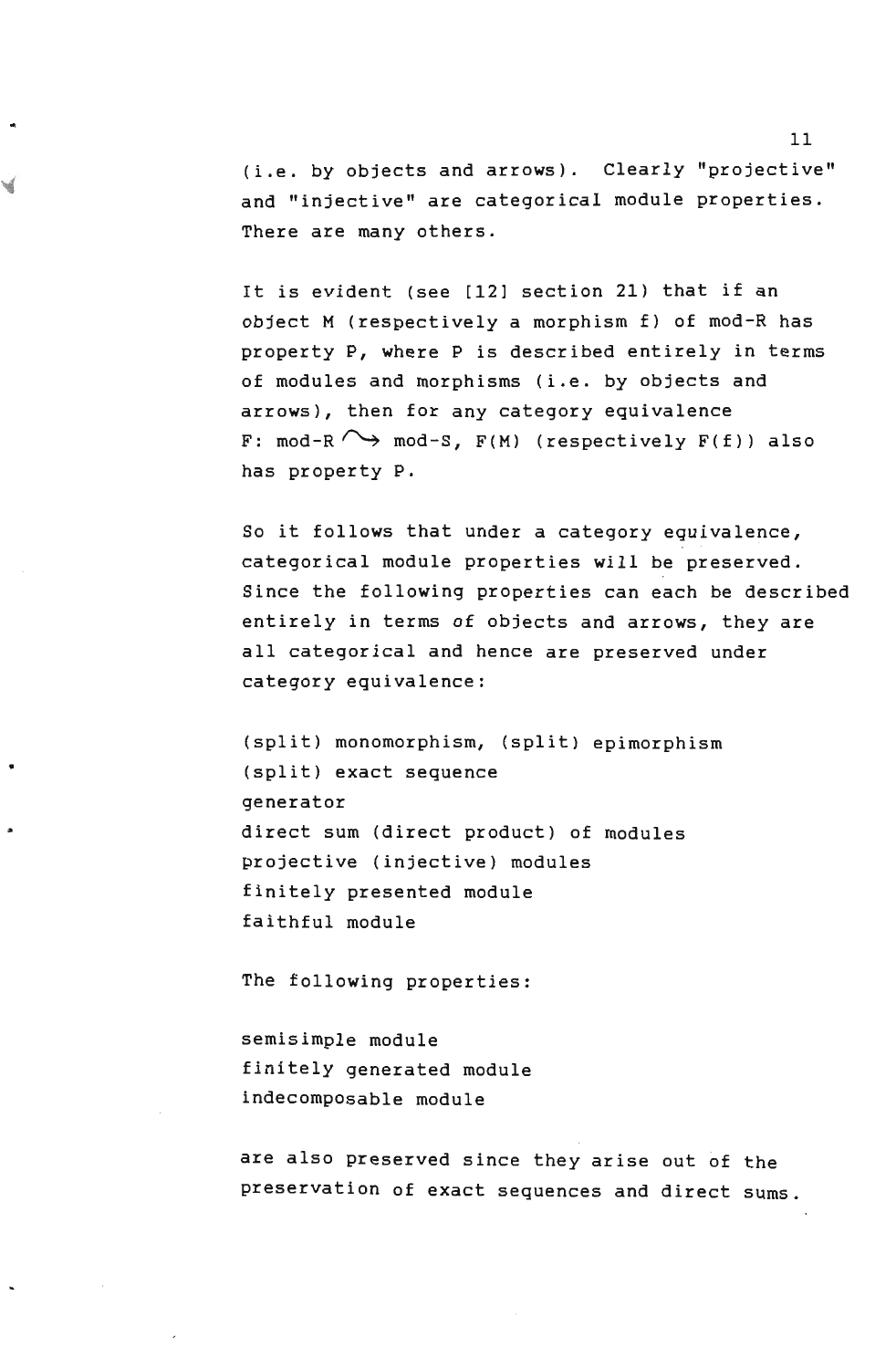(i.e. by objects and arrows). Clearly "projective" and "injective" are categorical module properties. There are many others.

It is evident (see [12] section 21) that if an object M (respectively a morphism f) of mod-R has property P, where P is described entirely in terms of modules and morphisms (i.e. by objects and arrows), then for any category equivalence $F: \text{mod-}R \rightsquigarrow \text{mod-}S$, F(M) (respectively F(f)) also has property P.

So it follows that under a category equivalence, categorical module properties will be preserved. Since the following properties can each be described entirely in terms of objects and arrows, they are all categorical and hence are preserved under category equivalence:

(split) monomorphism, (split) epimorphism
(split) exact sequence
generator
direct sum (direct product) of modules
projective (injective) modules
finitely presented module
faithful module

The following properties:

semisimple module
finitely generated module
indecomposable module

are also preserved since they arise out of the preservation of exact sequences and direct sums.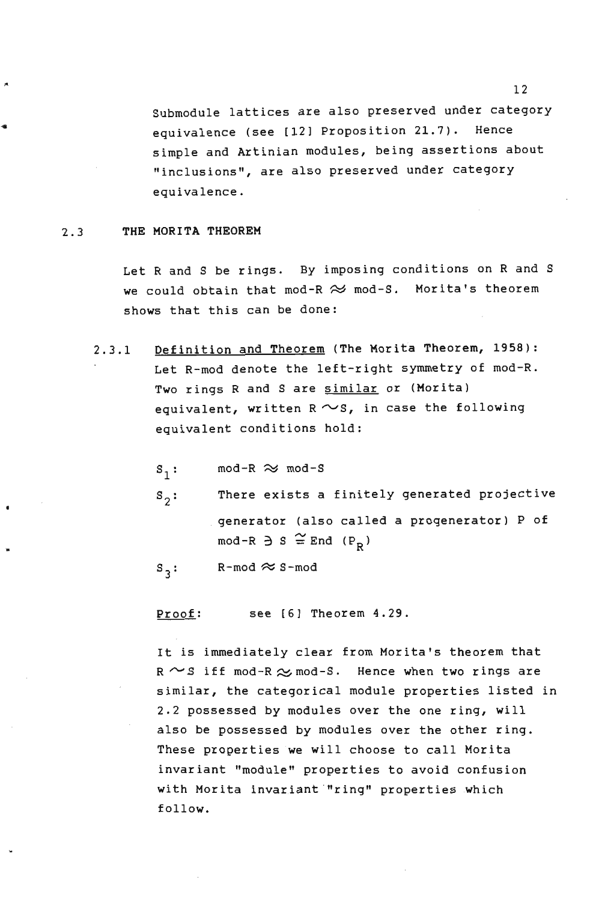Submodule lattices are also preserved under category equivalence (see [12] Proposition 21.7). Hence simple and Artinian modules, being assertions about "inclusions", are also preserved under category equivalence.

## 2.3 THE MORITA THEOREM

Let R and S be rings. By imposing conditions on R and S we could obtain that mod-R $\approx$ mod-S. Morita's theorem shows that this can be done:

**2.3.1** Definition and Theorem (The Morita Theorem, 1958): Let R-mod denote the left-right symmetry of mod-R. Two rings R and S are similar or (Morita) equivalent, written $R \sim S$, in case the following equivalent conditions hold:

$S_1$: mod-R $\approx$ mod-S

$S_2$: There exists a finitely generated projective generator (also called a progenerator) P of mod-R $\ni S \cong \text{End}(P_R)$

$S_3$: R-mod $\approx$ S-mod

Proof: see [6] Theorem 4.29.

It is immediately clear from Morita's theorem that $R \sim S$ iff mod-R $\approx$ mod-S. Hence when two rings are similar, the categorical module properties listed in 2.2 possessed by modules over the one ring, will also be possessed by modules over the other ring. These properties we will choose to call Morita invariant "module" properties to avoid confusion with Morita invariant "ring" properties which follow.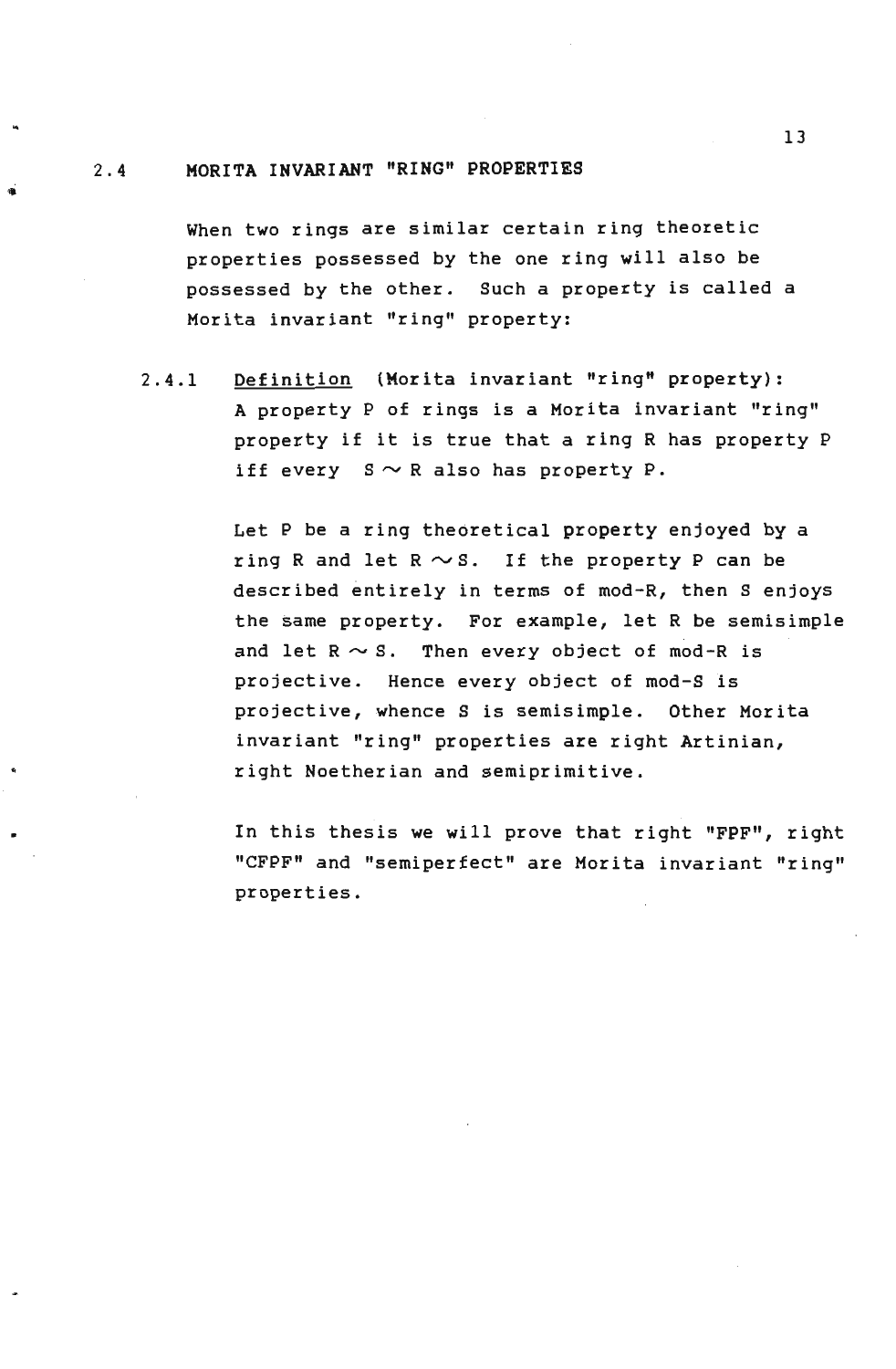## 2.4 MORITA INVARIANT "RING" PROPERTIES

When two rings are similar certain ring theoretic properties possessed by the one ring will also be possessed by the other. Such a property is called a Morita invariant "ring" property:

2.4.1 Definition (Morita invariant "ring" property): A property P of rings is a Morita invariant "ring" property if it is true that a ring R has property P iff every $S \sim R$ also has property P.

Let P be a ring theoretical property enjoyed by a ring R and let $R \sim S$. If the property P can be described entirely in terms of mod-R, then S enjoys the same property. For example, let R be semisimple and let $R \sim S$. Then every object of mod-R is projective. Hence every object of mod-S is projective, whence S is semisimple. Other Morita invariant "ring" properties are right Artinian, right Noetherian and semiprimitive.

In this thesis we will prove that right "FPF", right "CFPF" and "semiperfect" are Morita invariant "ring" properties.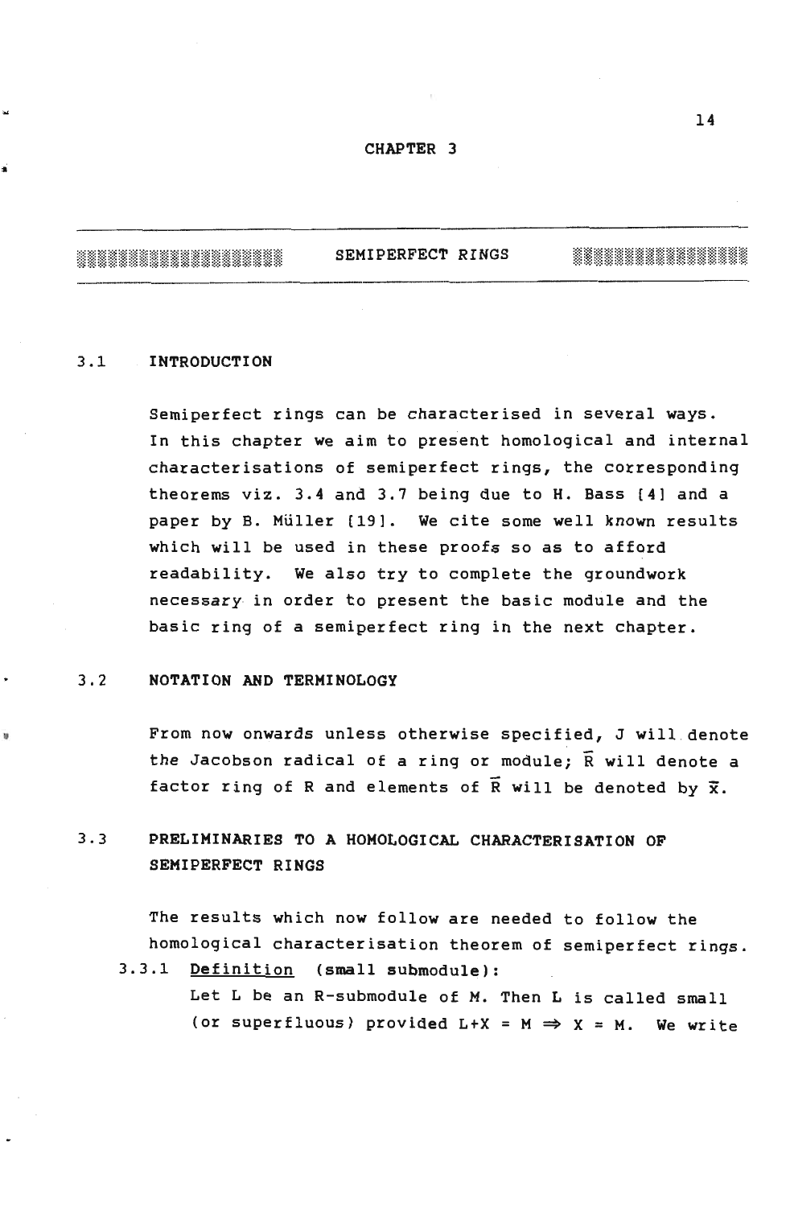# CHAPTER 3

## SEMIPERFECT RINGS

### 3.1 INTRODUCTION

Semiperfect rings can be characterised in several ways. In this chapter we aim to present homological and internal characterisations of semiperfect rings, the corresponding theorems viz. 3.4 and 3.7 being due to H. Bass [4] and a paper by B. Müller [19]. We cite some well known results which will be used in these proofs so as to afford readability. We also try to complete the groundwork necessary in order to present the basic module and the basic ring of a semiperfect ring in the next chapter.

### 3.2 NOTATION AND TERMINOLOGY

From now onwards unless otherwise specified, J will denote the Jacobson radical of a ring or module; $\bar{R}$ will denote a factor ring of R and elements of $\bar{R}$ will be denoted by $\bar{x}$.

### 3.3 PRELIMINARIES TO A HOMOLOGICAL CHARACTERISATION OF SEMIPERFECT RINGS

The results which now follow are needed to follow the homological characterisation theorem of semiperfect rings.

3.3.1 Definition (small submodule):

Let L be an R-submodule of M. Then L is called small (or superfluous) provided $L+X = M \Rightarrow X = M$. We write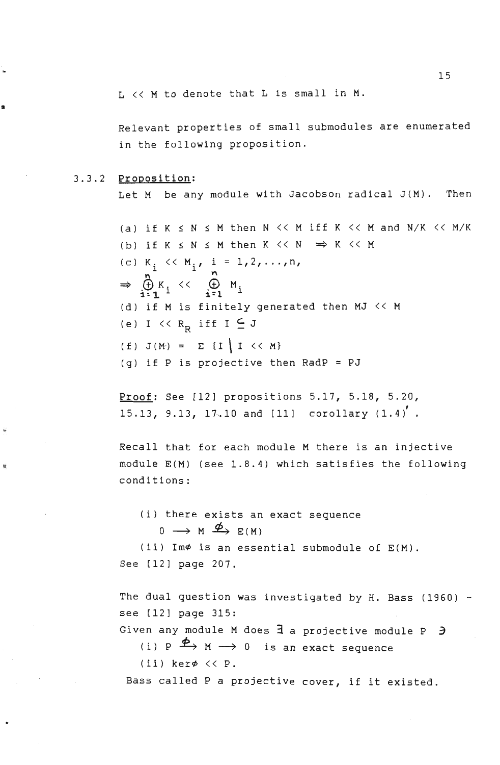$L << M$ to denote that $L$ is small in $M$.

Relevant properties of small submodules are enumerated in the following proposition.

3.3.2 **Proposition:**

Let $M$ be any module with Jacobson radical $J(M)$. Then

(a) if $K \leq N \leq M$ then $N << M$ iff $K << M$ and $N/K << M/K$

(b) if $K \leq N \leq M$ then $K << N \Rightarrow K << M$

(c) $K_i << M_i$, $i = 1,2,\ldots,n$,

$\Rightarrow \bigoplus_{i=1}^{n} K_i << \bigoplus_{i=1}^{n} M_i$

(d) if $M$ is finitely generated then $MJ << M$

(e) $I << R_R$ iff $I \subseteq J$

(f) $J(M) = \Sigma \{I \mid I << M\}$

(g) if $P$ is projective then $\text{Rad}P = PJ$

**Proof:** See [12] propositions 5.17, 5.18, 5.20, 15.13, 9.13, 17.10 and [11] corollary $(1.4)'$.

Recall that for each module $M$ there is an injective module $E(M)$ (see 1.8.4) which satisfies the following conditions:

(i) there exists an exact sequence
$0 \longrightarrow M \xrightarrow{\phi} E(M)$

(ii) $\text{Im}\phi$ is an essential submodule of $E(M)$.

See [12] page 207.

The dual question was investigated by H. Bass (1960) - see [12] page 315:

Given any module $M$ does $\exists$ a projective module $P$ $\ni$

(i) $P \xrightarrow{\phi} M \longrightarrow 0$ is an exact sequence

(ii) $\ker\phi << P$.

Bass called $P$ a projective cover, if it existed.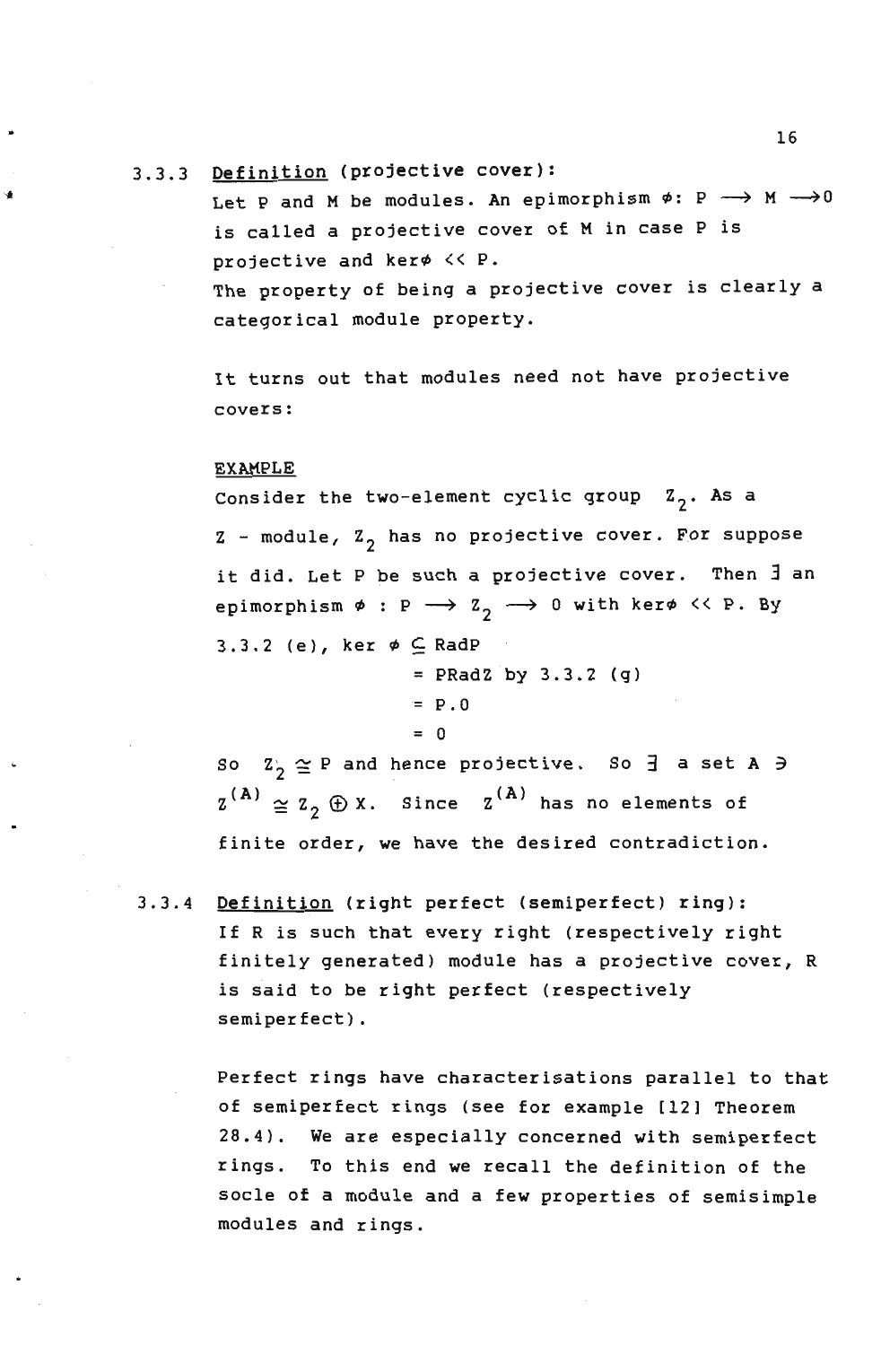3.3.3 Definition (projective cover):

Let P and M be modules. An epimorphism $\phi: P \longrightarrow M \longrightarrow 0$ is called a projective cover of M in case P is projective and $\ker\phi << P$.

The property of being a projective cover is clearly a categorical module property.

It turns out that modules need not have projective covers:

EXAMPLE

Consider the two-element cyclic group $Z_2$. As a Z - module, $Z_2$ has no projective cover. For suppose it did. Let P be such a projective cover. Then $\exists$ an epimorphism $\phi : P \longrightarrow Z_2 \longrightarrow 0$ with $\ker\phi << P$. By 3.3.2 (e), $\ker \phi \subseteq \text{Rad}P$

$= P\text{Rad}Z$ by 3.3.2 (g)

$= P.0$

$= 0$

So $Z_2 \cong P$ and hence projective. So $\exists$ a set A $\ni$ $Z^{(A)} \cong Z_2 \oplus X$. Since $Z^{(A)}$ has no elements of finite order, we have the desired contradiction.

3.3.4 Definition (right perfect (semiperfect) ring):

If R is such that every right (respectively right finitely generated) module has a projective cover, R is said to be right perfect (respectively semiperfect).

Perfect rings have characterisations parallel to that of semiperfect rings (see for example [12] Theorem 28.4). We are especially concerned with semiperfect rings. To this end we recall the definition of the socle of a module and a few properties of semisimple modules and rings.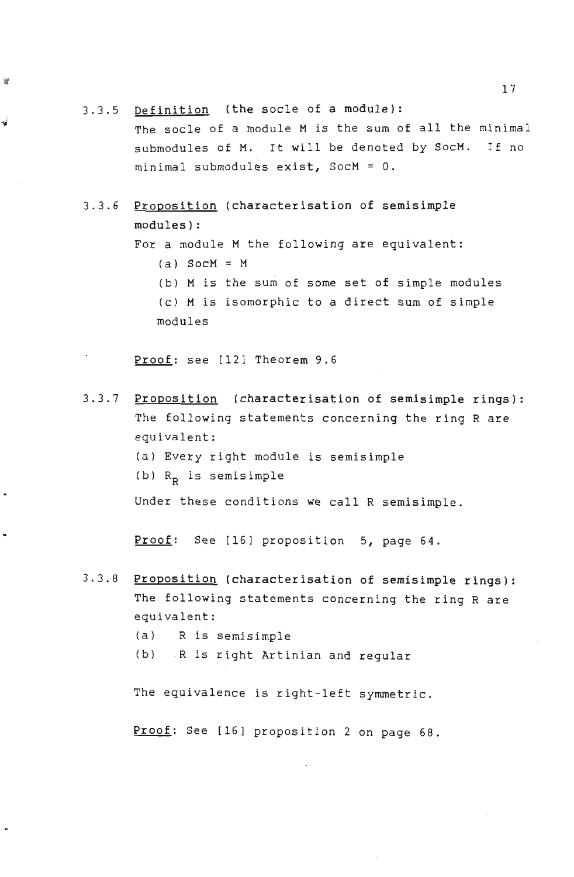3.3.5 Definition (the socle of a module):

The socle of a module M is the sum of all the minimal submodules of M. It will be denoted by SocM. If no minimal submodules exist, SocM = 0.

3.3.6 Proposition (characterisation of semisimple modules):

For a module M the following are equivalent:

(a) SocM = M

(b) M is the sum of some set of simple modules

(c) M is isomorphic to a direct sum of simple modules

Proof: see [12] Theorem 9.6

3.3.7 Proposition (characterisation of semisimple rings):

The following statements concerning the ring R are equivalent:

(a) Every right module is semisimple

(b) $R_R$ is semisimple

Under these conditions we call R semisimple.

Proof: See [16] proposition 5, page 64.

3.3.8 Proposition (characterisation of semisimple rings):

The following statements concerning the ring R are equivalent:

(a) R is semisimple

(b) R is right Artinian and regular

The equivalence is right-left symmetric.

Proof: See [16] proposition 2 on page 68.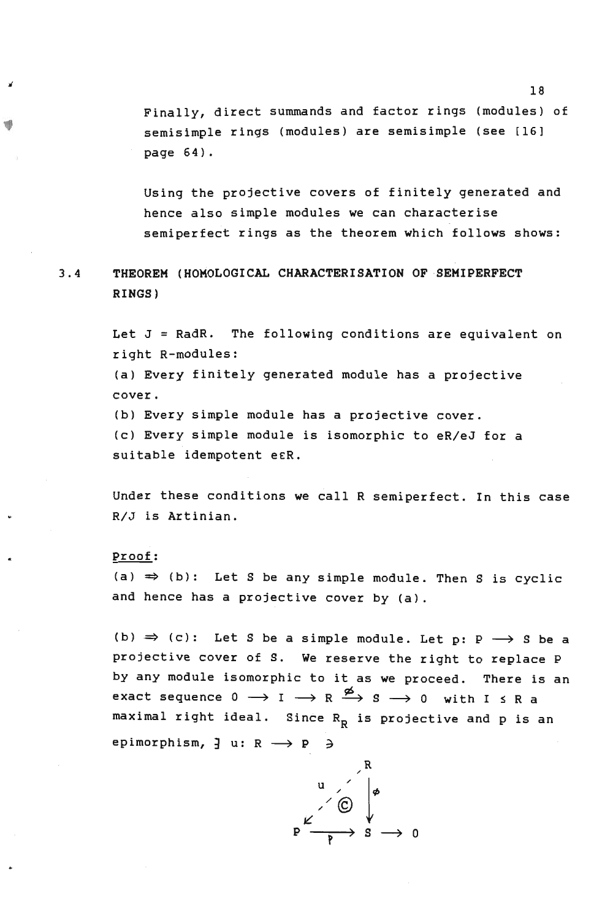Finally, direct summands and factor rings (modules) of semisimple rings (modules) are semisimple (see [16] page 64).

Using the projective covers of finitely generated and hence also simple modules we can characterise semiperfect rings as the theorem which follows shows:

**3.4 THEOREM (HOMOLOGICAL CHARACTERISATION OF SEMIPERFECT RINGS)**

Let $J = \text{Rad}R$. The following conditions are equivalent on right R-modules:

(a) Every finitely generated module has a projective cover.

(b) Every simple module has a projective cover.

(c) Every simple module is isomorphic to $eR/eJ$ for a suitable idempotent $e \in R$.

Under these conditions we call R semiperfect. In this case R/J is Artinian.

<u>Proof</u>:

(a) $\Rightarrow$ (b): Let S be any simple module. Then S is cyclic and hence has a projective cover by (a).

(b) $\Rightarrow$ (c): Let S be a simple module. Let $p: P \longrightarrow S$ be a projective cover of S. We reserve the right to replace P by any module isomorphic to it as we proceed. There is an exact sequence $0 \longrightarrow I \longrightarrow R \xrightarrow{\phi} S \longrightarrow 0$ with $I \leq R$ a maximal right ideal. Since $R_R$ is projective and p is an epimorphism, $\exists\ u: R \longrightarrow P \ni$

$$\begin{array}{ccc} & & R \\ & \swarrow^{u} & \downarrow \phi \\ P & \xrightarrow{p} & S \longrightarrow 0 \end{array}$$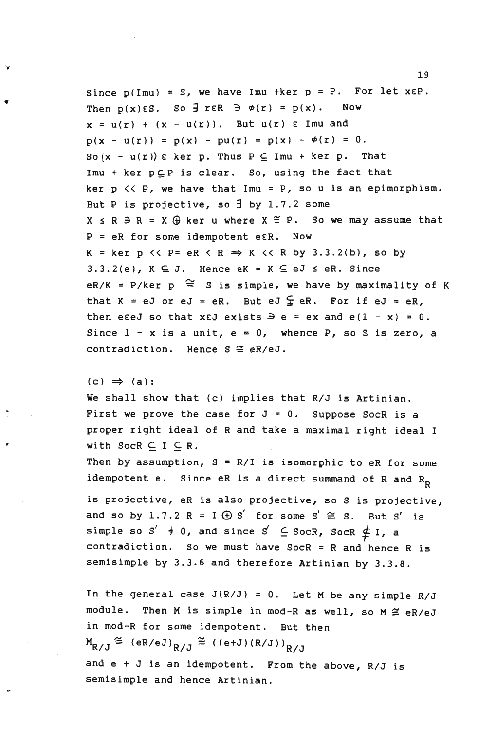Since $p(\text{Im}u) = S$, we have $\text{Im}u + \ker p = P$. For let $x \in P$. Then $p(x) \in S$. So $\exists\ r \in R \ni \phi(r) = p(x)$. Now $x = u(r) + (x - u(r))$. But $u(r) \in \text{Im}u$ and $p(x - u(r)) = p(x) - pu(r) = p(x) - \phi(r) = 0$. So $(x - u(r)) \in \ker p$. Thus $P \subseteq \text{Im}u + \ker p$. That $\text{Im}u + \ker p \subseteq P$ is clear. So, using the fact that $\ker p << P$, we have that $\text{Im}u = P$, so $u$ is an epimorphism. But $P$ is projective, so $\exists$ by 1.7.2 some $X \leq R \ni R = X \oplus \ker u$ where $X \cong P$. So we may assume that $P = eR$ for some idempotent $e \in R$. Now $K = \ker p << P = eR < R \Rightarrow K << R$ by 3.3.2(b), so by 3.3.2(e), $K \subseteq J$. Hence $eK = K \subseteq eJ \leq eR$. Since $eR/K = P/\ker p \cong S$ is simple, we have by maximality of $K$ that $K = eJ$ or $eJ = eR$. But $eJ \subsetneq eR$. For if $eJ = eR$, then $e \in eJ$ so that $x \in J$ exists $\ni e = ex$ and $e(1 - x) = 0$. Since $1 - x$ is a unit, $e = 0$, whence $P$, so $S$ is zero, a contradiction. Hence $S \cong eR/eJ$.

(c) $\Rightarrow$ (a):

We shall show that (c) implies that $R/J$ is Artinian. First we prove the case for $J = 0$. Suppose $\text{Soc}R$ is a proper right ideal of $R$ and take a maximal right ideal $I$ with $\text{Soc}R \subseteq I \subsetneq R$.

Then by assumption, $S = R/I$ is isomorphic to $eR$ for some idempotent $e$. Since $eR$ is a direct summand of $R$ and $R_R$ is projective, $eR$ is also projective, so $S$ is projective, and so by 1.7.2 $R = I \oplus S'$ for some $S' \cong S$. But $S'$ is simple so $S' \neq 0$, and since $S' \subseteq \text{Soc}R$, $\text{Soc}R \nsubseteq I$, a contradiction. So we must have $\text{Soc}R = R$ and hence $R$ is semisimple by 3.3.6 and therefore Artinian by 3.3.8.

In the general case $J(R/J) = 0$. Let $M$ be any simple $R/J$ module. Then $M$ is simple in mod-$R$ as well, so $M \cong eR/eJ$ in mod-$R$ for some idempotent. But then

$$M_{R/J} \cong (eR/eJ)_{R/J} \cong ((e+J)(R/J))_{R/J}$$

and $e + J$ is an idempotent. From the above, $R/J$ is semisimple and hence Artinian.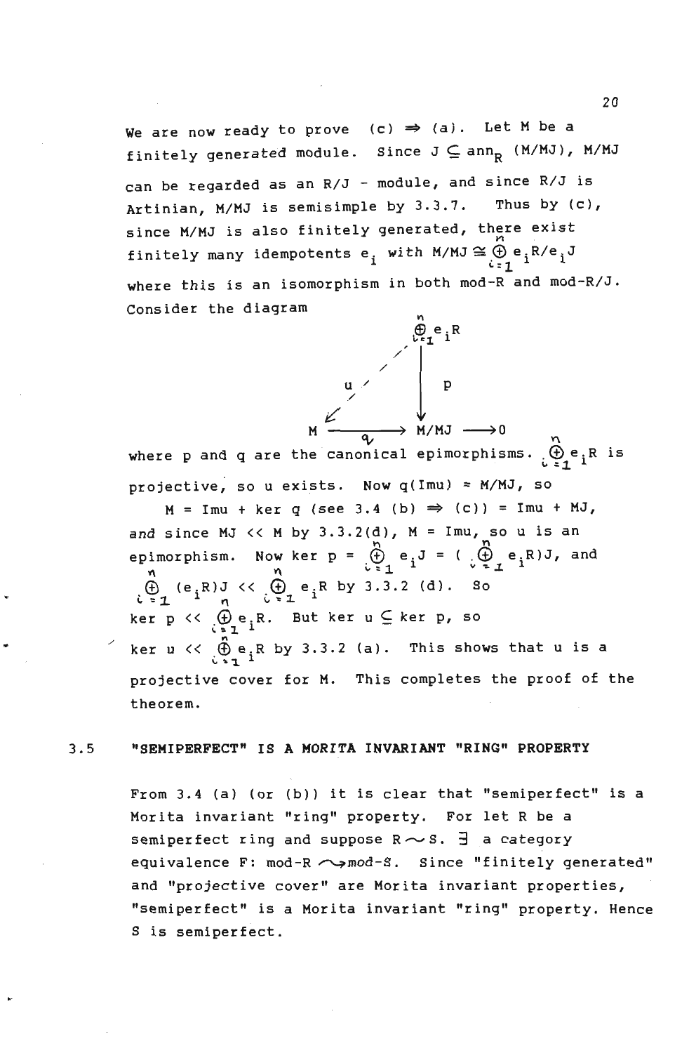We are now ready to prove (c) $\Rightarrow$ (a). Let M be a finitely generated module. Since $J \subseteq \text{ann}_R(M/MJ)$, $M/MJ$ can be regarded as an $R/J$ - module, and since $R/J$ is Artinian, $M/MJ$ is semisimple by 3.3.7. Thus by (c), since $M/MJ$ is also finitely generated, there exist finitely many idempotents $e_i$ with $M/MJ \cong \bigoplus_{i=1}^{n} e_i R/e_i J$ where this is an isomorphism in both mod-R and mod-R/J. Consider the diagram

$$
\begin{array}{ccc}
 & & \bigoplus_{i=1}^{n} e_i R \\
 & \swarrow^{u} & \downarrow p \\
M & \xrightarrow{q} & M/MJ \longrightarrow 0
\end{array}
$$

where p and q are the canonical epimorphisms. $\bigoplus_{i=1}^{n} e_i R$ is projective, so u exists. Now $q(\text{Im}u) = M/MJ$, so

$M = \text{Im}u + \ker q$ (see 3.4 (b) $\Rightarrow$ (c)) $= \text{Im}u + MJ$, and since $MJ << M$ by 3.3.2(d), $M = \text{Im}u$, so u is an epimorphism. Now $\ker p = \bigoplus_{i=1}^{n} e_i J = (\bigoplus_{i=1}^{n} e_i R)J$, and $\bigoplus_{i=1}^{n} (e_i R)J << \bigoplus_{i=1}^{n} e_i R$ by 3.3.2 (d). So $\ker p << \bigoplus_{i=1}^{n} e_i R$. But $\ker u \subseteq \ker p$, so $\ker u << \bigoplus_{i=1}^{n} e_i R$ by 3.3.2 (a). This shows that u is a projective cover for M. This completes the proof of the theorem.

## 3.5 "SEMIPERFECT" IS A MORITA INVARIANT "RING" PROPERTY

From 3.4 (a) (or (b)) it is clear that "semiperfect" is a Morita invariant "ring" property. For let R be a semiperfect ring and suppose $R \sim S$. $\exists$ a category equivalence F: mod-R $\rightsquigarrow$ mod-S. Since "finitely generated" and "projective cover" are Morita invariant properties, "semiperfect" is a Morita invariant "ring" property. Hence S is semiperfect.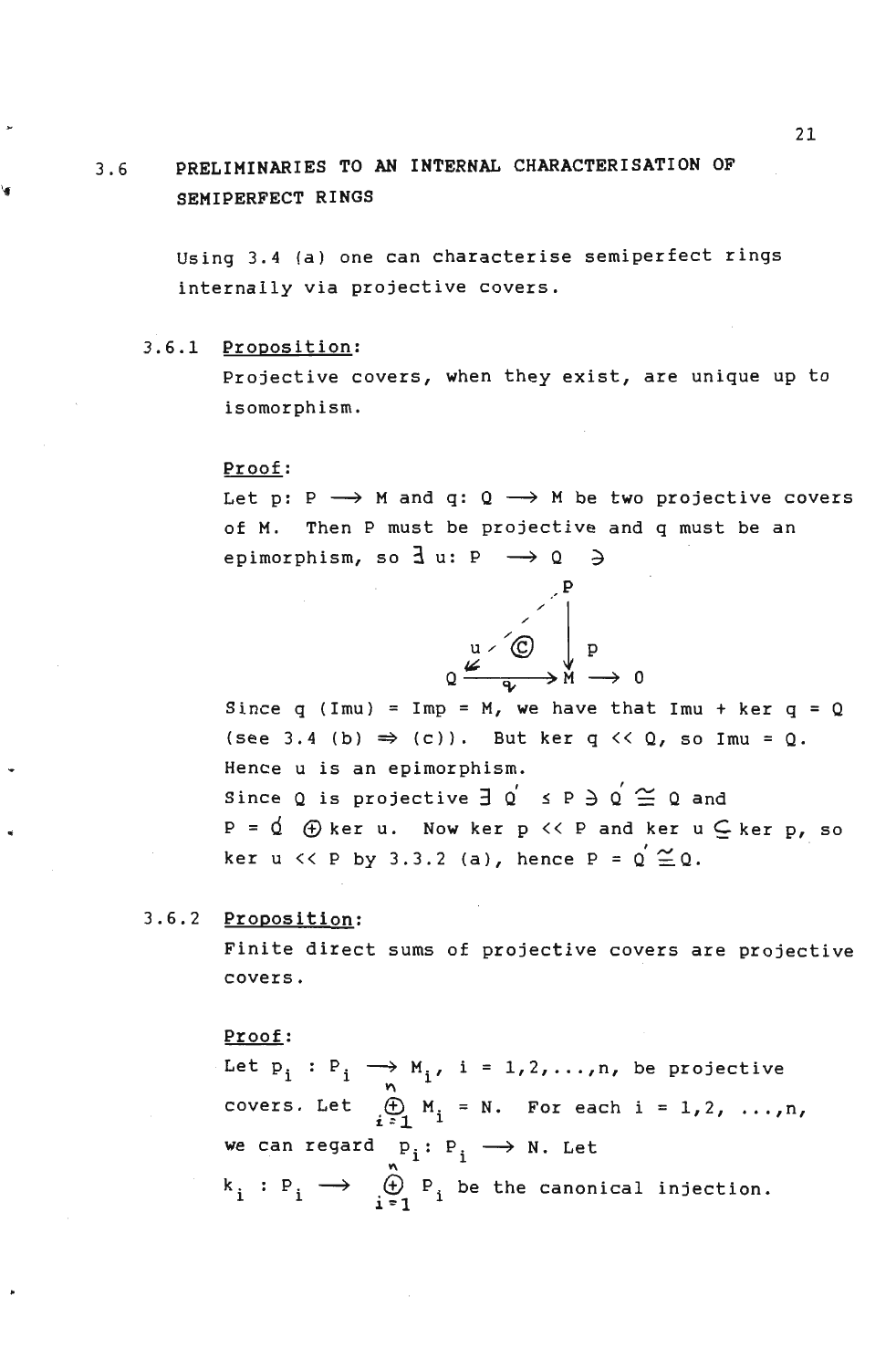## 3.6 PRELIMINARIES TO AN INTERNAL CHARACTERISATION OF SEMIPERFECT RINGS

Using 3.4 (a) one can characterise semiperfect rings internally via projective covers.

### 3.6.1 Proposition:

Projective covers, when they exist, are unique up to isomorphism.

Proof:

Let $p: P \longrightarrow M$ and $q: Q \longrightarrow M$ be two projective covers of M. Then P must be projective and q must be an epimorphism, so $\exists$ $u: P \longrightarrow Q \ni$

$$\begin{array}{ccccc} & & P & & \\ & \swarrow^{u} \ \copyright & \downarrow p & & \\ Q & \xrightarrow{q} & M & \longrightarrow & 0 \end{array}$$

Since $q(\text{Im}u) = \text{Im}p = M$, we have that $\text{Im}u + \ker q = Q$ (see 3.4 (b) $\Rightarrow$ (c)). But $\ker q << Q$, so $\text{Im}u = Q$. Hence u is an epimorphism.

Since Q is projective $\exists$ $Q' \leq P \ni Q' \cong Q$ and $P = Q' \oplus \ker u$. Now $\ker p << P$ and $\ker u \subseteq \ker p$, so $\ker u << P$ by 3.3.2 (a), hence $P = Q' \cong Q$.

### 3.6.2 Proposition:

Finite direct sums of projective covers are projective covers.

Proof:

Let $p_i : P_i \longrightarrow M_i$, $i = 1,2,\ldots,n$, be projective covers. Let $\bigoplus_{i=1}^{n} M_i = N$. For each $i = 1,2, \ldots,n$, we can regard $p_i: P_i \longrightarrow N$. Let $k_i : P_i \longrightarrow \bigoplus_{i=1}^{n} P_i$ be the canonical injection.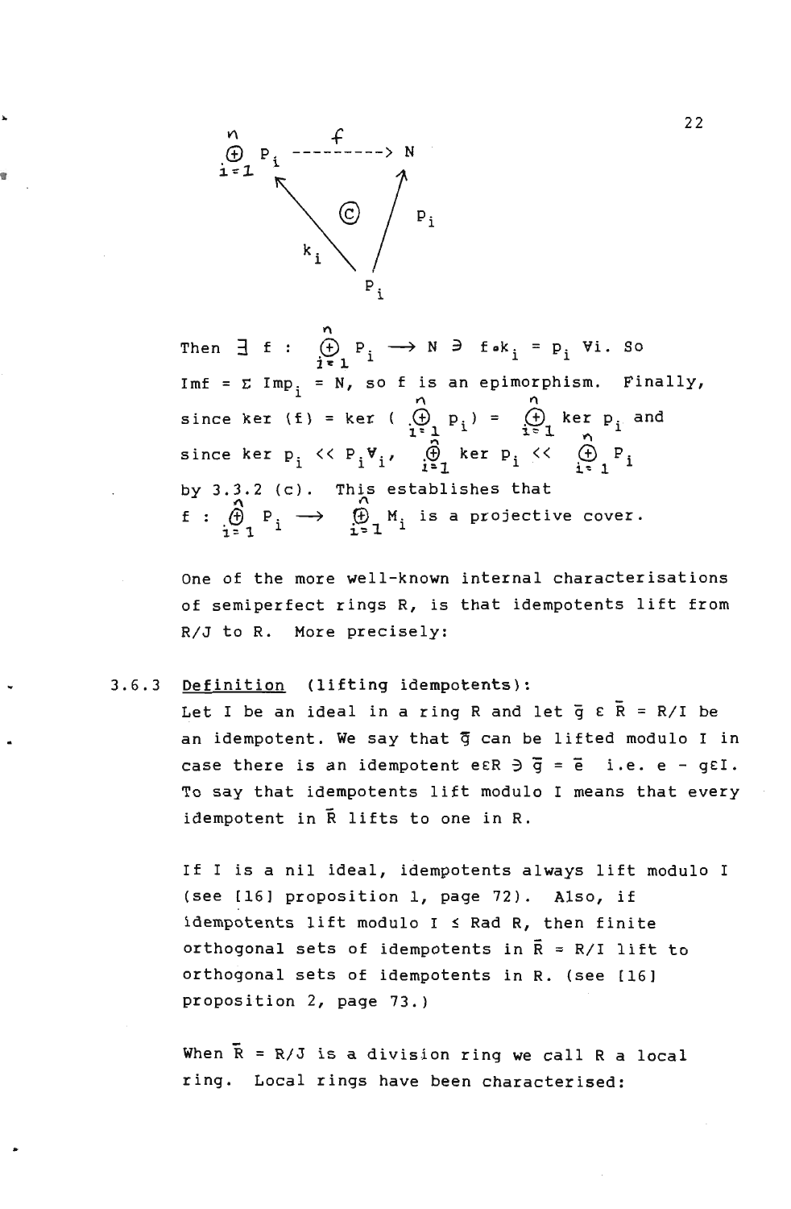$$\begin{array}{ccc} \bigoplus_{i=1}^{n} P_i & \xrightarrow{\quad f \quad} & N \\ & \nwarrow^{k_i} \quad \copyright \quad \nearrow_{p_i} & \\ & P_i & \end{array}$$

Then $\exists\ f : \bigoplus_{i=1}^{n} P_i \longrightarrow N \ni f \circ k_i = p_i\ \forall i$. So $\operatorname{Im} f = \Sigma \operatorname{Im} p_i = N$, so $f$ is an epimorphism. Finally, since $\ker(f) = \ker\left(\bigoplus_{i=1}^{n} p_i\right) = \bigoplus_{i=1}^{n} \ker p_i$ and since $\ker p_i \ll P_i \forall_i$, $\bigoplus_{i=1}^{n} \ker p_i \ll \bigoplus_{i=1}^{n} P_i$ by 3.3.2 (c). This establishes that $f : \bigoplus_{i=1}^{n} P_i \longrightarrow \bigoplus_{i=1}^{n} M_i$ is a projective cover.

One of the more well-known internal characterisations of semiperfect rings R, is that idempotents lift from R/J to R. More precisely:

3.6.3 Definition (lifting idempotents):

Let I be an ideal in a ring R and let $\bar{g} \in \bar{R} = R/I$ be an idempotent. We say that $\bar{g}$ can be lifted modulo I in case there is an idempotent $e \in R \ni \bar{g} = \bar{e}$ i.e. $e - g \in I$. To say that idempotents lift modulo I means that every idempotent in $\bar{R}$ lifts to one in R.

If I is a nil ideal, idempotents always lift modulo I (see [16] proposition 1, page 72). Also, if idempotents lift modulo $I \leq \operatorname{Rad} R$, then finite orthogonal sets of idempotents in $\bar{R} = R/I$ lift to orthogonal sets of idempotents in R. (see [16] proposition 2, page 73.)

When $\bar{R} = R/J$ is a division ring we call R a local ring. Local rings have been characterised: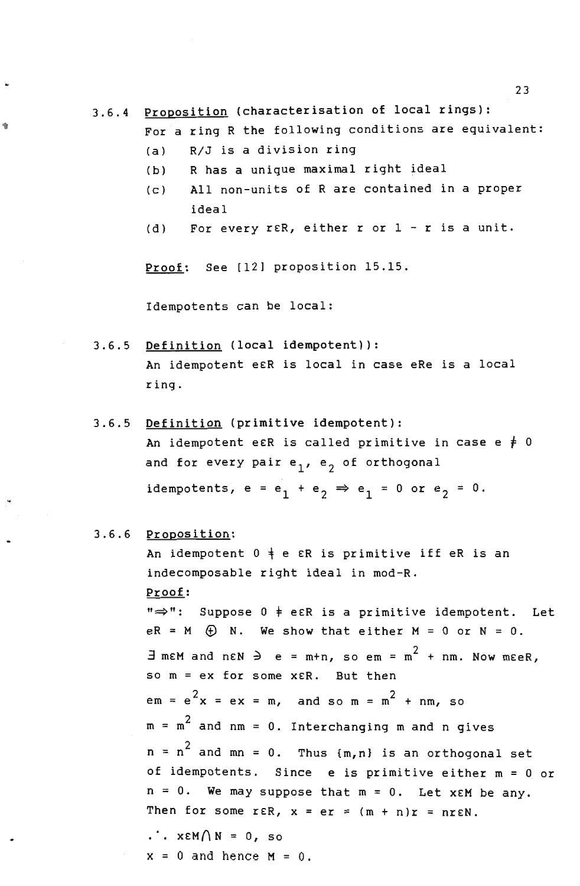3.6.4 Proposition (characterisation of local rings):

For a ring $R$ the following conditions are equivalent:

(a) $R/J$ is a division ring

(b) $R$ has a unique maximal right ideal

(c) All non-units of $R$ are contained in a proper ideal

(d) For every $r \in R$, either $r$ or $1 - r$ is a unit.

Proof: See [12] proposition 15.15.

Idempotents can be local:

3.6.5 Definition (local idempotent)):

An idempotent $e \in R$ is local in case $eRe$ is a local ring.

3.6.5 Definition (primitive idempotent):

An idempotent $e \in R$ is called primitive in case $e \neq 0$ and for every pair $e_1$, $e_2$ of orthogonal idempotents, $e = e_1 + e_2 \Rightarrow e_1 = 0$ or $e_2 = 0$.

3.6.6 Proposition:

An idempotent $0 \neq e \in R$ is primitive iff $eR$ is an indecomposable right ideal in mod-$R$.

Proof:

"$\Rightarrow$": Suppose $0 \neq e \in R$ is a primitive idempotent. Let $eR = M \oplus N$. We show that either $M = 0$ or $N = 0$.

$\exists\, m \in M$ and $n \in N \ni e = m+n$, so $em = m^2 + nm$. Now $m \in eR$, so $m = ex$ for some $x \in R$. But then

$em = e^2 x = ex = m$, and so $m = m^2 + nm$, so

$m = m^2$ and $nm = 0$. Interchanging $m$ and $n$ gives

$n = n^2$ and $mn = 0$. Thus $\{m,n\}$ is an orthogonal set of idempotents. Since $e$ is primitive either $m = 0$ or $n = 0$. We may suppose that $m = 0$. Let $x \in M$ be any. Then for some $r \in R$, $x = er = (m + n)r = nr \in N$.

$\therefore\ x \in M \cap N = 0$, so

$x = 0$ and hence $M = 0$.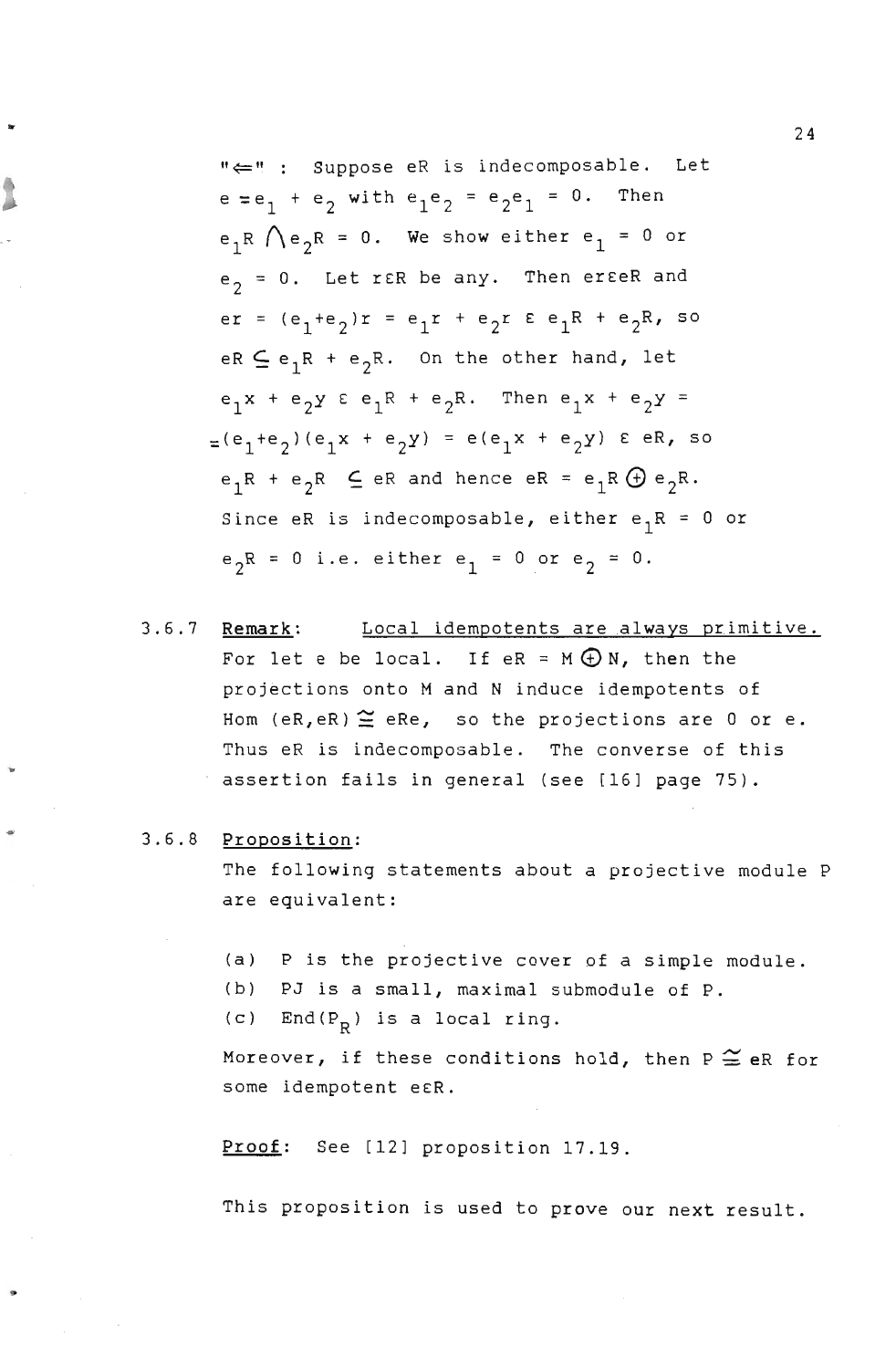"$\Leftarrow$" : Suppose $eR$ is indecomposable. Let $e = e_1 + e_2$ with $e_1e_2 = e_2e_1 = 0$. Then $e_1R \cap e_2R = 0$. We show either $e_1 = 0$ or $e_2 = 0$. Let $r \in R$ be any. Then $er \in eR$ and $er = (e_1+e_2)r = e_1r + e_2r \in e_1R + e_2R$, so $eR \subseteq e_1R + e_2R$. On the other hand, let $e_1x + e_2y \in e_1R + e_2R$. Then $e_1x + e_2y = (e_1+e_2)(e_1x + e_2y) = e(e_1x + e_2y) \in eR$, so $e_1R + e_2R \subseteq eR$ and hence $eR = e_1R \oplus e_2R$. Since $eR$ is indecomposable, either $e_1R = 0$ or $e_2R = 0$ i.e. either $e_1 = 0$ or $e_2 = 0$.

3.6.7 Remark: Local idempotents are always primitive. For let $e$ be local. If $eR = M \oplus N$, then the projections onto $M$ and $N$ induce idempotents of $\text{Hom}(eR, eR) \cong eRe$, so the projections are 0 or $e$. Thus $eR$ is indecomposable. The converse of this assertion fails in general (see [16] page 75).

3.6.8 Proposition:

The following statements about a projective module $P$ are equivalent:

(a) $P$ is the projective cover of a simple module.

(b) $PJ$ is a small, maximal submodule of $P$.

(c) $\text{End}(P_R)$ is a local ring.

Moreover, if these conditions hold, then $P \cong eR$ for some idempotent $e \in R$.

Proof: See [12] proposition 17.19.

This proposition is used to prove our next result.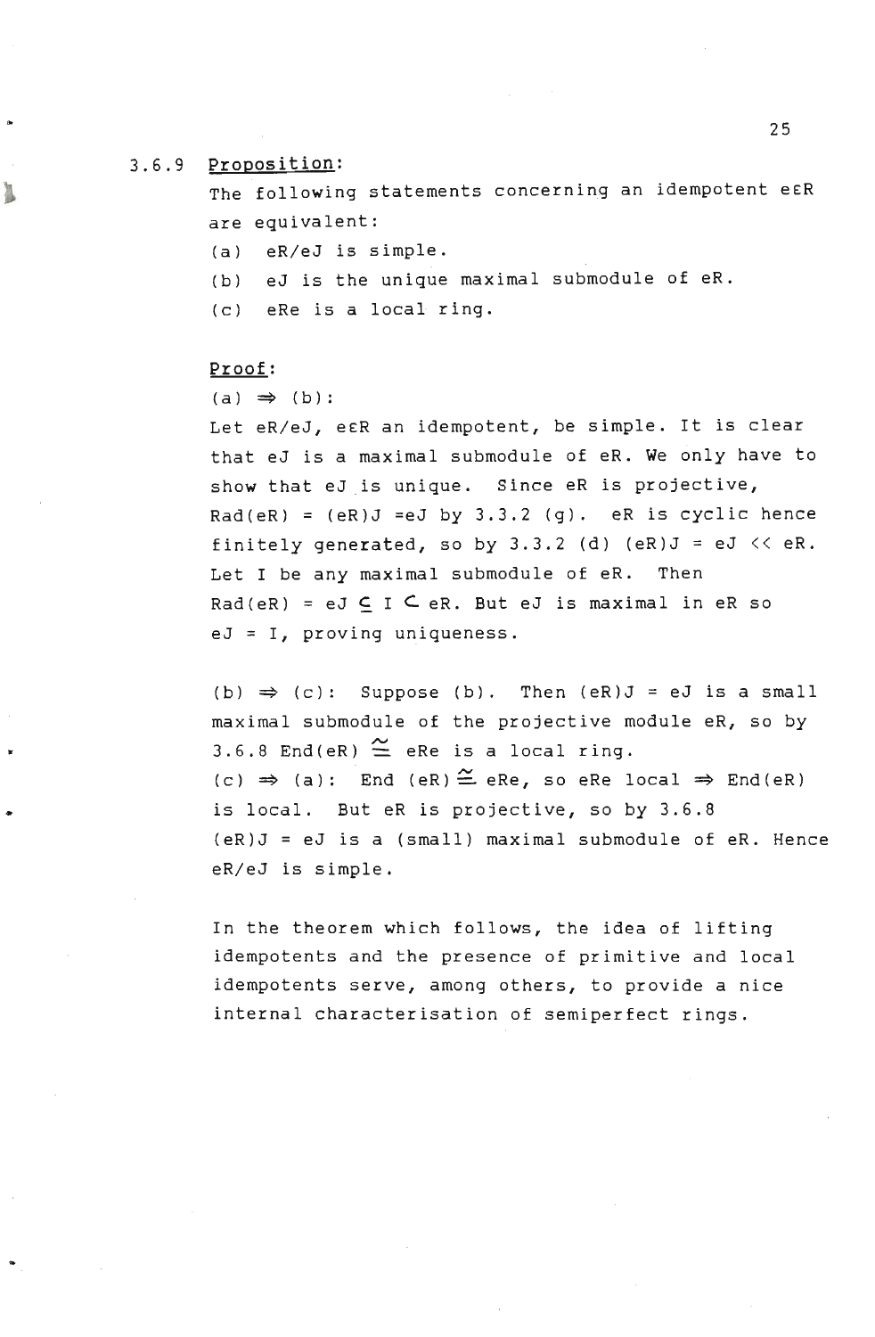3.6.9 **Proposition:**

The following statements concerning an idempotent $e \in R$ are equivalent:

(a) $eR/eJ$ is simple.

(b) $eJ$ is the unique maximal submodule of $eR$.

(c) $eRe$ is a local ring.

**Proof:**

(a) $\Rightarrow$ (b):

Let $eR/eJ$, $e \in R$ an idempotent, be simple. It is clear that $eJ$ is a maximal submodule of $eR$. We only have to show that $eJ$ is unique. Since $eR$ is projective, $Rad(eR) = (eR)J = eJ$ by 3.3.2 (g). $eR$ is cyclic hence finitely generated, so by 3.3.2 (d) $(eR)J = eJ << eR$. Let $I$ be any maximal submodule of $eR$. Then $Rad(eR) = eJ \subseteq I \subset eR$. But $eJ$ is maximal in $eR$ so $eJ = I$, proving uniqueness.

(b) $\Rightarrow$ (c): Suppose (b). Then $(eR)J = eJ$ is a small maximal submodule of the projective module $eR$, so by 3.6.8 $End(eR) \cong eRe$ is a local ring.

(c) $\Rightarrow$ (a): $End(eR) \cong eRe$, so $eRe$ local $\Rightarrow$ $End(eR)$ is local. But $eR$ is projective, so by 3.6.8 $(eR)J = eJ$ is a (small) maximal submodule of $eR$. Hence $eR/eJ$ is simple.

In the theorem which follows, the idea of lifting idempotents and the presence of primitive and local idempotents serve, among others, to provide a nice internal characterisation of semiperfect rings.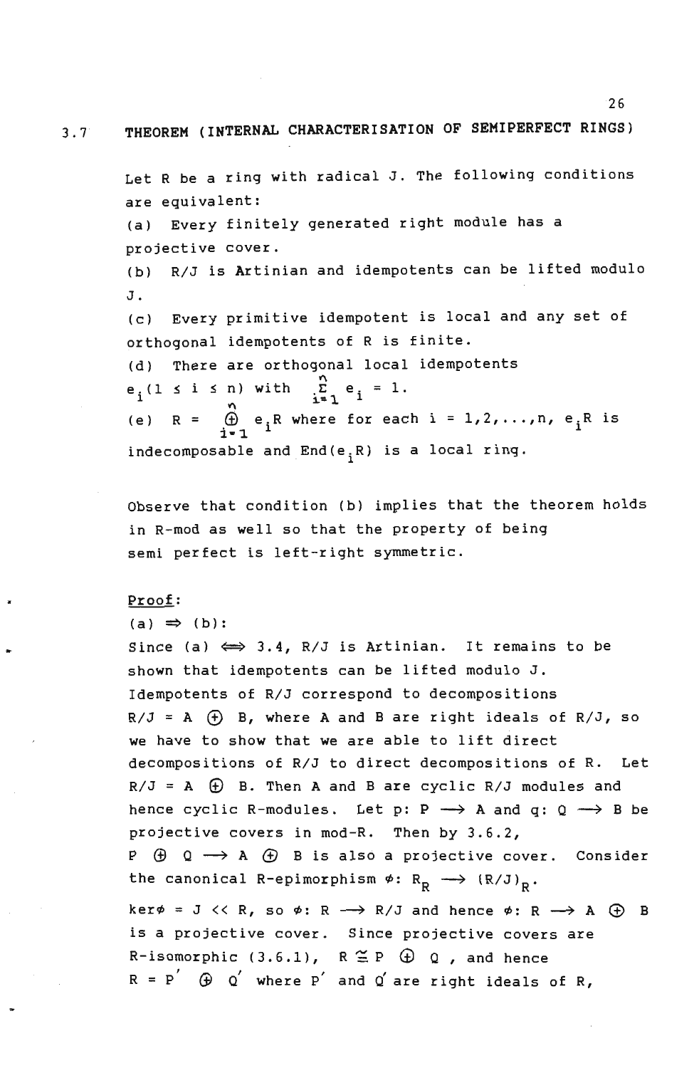### 3.7 THEOREM (INTERNAL CHARACTERISATION OF SEMIPERFECT RINGS)

Let R be a ring with radical J. The following conditions are equivalent:

(a) Every finitely generated right module has a projective cover.

(b) $R/J$ is Artinian and idempotents can be lifted modulo J.

(c) Every primitive idempotent is local and any set of orthogonal idempotents of R is finite.

(d) There are orthogonal local idempotents $e_i (1 \leq i \leq n)$ with $\sum_{i=1}^{n} e_i = 1$.

(e) $R = \bigoplus_{i=1}^{n} e_i R$ where for each $i = 1,2,\ldots,n$, $e_i R$ is indecomposable and $End(e_i R)$ is a local ring.

Observe that condition (b) implies that the theorem holds in R-mod as well so that the property of being semi perfect is left-right symmetric.

<u>Proof</u>:

(a) $\Rightarrow$ (b):

Since (a) $\Leftrightarrow$ 3.4, $R/J$ is Artinian. It remains to be shown that idempotents can be lifted modulo J. Idempotents of $R/J$ correspond to decompositions $R/J = A \oplus B$, where A and B are right ideals of $R/J$, so we have to show that we are able to lift direct decompositions of $R/J$ to direct decompositions of R. Let $R/J = A \oplus B$. Then A and B are cyclic $R/J$ modules and hence cyclic R-modules. Let $p: P \longrightarrow A$ and $q: Q \longrightarrow B$ be projective covers in mod-R. Then by 3.6.2, $P \oplus Q \longrightarrow A \oplus B$ is also a projective cover. Consider the canonical R-epimorphism $\phi: R_R \longrightarrow (R/J)_R$.

$\ker\phi = J << R$, so $\phi: R \longrightarrow R/J$ and hence $\phi: R \longrightarrow A \oplus B$ is a projective cover. Since projective covers are R-isomorphic (3.6.1), $R \cong P \oplus Q$, and hence $R = P' \oplus Q'$ where $P'$ and $Q'$ are right ideals of R,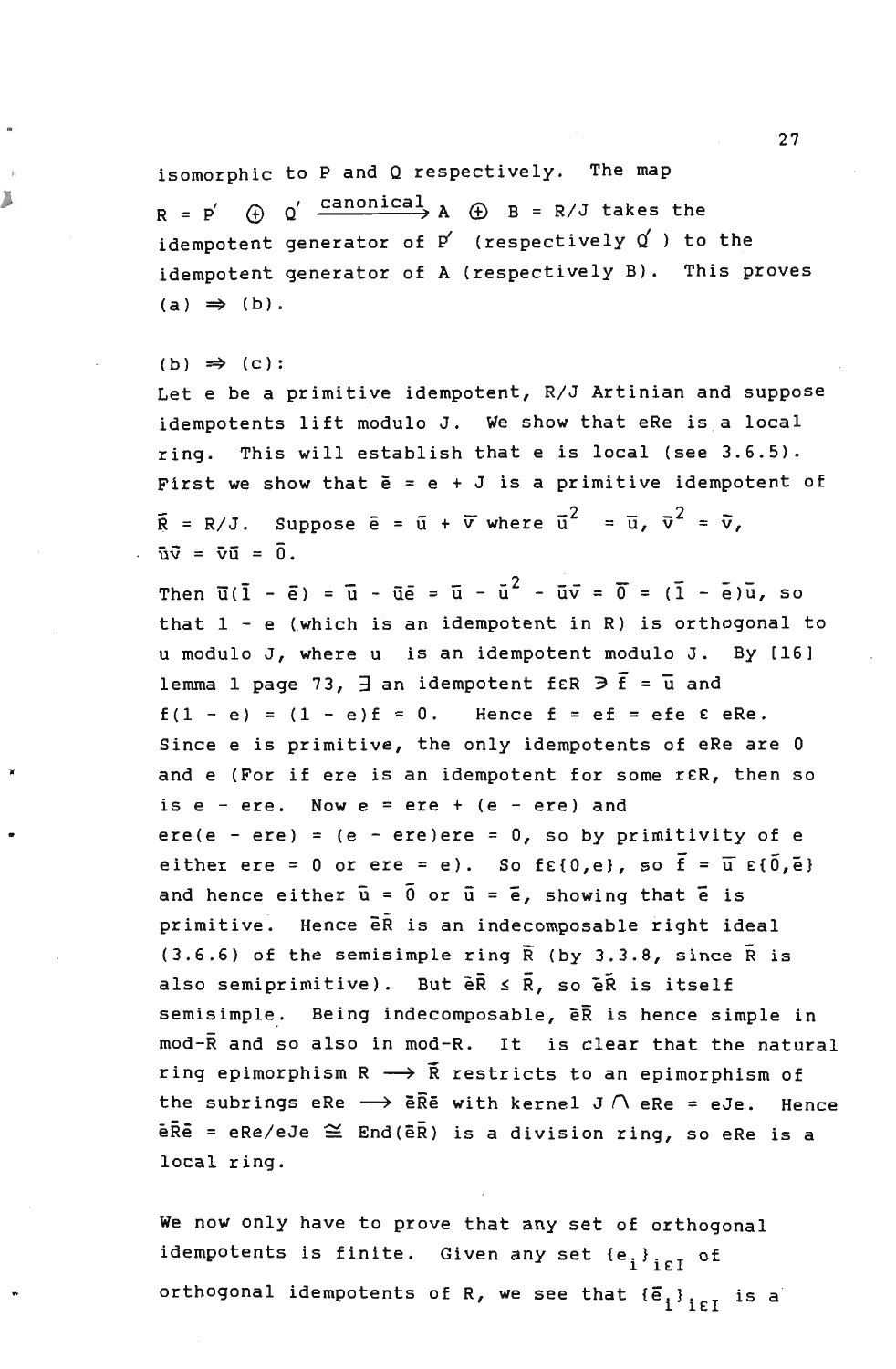isomorphic to P and Q respectively. The map $R = P' \oplus Q' \xrightarrow{\text{canonical}} A \oplus B = R/J$ takes the idempotent generator of $P'$ (respectively $Q'$) to the idempotent generator of A (respectively B). This proves (a) $\Rightarrow$ (b).

(b) $\Rightarrow$ (c):
Let e be a primitive idempotent, R/J Artinian and suppose idempotents lift modulo J. We show that eRe is a local ring. This will establish that e is local (see 3.6.5). First we show that $\bar{e} = e + J$ is a primitive idempotent of $\bar{R} = R/J$. Suppose $\bar{e} = \bar{u} + \bar{v}$ where $\bar{u}^2 = \bar{u}$, $\bar{v}^2 = \bar{v}$, $\bar{u}\bar{v} = \bar{v}\bar{u} = \bar{0}$.
Then $\bar{u}(\bar{1} - \bar{e}) = \bar{u} - \bar{u}\bar{e} = \bar{u} - \bar{u}^2 - \bar{u}\bar{v} = \bar{0} = (\bar{1} - \bar{e})\bar{u}$, so that $1 - e$ (which is an idempotent in R) is orthogonal to u modulo J, where u is an idempotent modulo J. By [16] lemma 1 page 73, $\exists$ an idempotent $f \in R \ni \bar{f} = \bar{u}$ and $f(1 - e) = (1 - e)f = 0$. Hence $f = ef = efe \in eRe$. Since e is primitive, the only idempotents of eRe are 0 and e (For if ere is an idempotent for some $r \in R$, then so is $e - ere$. Now $e = ere + (e - ere)$ and $ere(e - ere) = (e - ere)ere = 0$, so by primitivity of e either $ere = 0$ or $ere = e$). So $f \in \{0, e\}$, so $\bar{f} = \bar{u} \in \{\bar{0}, \bar{e}\}$ and hence either $\bar{u} = \bar{0}$ or $\bar{u} = \bar{e}$, showing that $\bar{e}$ is primitive. Hence $\bar{e}\bar{R}$ is an indecomposable right ideal (3.6.6) of the semisimple ring $\bar{R}$ (by 3.3.8, since $\bar{R}$ is also semiprimitive). But $\bar{e}\bar{R} \leq \bar{R}$, so $\bar{e}\bar{R}$ is itself semisimple. Being indecomposable, $\bar{e}\bar{R}$ is hence simple in mod-$\bar{R}$ and so also in mod-R. It is clear that the natural ring epimorphism $R \longrightarrow \bar{R}$ restricts to an epimorphism of the subrings $eRe \longrightarrow \bar{e}\bar{R}\bar{e}$ with kernel $J \cap eRe = eJe$. Hence $\bar{e}\bar{R}\bar{e} = eRe/eJe \cong \mathrm{End}(\bar{e}\bar{R})$ is a division ring, so eRe is a local ring.

We now only have to prove that any set of orthogonal idempotents is finite. Given any set $\{e_i\}_{i \in I}$ of orthogonal idempotents of R, we see that $\{\bar{e}_i\}_{i \in I}$ is a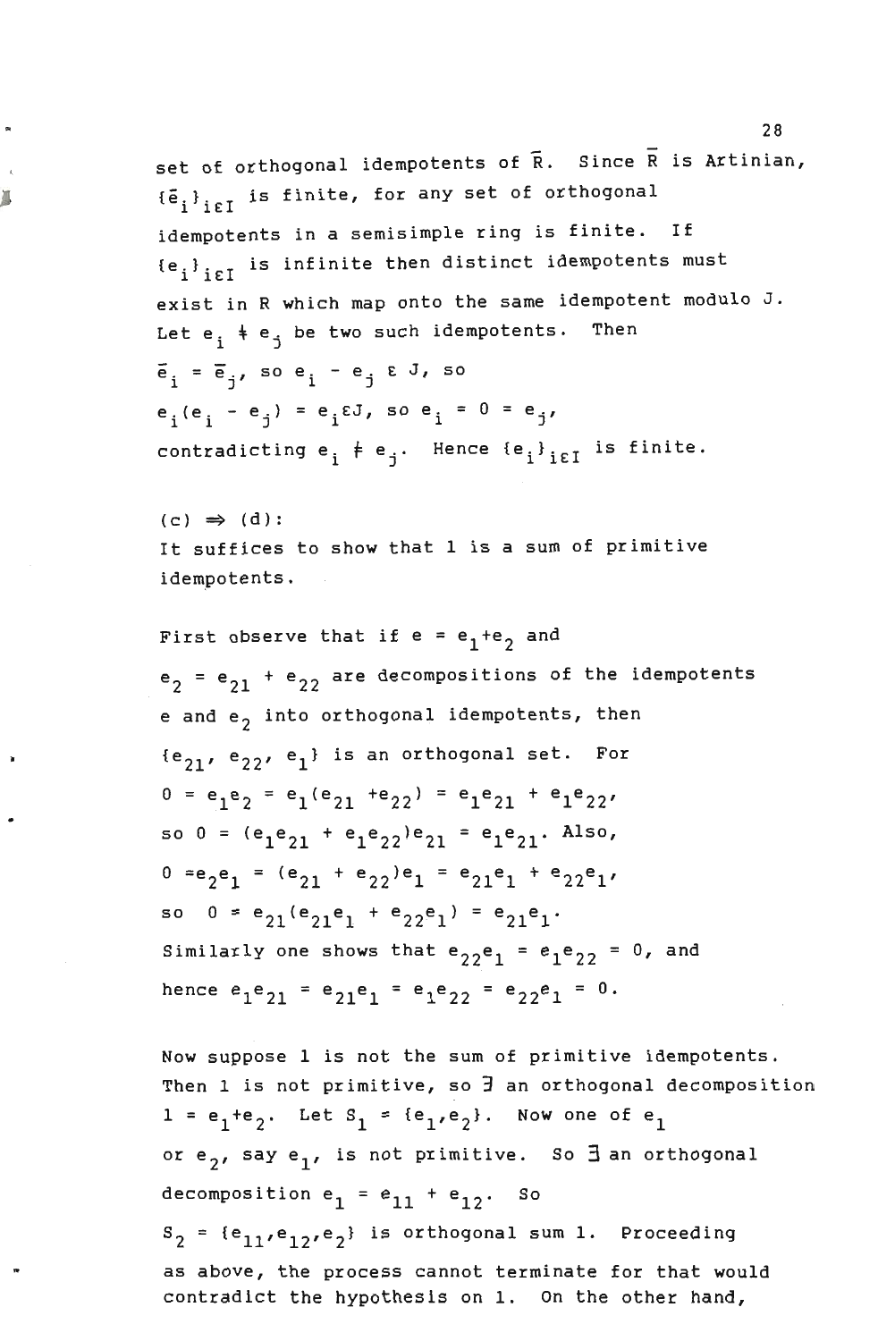set of orthogonal idempotents of $\bar{R}$. Since $\bar{R}$ is Artinian, $\{\bar{e}_i\}_{i \varepsilon I}$ is finite, for any set of orthogonal idempotents in a semisimple ring is finite. If $\{e_i\}_{i \varepsilon I}$ is infinite then distinct idempotents must exist in R which map onto the same idempotent modulo J. Let $e_i \neq e_j$ be two such idempotents. Then $\bar{e}_i = \bar{e}_j$, so $e_i - e_j \varepsilon J$, so $e_i(e_i - e_j) = e_i \varepsilon J$, so $e_i = 0 = e_j$, contradicting $e_i \neq e_j$. Hence $\{e_i\}_{i \varepsilon I}$ is finite.

(c) $\Rightarrow$ (d):
It suffices to show that 1 is a sum of primitive idempotents.

First observe that if $e = e_1 + e_2$ and $e_2 = e_{21} + e_{22}$ are decompositions of the idempotents e and $e_2$ into orthogonal idempotents, then $\{e_{21}, e_{22}, e_1\}$ is an orthogonal set. For
$0 = e_1 e_2 = e_1(e_{21} + e_{22}) = e_1 e_{21} + e_1 e_{22}$,
so $0 = (e_1 e_{21} + e_1 e_{22})e_{21} = e_1 e_{21}$. Also,
$0 = e_2 e_1 = (e_{21} + e_{22})e_1 = e_{21}e_1 + e_{22}e_1$,
so $0 = e_{21}(e_{21}e_1 + e_{22}e_1) = e_{21}e_1$.
Similarly one shows that $e_{22}e_1 = e_1 e_{22} = 0$, and hence $e_1 e_{21} = e_{21}e_1 = e_1 e_{22} = e_{22}e_1 = 0$.

Now suppose 1 is not the sum of primitive idempotents. Then 1 is not primitive, so $\exists$ an orthogonal decomposition $1 = e_1 + e_2$. Let $S_1 = \{e_1, e_2\}$. Now one of $e_1$ or $e_2$, say $e_1$, is not primitive. So $\exists$ an orthogonal decomposition $e_1 = e_{11} + e_{12}$. So $S_2 = \{e_{11}, e_{12}, e_2\}$ is orthogonal sum 1. Proceeding as above, the process cannot terminate for that would contradict the hypothesis on 1. On the other hand,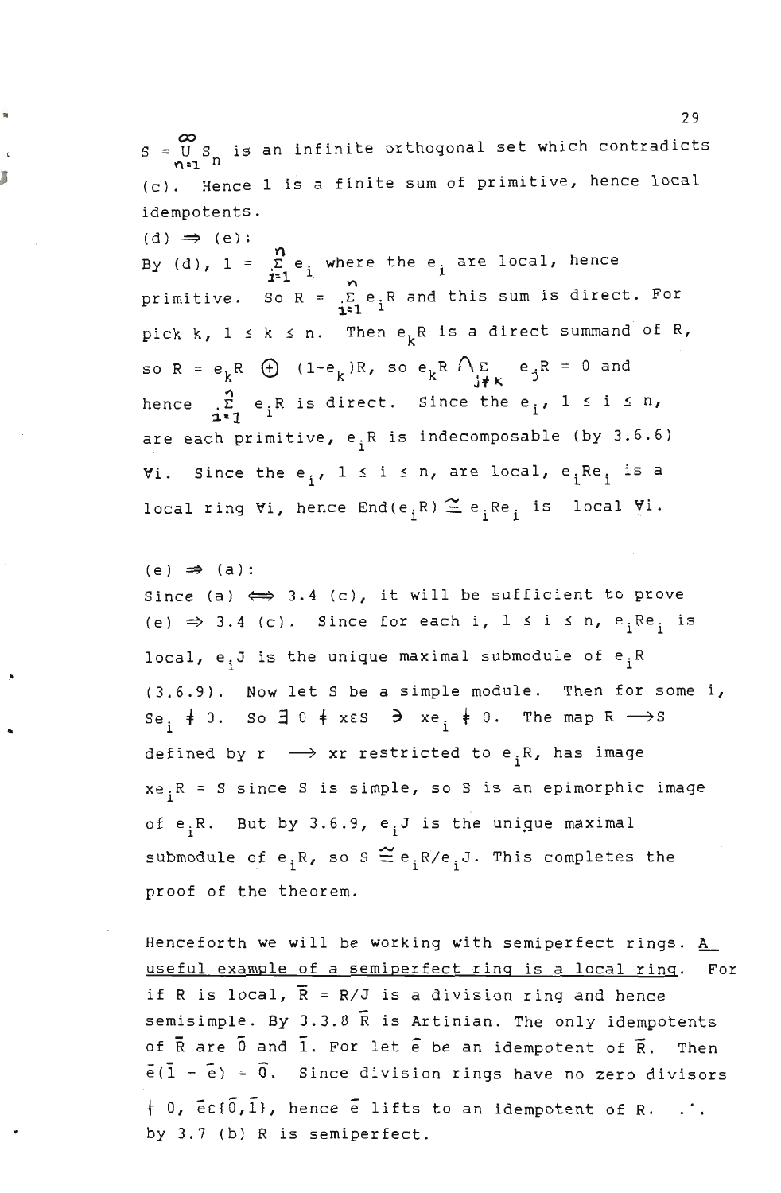$S = \bigcup_{n=1}^{\infty} S_n$ is an infinite orthogonal set which contradicts (c). Hence 1 is a finite sum of primitive, hence local idempotents.

(d) $\Rightarrow$ (e):

By (d), $1 = \sum_{i=1}^{n} e_i$ where the $e_i$ are local, hence primitive. So $R = \sum_{i=1}^{n} e_i R$ and this sum is direct. For pick k, $1 \leq k \leq n$. Then $e_k R$ is a direct summand of R, so $R = e_k R \oplus (1-e_k)R$, so $e_k R \cap \sum_{j \neq k} e_j R = 0$ and hence $\sum_{i=1}^{n} e_i R$ is direct. Since the $e_i$, $1 \leq i \leq n$, are each primitive, $e_i R$ is indecomposable (by 3.6.6) $\forall i$. Since the $e_i$, $1 \leq i \leq n$, are local, $e_i R e_i$ is a local ring $\forall i$, hence $\mathrm{End}(e_i R) \cong e_i R e_i$ is local $\forall i$.

(e) $\Rightarrow$ (a):

Since (a) $\Longleftrightarrow$ 3.4 (c), it will be sufficient to prove (e) $\Rightarrow$ 3.4 (c). Since for each i, $1 \leq i \leq n$, $e_i R e_i$ is local, $e_i J$ is the unique maximal submodule of $e_i R$ (3.6.9). Now let S be a simple module. Then for some i, $Se_i \neq 0$. So $\exists\, 0 \neq x \in S \ni xe_i \neq 0$. The map $R \longrightarrow S$ defined by $r \longrightarrow xr$ restricted to $e_i R$, has image $xe_i R = S$ since S is simple, so S is an epimorphic image of $e_i R$. But by 3.6.9, $e_i J$ is the unique maximal submodule of $e_i R$, so $S \cong e_i R / e_i J$. This completes the proof of the theorem.

Henceforth we will be working with semiperfect rings. <u>A useful example of a semiperfect ring is a local ring</u>. For if R is local, $\bar{R} = R/J$ is a division ring and hence semisimple. By 3.3.8 $\bar{R}$ is Artinian. The only idempotents of $\bar{R}$ are $\bar{0}$ and $\bar{1}$. For let $\bar{e}$ be an idempotent of $\bar{R}$. Then $\bar{e}(\bar{1} - \bar{e}) = \bar{0}$. Since division rings have no zero divisors $\neq 0$, $\bar{e} \in \{\bar{0}, \bar{1}\}$, hence $\bar{e}$ lifts to an idempotent of R. $\therefore$ by 3.7 (b) R is semiperfect.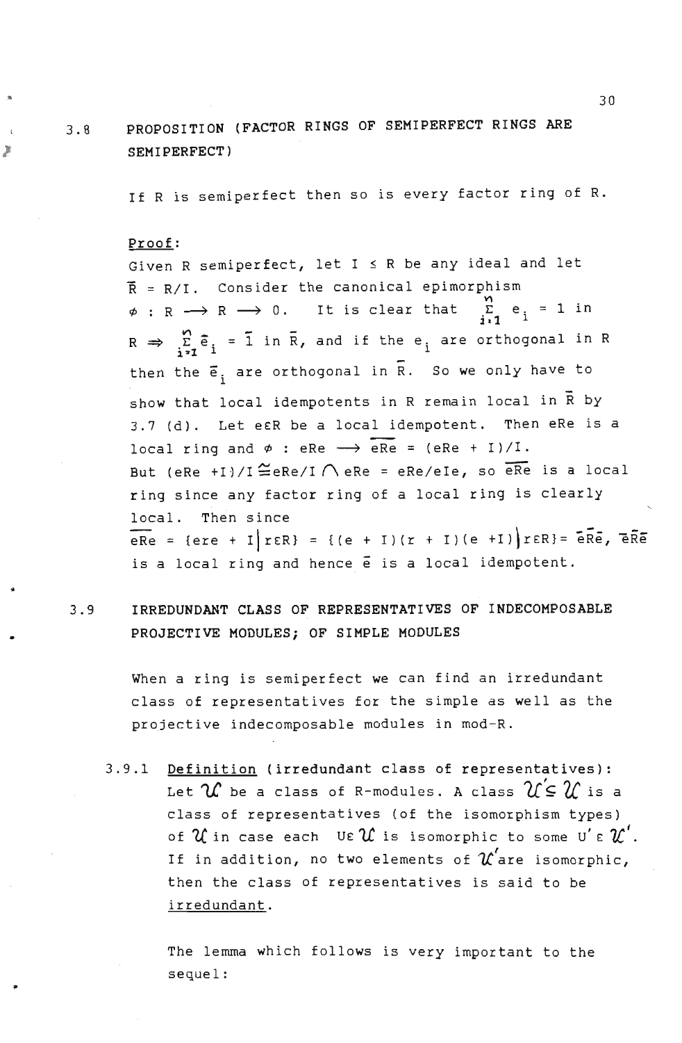## 3.8 PROPOSITION (FACTOR RINGS OF SEMIPERFECT RINGS ARE SEMIPERFECT)

If R is semiperfect then so is every factor ring of R.

Proof:

Given R semiperfect, let $I \leq R$ be any ideal and let $\bar{R} = R/I$. Consider the canonical epimorphism $\phi : R \longrightarrow R \longrightarrow 0$. It is clear that $\sum_{i=1}^{n} e_i = 1$ in $R \Rightarrow \sum_{i=1}^{n} \bar{e}_i = \bar{1}$ in $\bar{R}$, and if the $e_i$ are orthogonal in R then the $\bar{e}_i$ are orthogonal in $\bar{R}$. So we only have to show that local idempotents in R remain local in $\bar{R}$ by 3.7 (d). Let $e \in R$ be a local idempotent. Then eRe is a local ring and $\phi : eRe \longrightarrow \overline{eRe} = (eRe + I)/I$.

But $(eRe + I)/I \cong eRe/I \cap eRe = eRe/eIe$, so $\overline{eRe}$ is a local ring since any factor ring of a local ring is clearly local. Then since

$\overline{eRe} = \{ere + I \mid r \in R\} = \{(e + I)(r + I)(e + I) \mid r \in R\} = \bar{e}\bar{R}\bar{e}$, $\bar{e}\bar{R}\bar{e}$ is a local ring and hence $\bar{e}$ is a local idempotent.

## 3.9 IRREDUNDANT CLASS OF REPRESENTATIVES OF INDECOMPOSABLE PROJECTIVE MODULES; OF SIMPLE MODULES

When a ring is semiperfect we can find an irredundant class of representatives for the simple as well as the projective indecomposable modules in mod-R.

3.9.1 Definition (irredundant class of representatives):
Let $\mathcal{U}$ be a class of R-modules. A class $\mathcal{U}' \subseteq \mathcal{U}$ is a class of representatives (of the isomorphism types) of $\mathcal{U}$ in case each $U \in \mathcal{U}$ is isomorphic to some $U' \in \mathcal{U}'$. If in addition, no two elements of $\mathcal{U}'$ are isomorphic, then the class of representatives is said to be irredundant.

The lemma which follows is very important to the sequel: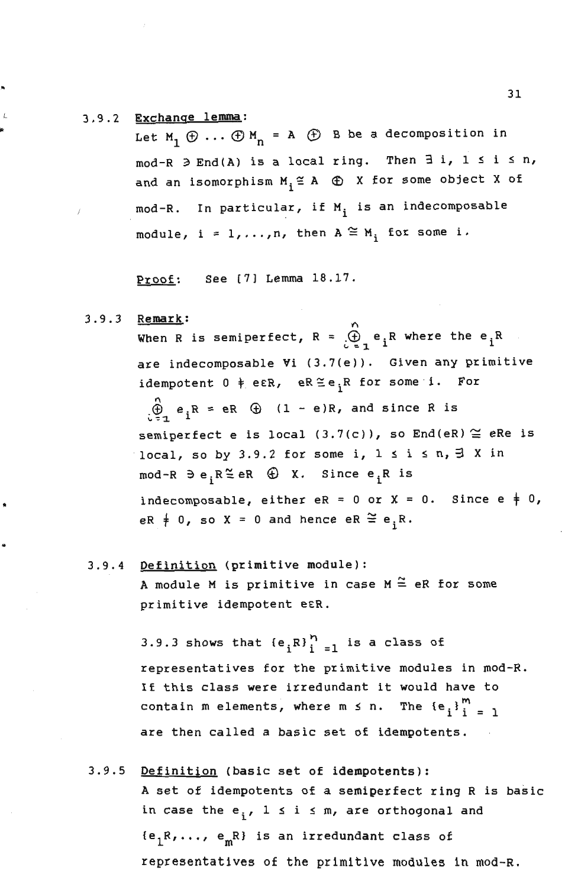3.9.2 <u>Exchange lemma</u>:

Let $M_1 \oplus \dots \oplus M_n = A \oplus B$ be a decomposition in mod-R $\ni$ End(A) is a local ring. Then $\exists$ i, $1 \le i \le n$, and an isomorphism $M_i \cong A \oplus X$ for some object X of mod-R. In particular, if $M_i$ is an indecomposable module, $i = 1,\dots,n$, then $A \cong M_i$ for some i.

<u>Proof</u>: See [7] Lemma 18.17.

3.9.3 <u>Remark</u>:

When R is semiperfect, $R = \bigoplus_{i=1}^{n} e_i R$ where the $e_i R$ are indecomposable $\forall i$ (3.7(e)). Given any primitive idempotent $0 \neq e \in R$, $eR \cong e_i R$ for some i. For $\bigoplus_{i=1}^{n} e_i R = eR \oplus (1 - e)R$, and since R is semiperfect e is local (3.7(c)), so End(eR) $\cong$ eRe is local, so by 3.9.2 for some i, $1 \le i \le n$, $\exists$ X in mod-R $\ni e_i R \cong eR \oplus X$. Since $e_i R$ is indecomposable, either eR = 0 or X = 0. Since $e \neq 0$, $eR \neq 0$, so X = 0 and hence $eR \cong e_i R$.

3.9.4 <u>Definition</u> (primitive module):

A module M is primitive in case $M \cong eR$ for some primitive idempotent $e \in R$.

3.9.3 shows that $\{e_i R\}_{i=1}^{n}$ is a class of representatives for the primitive modules in mod-R. If this class were irredundant it would have to contain m elements, where $m \le n$. The $\{e_i\}_{i=1}^{m}$ are then called a basic set of idempotents.

3.9.5 <u>Definition</u> (basic set of idempotents):

A set of idempotents of a semiperfect ring R is basic in case the $e_i$, $1 \le i \le m$, are orthogonal and $\{e_1 R, \dots, e_m R\}$ is an irredundant class of representatives of the primitive modules in mod-R.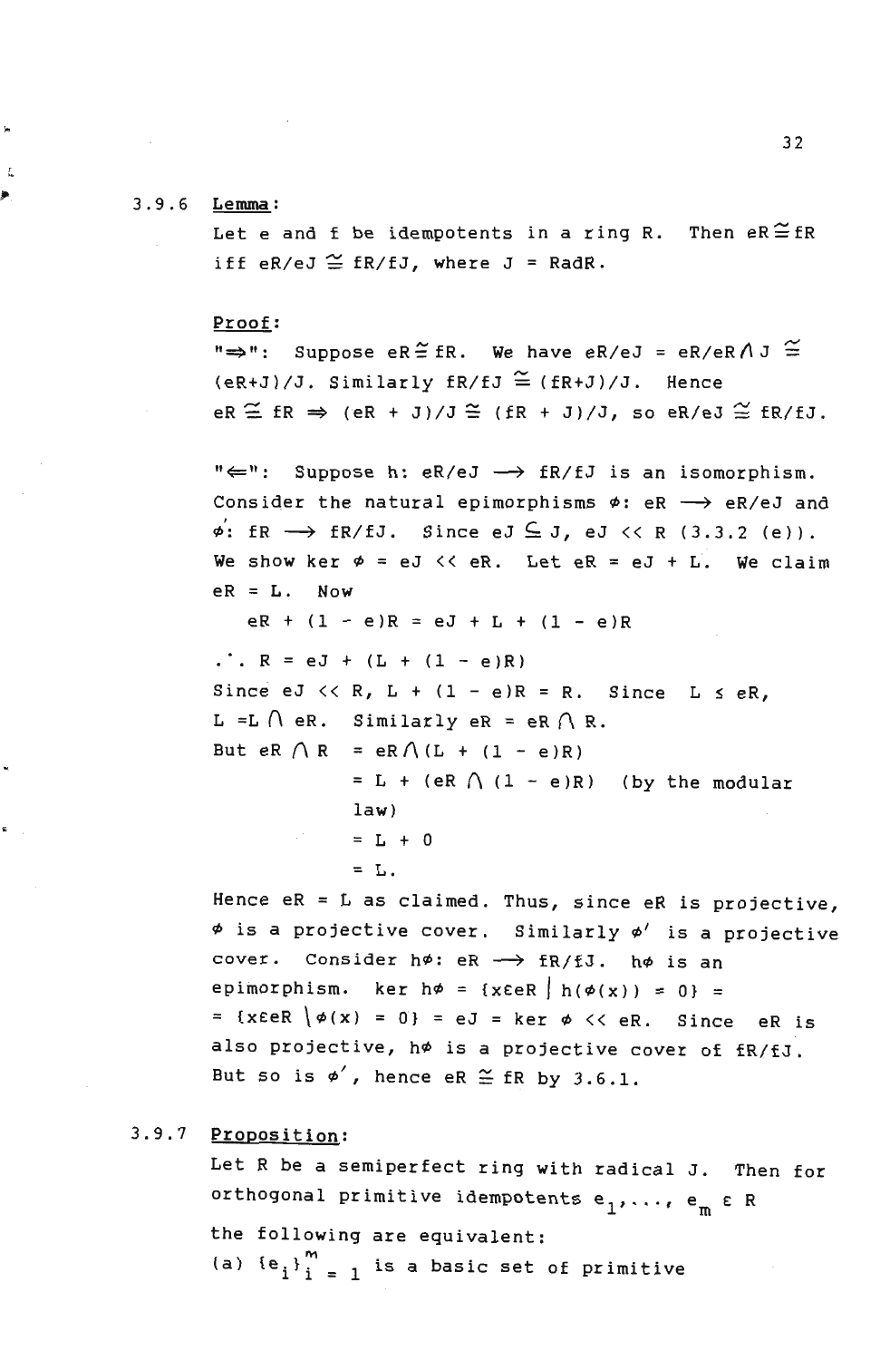3.9.6 **Lemma:**

Let $e$ and $f$ be idempotents in a ring $R$. Then $eR \cong fR$ iff $eR/eJ \cong fR/fJ$, where $J = \text{Rad}R$.

**Proof:**

"$\Rightarrow$": Suppose $eR \cong fR$. We have $eR/eJ = eR/eR \cap J \cong (eR+J)/J$. Similarly $fR/fJ \cong (fR+J)/J$. Hence $eR \cong fR \Rightarrow (eR + J)/J \cong (fR + J)/J$, so $eR/eJ \cong fR/fJ$.

"$\Leftarrow$": Suppose $h: eR/eJ \longrightarrow fR/fJ$ is an isomorphism. Consider the natural epimorphisms $\phi: eR \longrightarrow eR/eJ$ and $\phi': fR \longrightarrow fR/fJ$. Since $eJ \subseteq J$, $eJ << R$ (3.3.2 (e)). We show $\ker \phi = eJ << eR$. Let $eR = eJ + L$. We claim $eR = L$. Now

$$eR + (1 - e)R = eJ + L + (1 - e)R$$

$$\therefore R = eJ + (L + (1 - e)R)$$

Since $eJ << R$, $L + (1 - e)R = R$. Since $L \leq eR$, $L = L \cap eR$. Similarly $eR = eR \cap R$.

$$\begin{aligned} \text{But } eR \cap R &= eR \cap (L + (1 - e)R) \\ &= L + (eR \cap (1 - e)R) \quad \text{(by the modular law)} \\ &= L + 0 \\ &= L. \end{aligned}$$

Hence $eR = L$ as claimed. Thus, since $eR$ is projective, $\phi$ is a projective cover. Similarly $\phi'$ is a projective cover. Consider $h\phi: eR \longrightarrow fR/fJ$. $h\phi$ is an epimorphism. $\ker h\phi = \{x \in eR \mid h(\phi(x)) = 0\} = \{x \in eR \mid \phi(x) = 0\} = eJ = \ker \phi << eR$. Since $eR$ is also projective, $h\phi$ is a projective cover of $fR/fJ$. But so is $\phi'$, hence $eR \cong fR$ by 3.6.1.

3.9.7 **Proposition:**

Let $R$ be a semiperfect ring with radical $J$. Then for orthogonal primitive idempotents $e_1, \ldots, e_m \in R$ the following are equivalent:

(a) $\{e_i\}_{i=1}^{m}$ is a basic set of primitive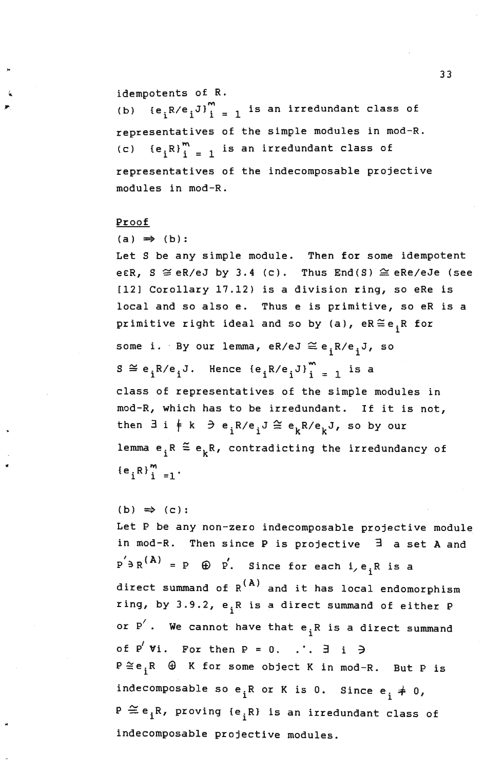idempotents of R.

(b) $\{e_i R/e_i J\}_{i=1}^{m}$ is an irredundant class of representatives of the simple modules in mod-R.

(c) $\{e_i R\}_{i=1}^{m}$ is an irredundant class of representatives of the indecomposable projective modules in mod-R.

Proof

(a) $\Rightarrow$ (b):

Let S be any simple module. Then for some idempotent $e \in R$, $S \cong eR/eJ$ by 3.4 (c). Thus $\text{End}(S) \cong eRe/eJe$ (see [12] Corollary 17.12) is a division ring, so eRe is local and so also e. Thus e is primitive, so eR is a primitive right ideal and so by (a), $eR \cong e_i R$ for some i. By our lemma, $eR/eJ \cong e_i R/e_i J$, so $S \cong e_i R/e_i J$. Hence $\{e_i R/e_i J\}_{i=1}^{m}$ is a class of representatives of the simple modules in mod-R, which has to be irredundant. If it is not, then $\exists\ i \neq k \ni e_i R/e_i J \cong e_k R/e_k J$, so by our lemma $e_i R \cong e_k R$, contradicting the irredundancy of $\{e_i R\}_{i=1}^{m}$.

(b) $\Rightarrow$ (c):

Let P be any non-zero indecomposable projective module in mod-R. Then since P is projective $\exists$ a set A and $P' \ni R^{(A)} = P \oplus P'$. Since for each $i$, $e_i R$ is a direct summand of $R^{(A)}$ and it has local endomorphism ring, by 3.9.2, $e_i R$ is a direct summand of either P or $P'$. We cannot have that $e_i R$ is a direct summand of $P'$ $\forall i$. For then $P = 0$. $\therefore \exists\ i \ni$ $P \cong e_i R \oplus K$ for some object K in mod-R. But P is indecomposable so $e_i R$ or K is 0. Since $e_i \neq 0$, $P \cong e_i R$, proving $\{e_i R\}$ is an irredundant class of indecomposable projective modules.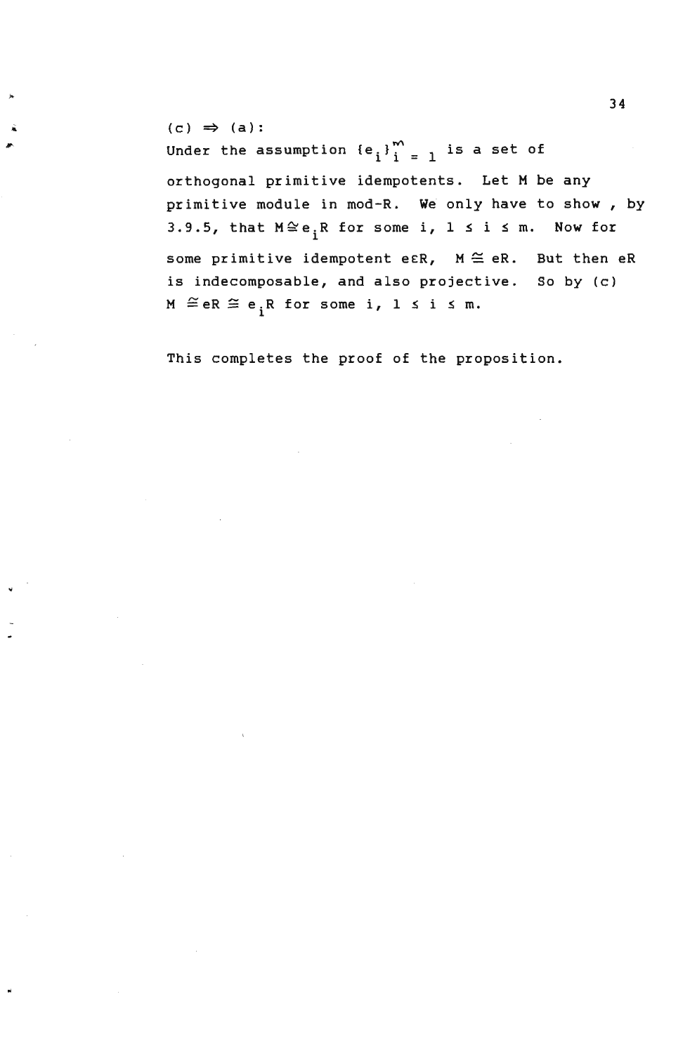(c) $\Rightarrow$ (a):

Under the assumption $\{e_i\}_{i=1}^{m}$ is a set of orthogonal primitive idempotents. Let M be any primitive module in mod-R. We only have to show , by 3.9.5, that $M \cong e_i R$ for some i, $1 \leq i \leq m$. Now for some primitive idempotent $e \in R$, $M \cong eR$. But then eR is indecomposable, and also projective. So by (c) $M \cong eR \cong e_i R$ for some i, $1 \leq i \leq m$.

This completes the proof of the proposition.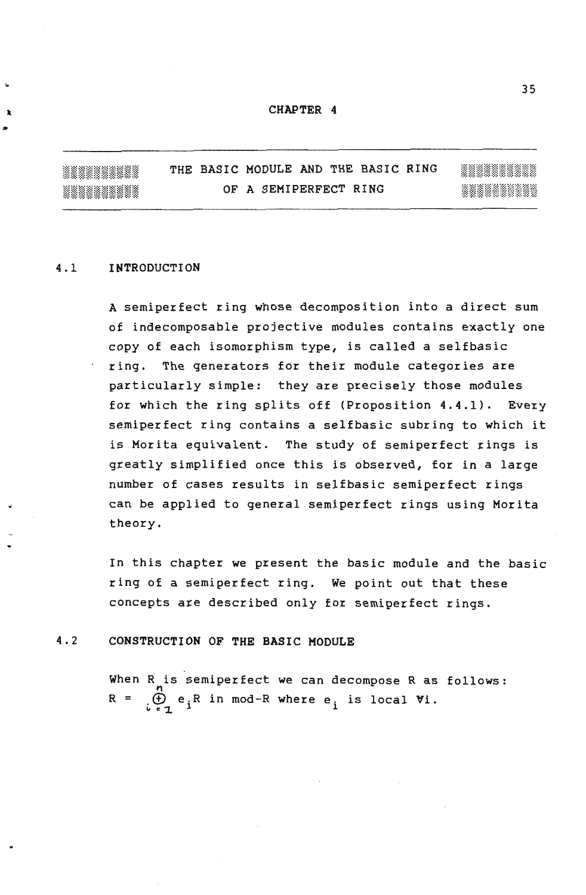# CHAPTER 4

## THE BASIC MODULE AND THE BASIC RING OF A SEMIPERFECT RING

### 4.1 INTRODUCTION

A semiperfect ring whose decomposition into a direct sum of indecomposable projective modules contains exactly one copy of each isomorphism type, is called a selfbasic ring. The generators for their module categories are particularly simple: they are precisely those modules for which the ring splits off (Proposition 4.4.1). Every semiperfect ring contains a selfbasic subring to which it is Morita equivalent. The study of semiperfect rings is greatly simplified once this is observed, for in a large number of cases results in selfbasic semiperfect rings can be applied to general semiperfect rings using Morita theory.

In this chapter we present the basic module and the basic ring of a semiperfect ring. We point out that these concepts are described only for semiperfect rings.

### 4.2 CONSTRUCTION OF THE BASIC MODULE

When $R$ is semiperfect we can decompose $R$ as follows: $R = \bigoplus_{i=1}^{n} e_i R$ in mod-$R$ where $e_i$ is local $\forall i$.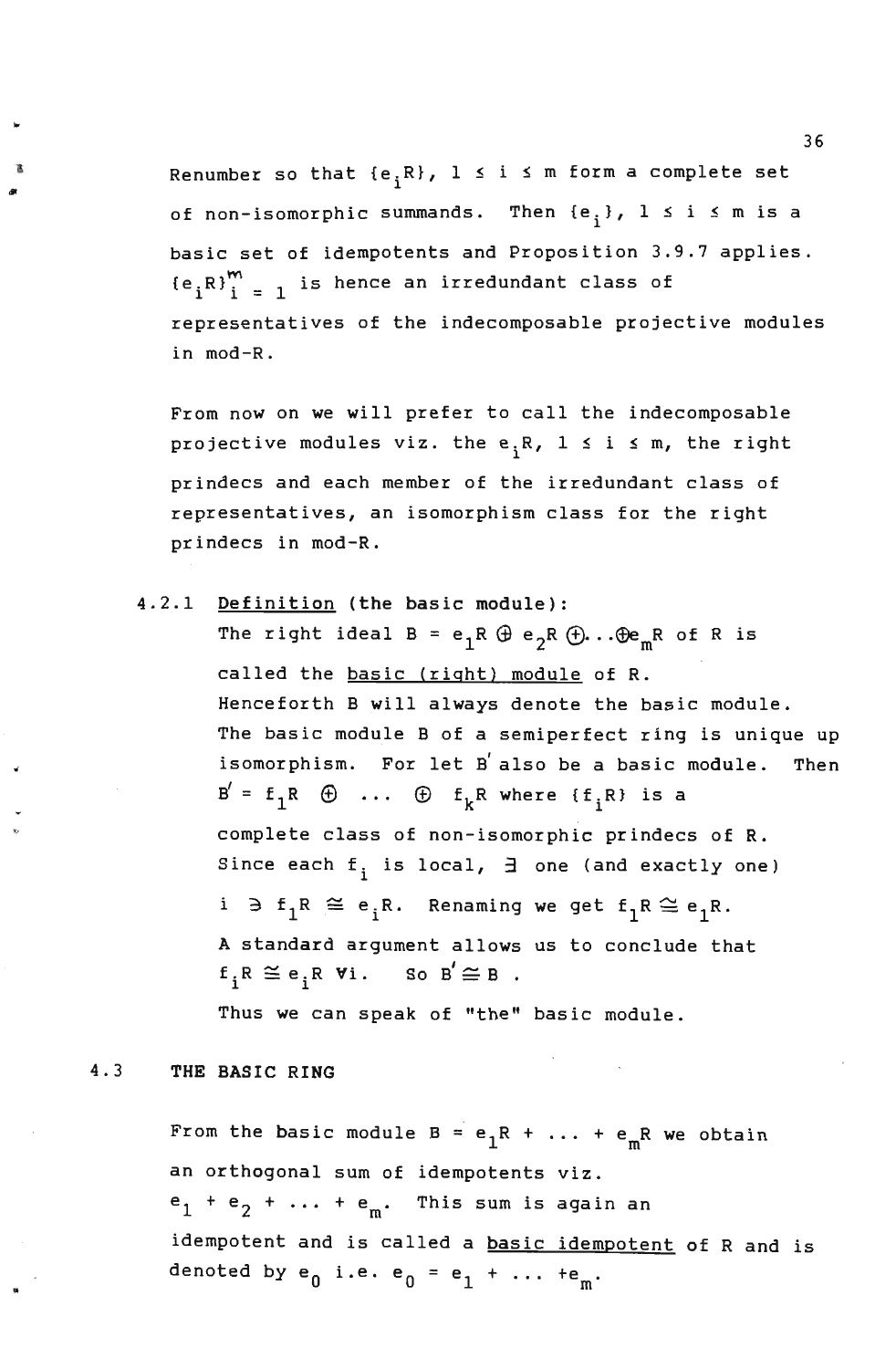Renumber so that $\{e_iR\}$, $1 \leq i \leq m$ form a complete set of non-isomorphic summands. Then $\{e_i\}$, $1 \leq i \leq m$ is a basic set of idempotents and Proposition 3.9.7 applies. $\{e_iR\}_{i=1}^{m}$ is hence an irredundant class of representatives of the indecomposable projective modules in mod-R.

From now on we will prefer to call the indecomposable projective modules viz. the $e_iR$, $1 \leq i \leq m$, the right prindecs and each member of the irredundant class of representatives, an isomorphism class for the right prindecs in mod-R.

4.2.1 Definition (the basic module):

The right ideal $B = e_1R \oplus e_2R \oplus \ldots \oplus e_mR$ of R is called the basic (right) module of R.
Henceforth B will always denote the basic module.
The basic module B of a semiperfect ring is unique up isomorphism. For let $B'$ also be a basic module. Then $B' = f_1R \oplus \ldots \oplus f_kR$ where $\{f_iR\}$ is a complete class of non-isomorphic prindecs of R. Since each $f_i$ is local, $\exists$ one (and exactly one) $i \ni f_1R \cong e_iR$. Renaming we get $f_1R \cong e_1R$. A standard argument allows us to conclude that $f_iR \cong e_iR$ $\forall i$. So $B' \cong B$.
Thus we can speak of "the" basic module.

## 4.3 THE BASIC RING

From the basic module $B = e_1R + \ldots + e_mR$ we obtain an orthogonal sum of idempotents viz. $e_1 + e_2 + \ldots + e_m$. This sum is again an idempotent and is called a basic idempotent of R and is denoted by $e_0$ i.e. $e_0 = e_1 + \ldots + e_m$.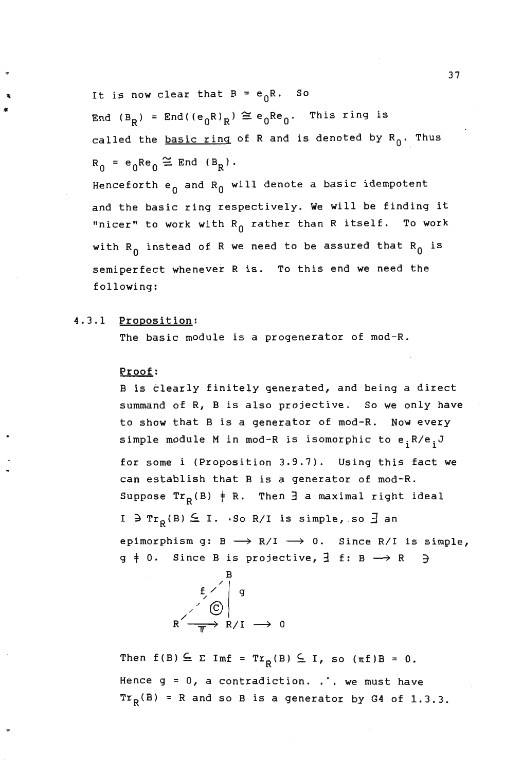It is now clear that $B = e_0R$. So

$\text{End}(B_R) = \text{End}((e_0R)_R) \cong e_0Re_0$. This ring is called the <u>basic ring</u> of R and is denoted by $R_0$. Thus $R_0 = e_0Re_0 \cong \text{End}(B_R)$.

Henceforth $e_0$ and $R_0$ will denote a basic idempotent and the basic ring respectively. We will be finding it "nicer" to work with $R_0$ rather than R itself. To work with $R_0$ instead of R we need to be assured that $R_0$ is semiperfect whenever R is. To this end we need the following:

**4.3.1 <u>Proposition</u>:**

The basic module is a progenerator of mod-R.

<u>**Proof**</u>:

B is clearly finitely generated, and being a direct summand of R, B is also projective. So we only have to show that B is a generator of mod-R. Now every simple module M in mod-R is isomorphic to $e_iR/e_iJ$ for some i (Proposition 3.9.7). Using this fact we can establish that B is a generator of mod-R. Suppose $\text{Tr}_R(B) \neq R$. Then $\exists$ a maximal right ideal $I \ni \text{Tr}_R(B) \subseteq I$. So R/I is simple, so $\exists$ an epimorphism $g: B \longrightarrow R/I \longrightarrow 0$. Since R/I is simple, $g \neq 0$. Since B is projective, $\exists$ $f: B \longrightarrow R$ $\ni$

$$\begin{array}{ccc} & & B \\ & \overset{f}{\swarrow} & \downarrow g \\ R & \xrightarrow{\pi} & R/I \longrightarrow 0 \end{array}$$

Then $f(B) \subseteq \Sigma\, \text{Im} f = \text{Tr}_R(B) \subseteq I$, so $(\pi f)B = 0$.

Hence $g = 0$, a contradiction. $\therefore$ we must have $\text{Tr}_R(B) = R$ and so B is a generator by G4 of 1.3.3.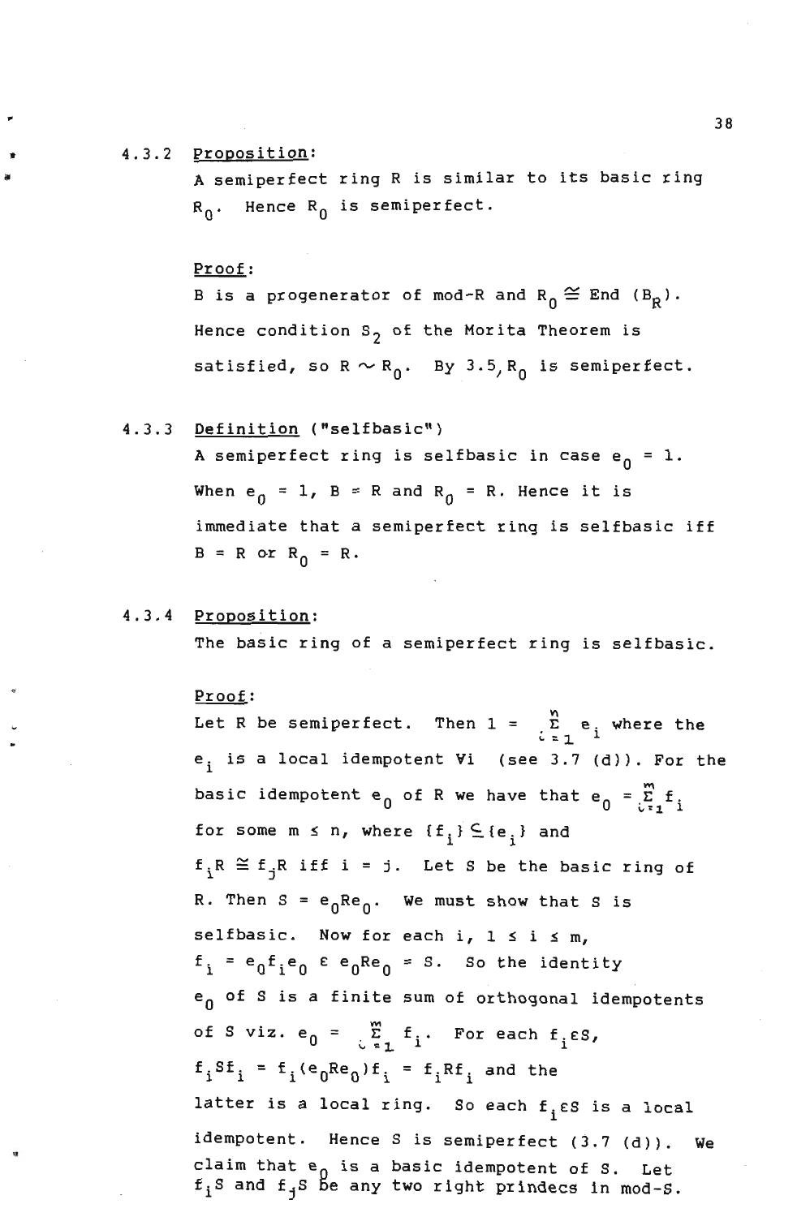4.3.2 Proposition:

A semiperfect ring $R$ is similar to its basic ring $R_0$. Hence $R_0$ is semiperfect.

Proof:

$B$ is a progenerator of mod-$R$ and $R_0 \cong \text{End}(B_R)$. Hence condition $S_2$ of the Morita Theorem is satisfied, so $R \sim R_0$. By 3.5, $R_0$ is semiperfect.

4.3.3 Definition ("selfbasic")

A semiperfect ring is selfbasic in case $e_0 = 1$. When $e_0 = 1$, $B = R$ and $R_0 = R$. Hence it is immediate that a semiperfect ring is selfbasic iff $B = R$ or $R_0 = R$.

4.3.4 Proposition:

The basic ring of a semiperfect ring is selfbasic.

Proof:

Let $R$ be semiperfect. Then $1 = \sum_{i=1}^{n} e_i$ where the $e_i$ is a local idempotent $\forall i$ (see 3.7 (d)). For the basic idempotent $e_0$ of $R$ we have that $e_0 = \sum_{i=1}^{m} f_i$ for some $m \leq n$, where $\{f_i\} \subseteq \{e_i\}$ and $f_iR \cong f_jR$ iff $i = j$. Let $S$ be the basic ring of $R$. Then $S = e_0Re_0$. We must show that $S$ is selfbasic. Now for each $i$, $1 \leq i \leq m$, $f_i = e_0f_ie_0 \in e_0Re_0 = S$. So the identity $e_0$ of $S$ is a finite sum of orthogonal idempotents of $S$ viz. $e_0 = \sum_{i=1}^{m} f_i$. For each $f_i \in S$, $f_iSf_i = f_i(e_0Re_0)f_i = f_iRf_i$ and the latter is a local ring. So each $f_i \in S$ is a local idempotent. Hence $S$ is semiperfect (3.7 (d)). We claim that $e_0$ is a basic idempotent of $S$. Let $f_iS$ and $f_jS$ be any two right prindecs in mod-$S$.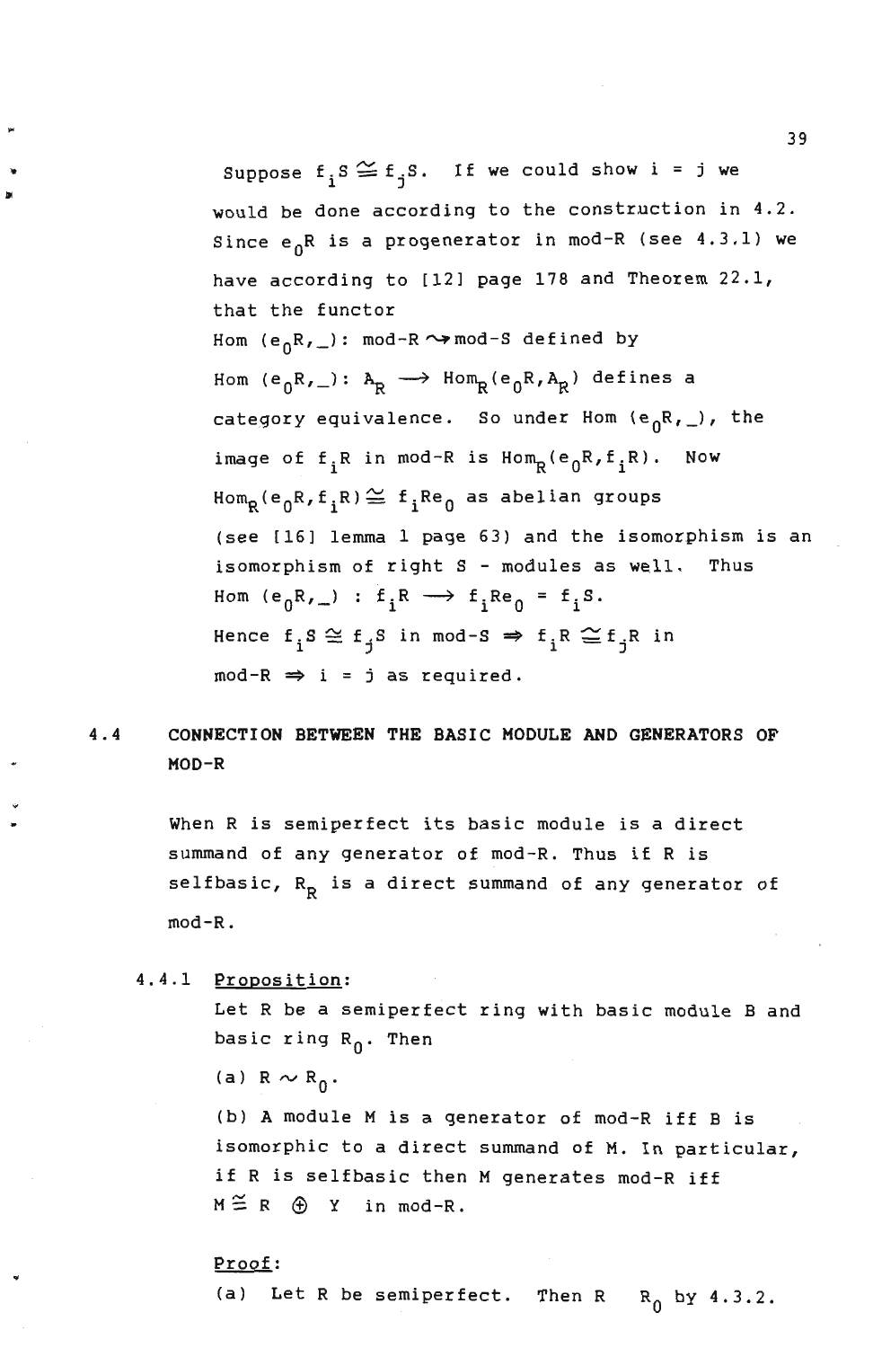Suppose $f_iS \cong f_jS$. If we could show $i = j$ we would be done according to the construction in 4.2. Since $e_0R$ is a progenerator in mod-R (see 4.3.1) we have according to [12] page 178 and Theorem 22.1, that the functor

$\text{Hom}(e_0R,\_)$: mod-R $\rightsquigarrow$ mod-S defined by

$\text{Hom}(e_0R,\_)$: $A_R \longrightarrow \text{Hom}_R(e_0R, A_R)$ defines a category equivalence. So under $\text{Hom}(e_0R,\_)$, the image of $f_iR$ in mod-R is $\text{Hom}_R(e_0R, f_iR)$. Now $\text{Hom}_R(e_0R, f_iR) \cong f_iRe_0$ as abelian groups (see [16] lemma 1 page 63) and the isomorphism is an isomorphism of right S - modules as well. Thus

$\text{Hom}(e_0R,\_) : f_iR \longrightarrow f_iRe_0 = f_iS$.

Hence $f_iS \cong f_jS$ in mod-S $\Rightarrow$ $f_iR \cong f_jR$ in mod-R $\Rightarrow$ $i = j$ as required.

## 4.4 CONNECTION BETWEEN THE BASIC MODULE AND GENERATORS OF MOD-R

When R is semiperfect its basic module is a direct summand of any generator of mod-R. Thus if R is selfbasic, $R_R$ is a direct summand of any generator of mod-R.

### 4.4.1 Proposition:

Let R be a semiperfect ring with basic module B and basic ring $R_0$. Then

(a) $R \sim R_0$.

(b) A module M is a generator of mod-R iff B is isomorphic to a direct summand of M. In particular, if R is selfbasic then M generates mod-R iff $M \cong R \oplus Y$ in mod-R.

Proof:

(a) Let R be semiperfect. Then R $R_0$ by 4.3.2.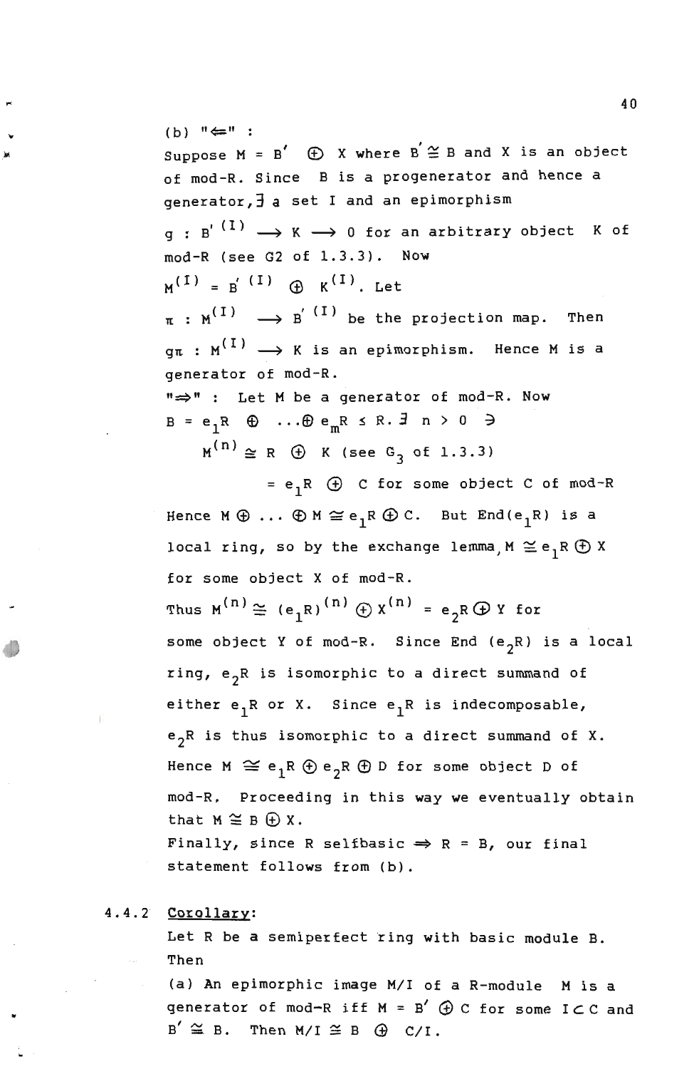(b) "$\Leftarrow$" :

Suppose $M = B' \oplus X$ where $B' \cong B$ and $X$ is an object of mod-R. Since $B$ is a progenerator and hence a generator, $\exists$ a set $I$ and an epimorphism

$g : B'^{(I)} \longrightarrow K \longrightarrow 0$ for an arbitrary object $K$ of mod-R (see G2 of 1.3.3). Now

$M^{(I)} = B'^{(I)} \oplus K^{(I)}$. Let

$\pi : M^{(I)} \longrightarrow B'^{(I)}$ be the projection map. Then $g\pi : M^{(I)} \longrightarrow K$ is an epimorphism. Hence $M$ is a generator of mod-R.

"$\Rightarrow$" : Let $M$ be a generator of mod-R. Now $B = e_1R \oplus \ldots \oplus e_mR \leq R$. $\exists$ $n > 0$ $\ni$

$$M^{(n)} \cong R \oplus K \text{ (see } G_3 \text{ of 1.3.3)}$$

$$= e_1R \oplus C \text{ for some object } C \text{ of mod-R}$$

Hence $M \oplus \ldots \oplus M \cong e_1R \oplus C$. But End$(e_1R)$ is a local ring, so by the exchange lemma, $M \cong e_1R \oplus X$ for some object $X$ of mod-R.

Thus $M^{(n)} \cong (e_1R)^{(n)} \oplus X^{(n)} = e_2R \oplus Y$ for some object $Y$ of mod-R. Since End $(e_2R)$ is a local ring, $e_2R$ is isomorphic to a direct summand of either $e_1R$ or $X$. Since $e_1R$ is indecomposable, $e_2R$ is thus isomorphic to a direct summand of $X$. Hence $M \cong e_1R \oplus e_2R \oplus D$ for some object $D$ of mod-R. Proceeding in this way we eventually obtain that $M \cong B \oplus X$.

Finally, since R selfbasic $\Rightarrow$ $R = B$, our final statement follows from (b).

4.4.2 <u>Corollary</u>:

Let R be a semiperfect ring with basic module B. Then

(a) An epimorphic image $M/I$ of a R-module $M$ is a generator of mod-R iff $M = B' \oplus C$ for some $I \subset C$ and $B' \cong B$. Then $M/I \cong B \oplus C/I$.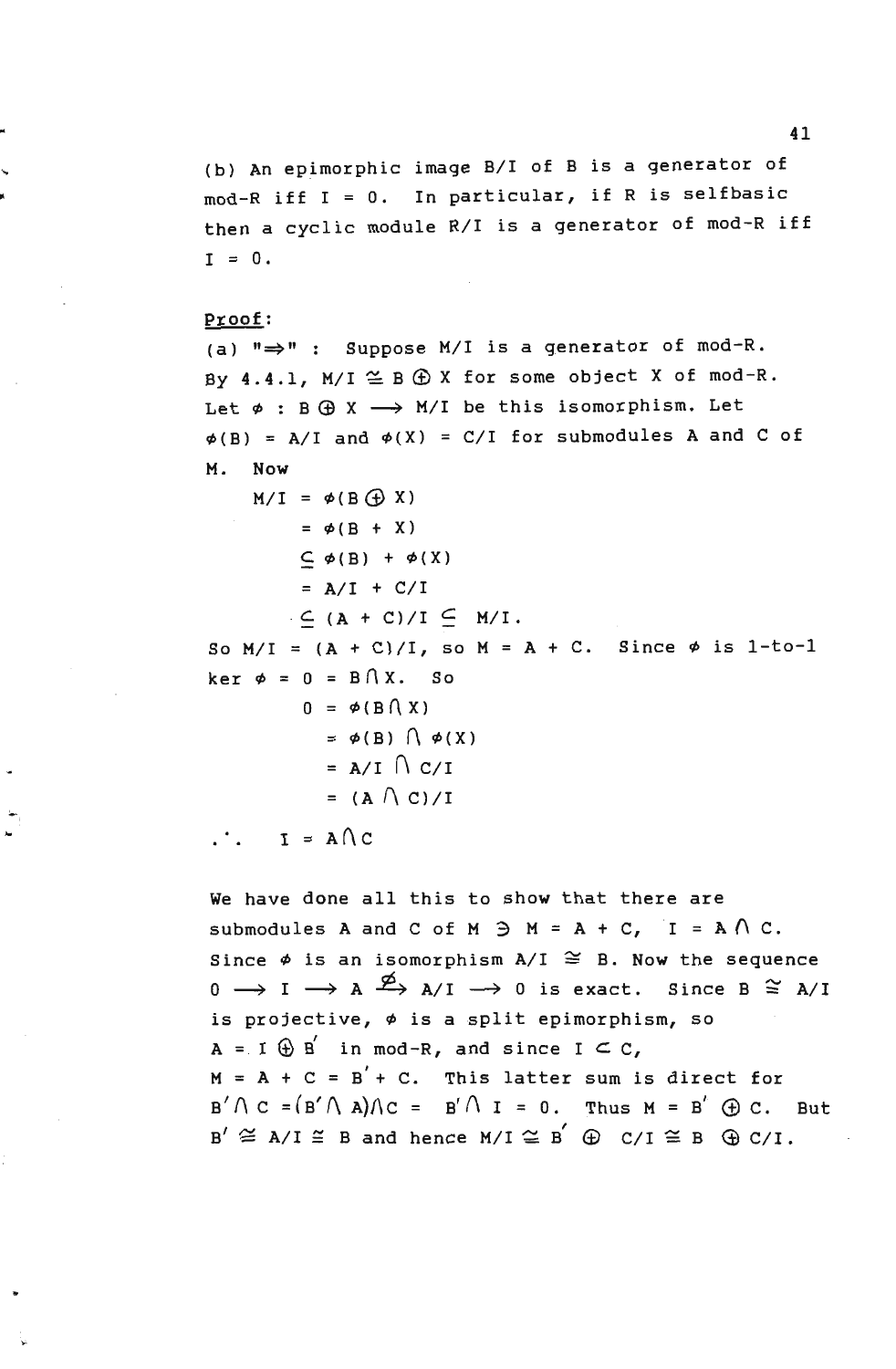(b) An epimorphic image $B/I$ of $B$ is a generator of mod-R iff $I = 0$. In particular, if $R$ is selfbasic then a cyclic module $R/I$ is a generator of mod-R iff $I = 0$.

Proof:

(a) "$\Rightarrow$" : Suppose $M/I$ is a generator of mod-R. By 4.4.1, $M/I \cong B \oplus X$ for some object $X$ of mod-R. Let $\phi : B \oplus X \longrightarrow M/I$ be this isomorphism. Let $\phi(B) = A/I$ and $\phi(X) = C/I$ for submodules $A$ and $C$ of $M$. Now

$$
\begin{aligned}
M/I &= \phi(B \oplus X) \\
&= \phi(B + X) \\
&\subseteq \phi(B) + \phi(X) \\
&= A/I + C/I \\
&\subseteq (A + C)/I \subseteq M/I.
\end{aligned}
$$

So $M/I = (A + C)/I$, so $M = A + C$. Since $\phi$ is 1-to-1 $\ker \phi = 0 = B \cap X$. So

$$
\begin{aligned}
0 &= \phi(B \cap X) \\
&= \phi(B) \cap \phi(X) \\
&= A/I \cap C/I \\
&= (A \cap C)/I
\end{aligned}
$$

$\therefore \quad I = A \cap C$

We have done all this to show that there are submodules $A$ and $C$ of $M \ni M = A + C$, $I = A \cap C$. Since $\phi$ is an isomorphism $A/I \cong B$. Now the sequence $0 \longrightarrow I \longrightarrow A \xrightarrow{\not\phi} A/I \longrightarrow 0$ is exact. Since $B \cong A/I$ is projective, $\phi$ is a split epimorphism, so $A = I \oplus B'$ in mod-R, and since $I \subset C$, $M = A + C = B' + C$. This latter sum is direct for $B' \cap C = (B' \cap A) \cap C = B' \cap I = 0$. Thus $M = B' \oplus C$. But $B' \cong A/I \cong B$ and hence $M/I \cong B' \oplus C/I \cong B \oplus C/I$.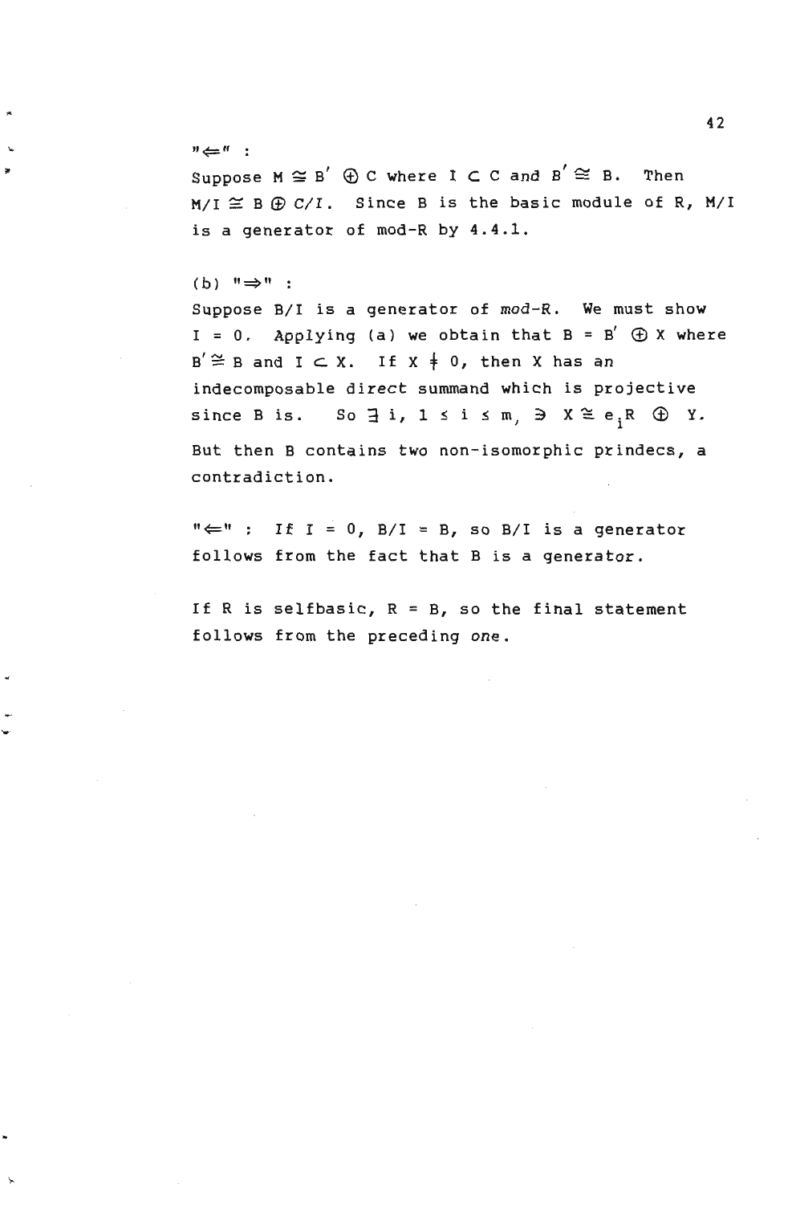"$\Leftarrow$" :

Suppose $M \cong B' \oplus C$ where $I \subset C$ and $B' \cong B$. Then $M/I \cong B \oplus C/I$. Since B is the basic module of R, M/I is a generator of mod-R by 4.4.1.

(b) "$\Rightarrow$" :

Suppose B/I is a generator of *mod*-R. We must show $I = 0$. Applying (a) we obtain that $B = B' \oplus X$ where $B' \cong B$ and $I \subset X$. If $X \neq 0$, then X has an indecomposable direct summand which is projective since B is. So $\exists\, i$, $1 \leq i \leq m$, $\ni$ $X \cong e_iR \oplus Y$. But then B contains two non-isomorphic prindecs, a contradiction.

"$\Leftarrow$" : If $I = 0$, $B/I = B$, so B/I is a generator follows from the fact that B is a generator.

If R is selfbasic, R = B, so the final statement follows from the preceding one.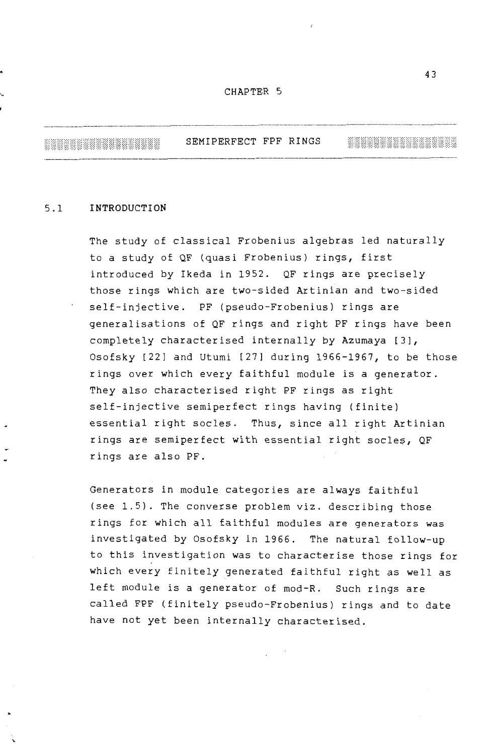# CHAPTER 5

## SEMIPERFECT FPF RINGS

### 5.1 INTRODUCTION

The study of classical Frobenius algebras led naturally to a study of QF (quasi Frobenius) rings, first introduced by Ikeda in 1952. QF rings are precisely those rings which are two-sided Artinian and two-sided self-injective. PF (pseudo-Frobenius) rings are generalisations of QF rings and right PF rings have been completely characterised internally by Azumaya [3], Osofsky [22] and Utumi [27] during 1966-1967, to be those rings over which every faithful module is a generator. They also characterised right PF rings as right self-injective semiperfect rings having (finite) essential right socles. Thus, since all right Artinian rings are semiperfect with essential right socles, QF rings are also PF.

Generators in module categories are always faithful (see 1.5). The converse problem viz. describing those rings for which all faithful modules are generators was investigated by Osofsky in 1966. The natural follow-up to this investigation was to characterise those rings for which every finitely generated faithful right as well as left module is a generator of mod-R. Such rings are called FPF (finitely pseudo-Frobenius) rings and to date have not yet been internally characterised.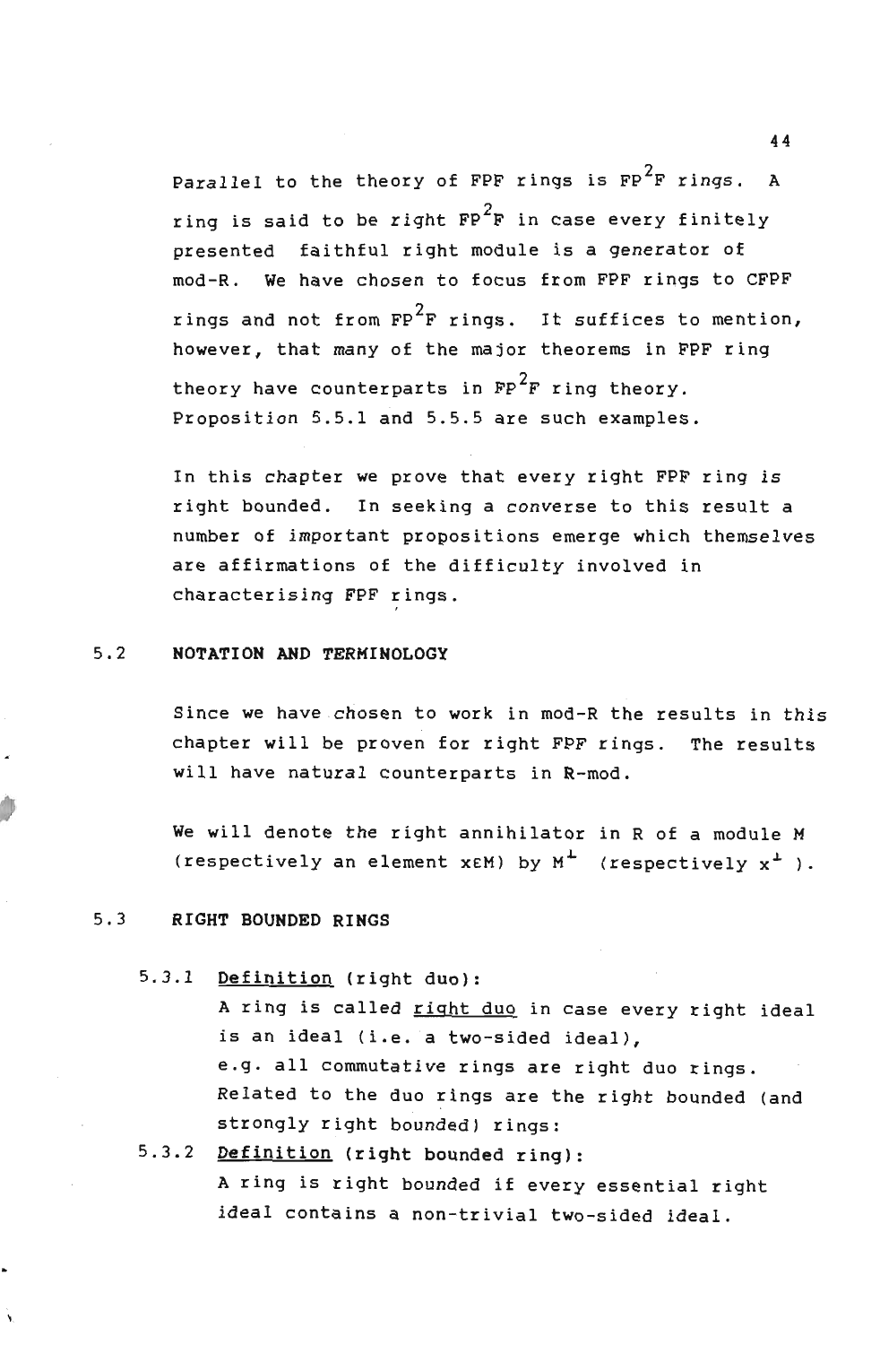Parallel to the theory of FPF rings is $FP^2F$ rings. A ring is said to be *right* $FP^2F$ in case every finitely presented faithful right module is a generator of mod-R. We have chosen to focus from FPF rings to CFPF rings and not from $FP^2F$ rings. It suffices to mention, however, that many of the major theorems in FPF ring theory have counterparts in $FP^2F$ ring theory. Proposition 5.5.1 and 5.5.5 are such examples.

In this chapter we prove that every right FPF ring is right bounded. In seeking a converse to this result a number of important propositions emerge which themselves are affirmations of the difficulty involved in characterising FPF rings.

## 5.2 NOTATION AND TERMINOLOGY

Since we have chosen to work in mod-R the results in this chapter will be proven for right FPF rings. The results will have natural counterparts in R-mod.

We will denote the right annihilator in R of a module $M$ (respectively an element $x \in M$) by $M^{\perp}$ (respectively $x^{\perp}$).

## 5.3 RIGHT BOUNDED RINGS

5.3.1 Definition (right duo):
A ring is called right duo in case every right ideal is an ideal (i.e. a two-sided ideal),
e.g. all commutative rings are right duo rings.
Related to the duo rings are the right bounded (and strongly right bounded) rings:

5.3.2 Definition (right bounded ring):
A ring is right bounded if every essential right ideal contains a non-trivial two-sided ideal.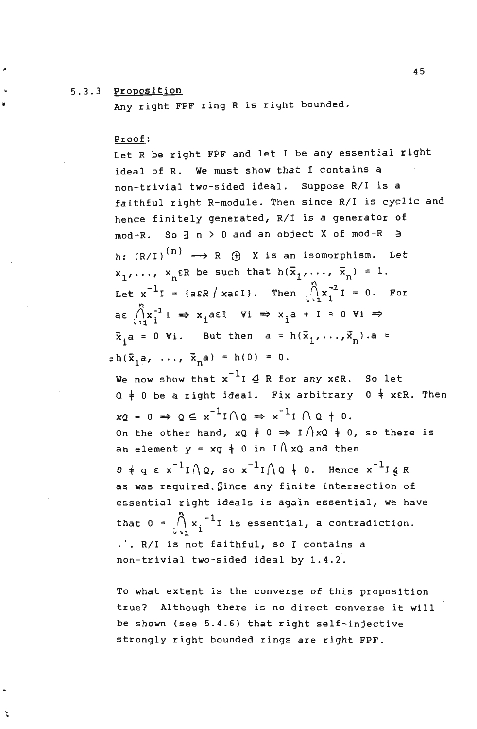5.3.3 Proposition

Any right FPF ring R is right bounded.

Proof:

Let R be right FPF and let I be any essential right ideal of R. We must show that I contains a non-trivial two-sided ideal. Suppose R/I is a faithful right R-module. Then since R/I is cyclic and hence finitely generated, R/I is a generator of mod-R. So $\exists$ n > 0 and an object X of mod-R $\ni$ $h: (R/I)^{(n)} \longrightarrow R \oplus X$ is an isomorphism. Let $x_1, \ldots, x_n \in R$ be such that $h(\bar{x}_1, \ldots, \bar{x}_n) = 1$. Let $x^{-1}I = \{a \in R \mid xa \in I\}$. Then $\bigcap_{i=1}^{n} x_i^{-1}I = 0$. For $a \in \bigcap_{i=1}^{n} x_i^{-1}I \Rightarrow x_i a \in I \ \forall i \Rightarrow x_i a + I = 0 \ \forall i \Rightarrow \bar{x}_i a = 0 \ \forall i$. But then $a = h(\bar{x}_1, \ldots, \bar{x}_n).a = h(\bar{x}_1 a, \ldots, \bar{x}_n a) = h(0) = 0$.

We now show that $x^{-1}I \trianglelefteq R$ for any $x \in R$. So let $Q \neq 0$ be a right ideal. Fix arbitrary $0 \neq x \in R$. Then $xQ = 0 \Rightarrow Q \subseteq x^{-1}I \cap Q \Rightarrow x^{-1}I \cap Q \neq 0$.

On the other hand, $xQ \neq 0 \Rightarrow I \cap xQ \neq 0$, so there is an element $y = xq \neq 0$ in $I \cap xQ$ and then $0 \neq q \in x^{-1}I \cap Q$, so $x^{-1}I \cap Q \neq 0$. Hence $x^{-1}I \trianglelefteq R$ as was required. Since any finite intersection of essential right ideals is again essential, we have that $0 = \bigcap_{i=1}^{n} x_i^{-1}I$ is essential, a contradiction.

$\therefore$ R/I is not faithful, so I contains a non-trivial two-sided ideal by 1.4.2.

To what extent is the converse of this proposition true? Although there is no direct converse it will be shown (see 5.4.6) that right self-injective strongly right bounded rings are right FPF.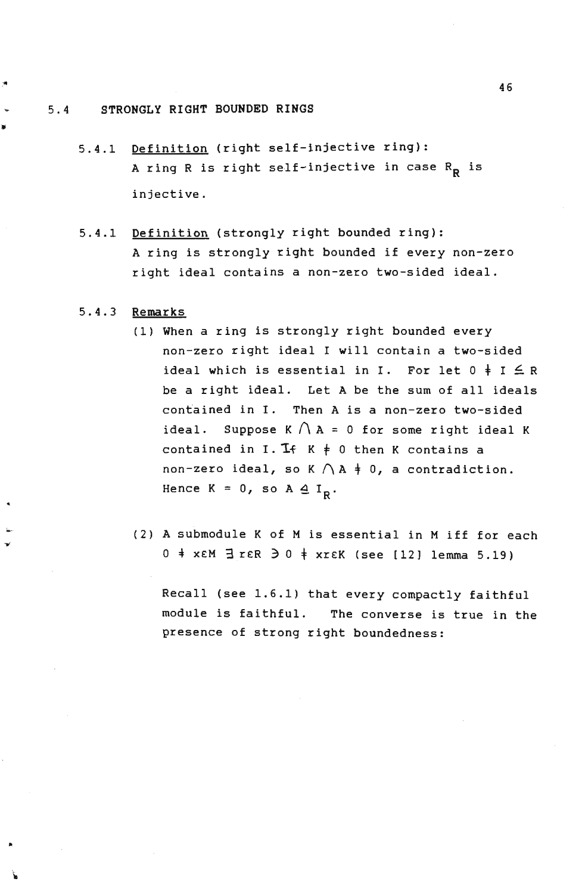## 5.4 STRONGLY RIGHT BOUNDED RINGS

5.4.1 Definition (right self-injective ring):
A ring R is right self-injective in case $R_R$ is injective.

5.4.1 Definition (strongly right bounded ring):
A ring is strongly right bounded if every non-zero right ideal contains a non-zero two-sided ideal.

5.4.3 Remarks

(1) When a ring is strongly right bounded every non-zero right ideal I will contain a two-sided ideal which is essential in I. For let $0 \neq I \leq R$ be a right ideal. Let A be the sum of all ideals contained in I. Then A is a non-zero two-sided ideal. Suppose $K \cap A = 0$ for some right ideal K contained in I. If $K \neq 0$ then K contains a non-zero ideal, so $K \cap A \neq 0$, a contradiction. Hence $K = 0$, so $A \trianglelefteq I_R$.

(2) A submodule K of M is essential in M iff for each $0 \neq x \in M \; \exists \, r \in R \ni 0 \neq xr \in K$ (see [12] lemma 5.19)

Recall (see 1.6.1) that every compactly faithful module is faithful. The converse is true in the presence of strong right boundedness: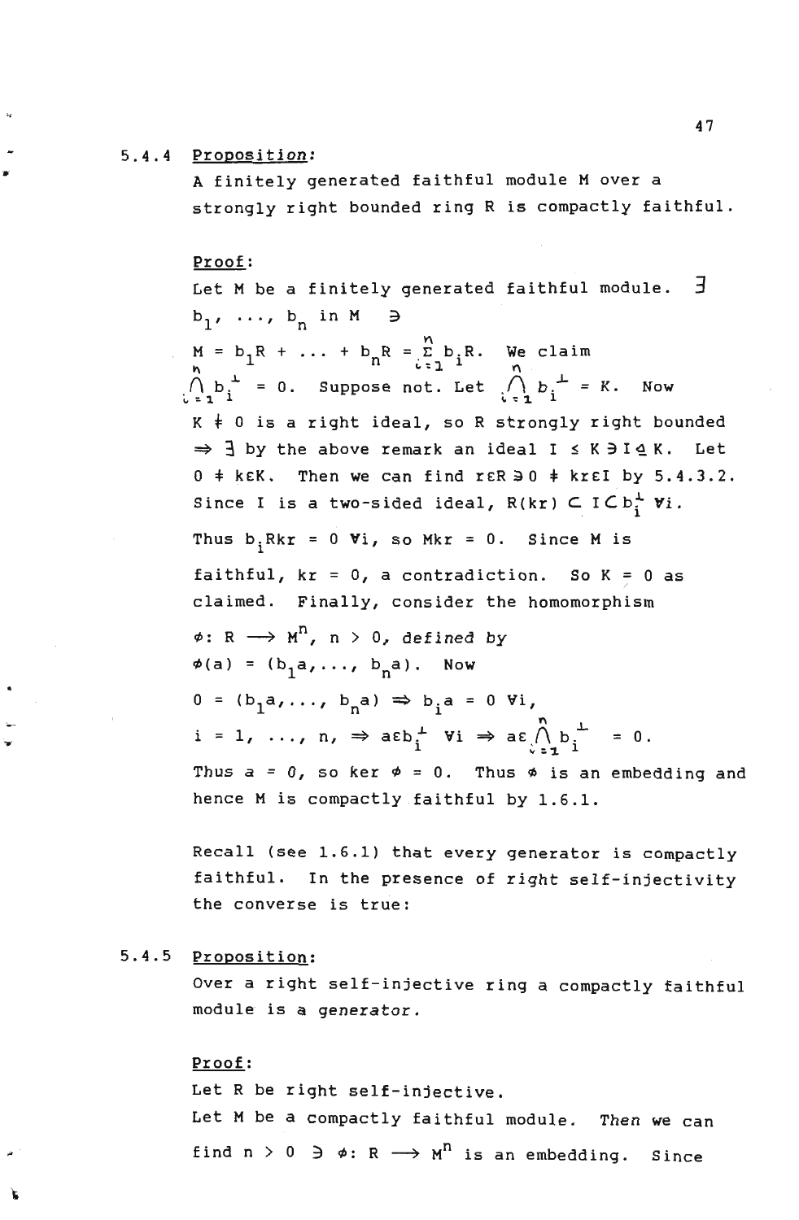5.4.4 Proposition:

A finitely generated faithful module M over a strongly right bounded ring R is compactly faithful.

Proof:

Let M be a finitely generated faithful module. $\exists$ $b_1, \ldots, b_n$ in M $\ni$ $M = b_1R + \ldots + b_nR = \sum_{i=1}^{n} b_iR$. We claim $\bigcap_{i=1}^{n} b_i^{\perp} = 0$. Suppose not. Let $\bigcap_{i=1}^{n} b_i^{\perp} = K$. Now $K \neq 0$ is a right ideal, so R strongly right bounded $\Rightarrow$ $\exists$ by the above remark an ideal $I \leq K \ni I \trianglelefteq K$. Let $0 \neq k \in K$. Then we can find $r \in R \ni 0 \neq kr \in I$ by 5.4.3.2. Since I is a two-sided ideal, $R(kr) \subset I \subset b_i^{\perp}$ $\forall i$. Thus $b_iRkr = 0$ $\forall i$, so $Mkr = 0$. Since M is faithful, $kr = 0$, a contradiction. So $K = 0$ as claimed. Finally, consider the homomorphism $\phi: R \longrightarrow M^n$, $n > 0$, defined by $\phi(a) = (b_1a, \ldots, b_na)$. Now $0 = (b_1a, \ldots, b_na) \Rightarrow b_ia = 0$ $\forall i$, $i = 1, \ldots, n$, $\Rightarrow a \in b_i^{\perp}$ $\forall i$ $\Rightarrow a \in \bigcap_{i=1}^{n} b_i^{\perp} = 0$. Thus $a = 0$, so $\ker \phi = 0$. Thus $\phi$ is an embedding and hence M is compactly faithful by 1.6.1.

Recall (see 1.6.1) that every generator is compactly faithful. In the presence of *right* self-injectivity the converse is true:

5.4.5 Proposition:

Over a right self-injective ring a compactly faithful module is a *generator*.

Proof:

Let R be right self-injective.
Let M be a compactly faithful module. *Then* we can find $n > 0 \ni \phi: R \longrightarrow M^n$ is an embedding. Since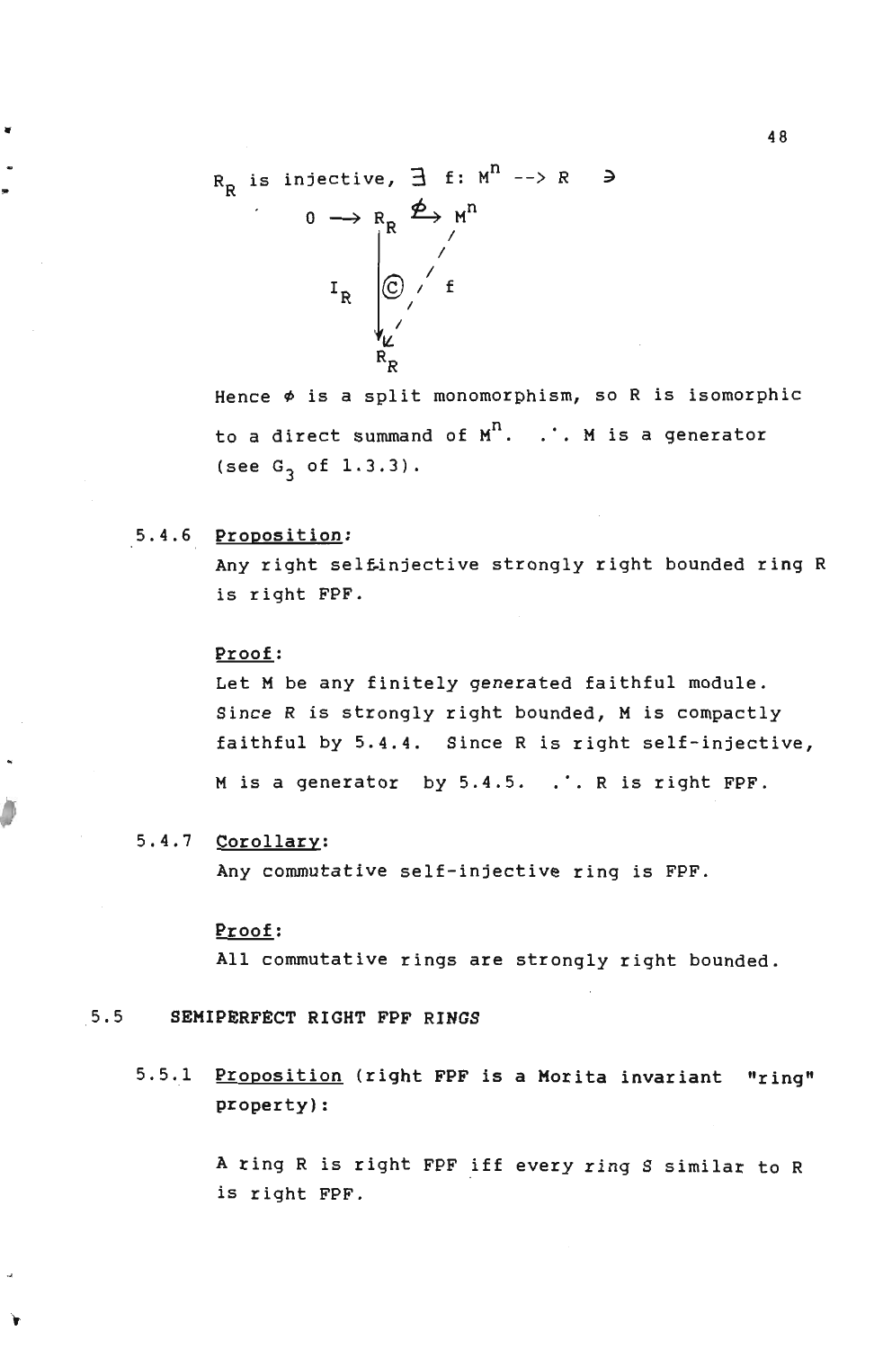$R_R$ is injective, $\exists$ $f: M^n \dashrightarrow R$ $\ni$

$$\begin{array}{ccc} 0 \longrightarrow R_R & \xrightarrow{\phi} & M^n \\ \Big\downarrow I_R & \text{(C)} & \swarrow f \\ R_R & & \end{array}$$

Hence $\phi$ is a split monomorphism, so R is isomorphic to a direct summand of $M^n$. $\therefore$ M is a generator (see $G_3$ of 1.3.3).

5.4.6 Proposition:

Any right selfinjective strongly right bounded ring R is right FPF.

Proof:

Let M be any finitely generated faithful module. Since R is strongly right bounded, M is compactly faithful by 5.4.4. Since R is right self-injective, M is a generator by 5.4.5. $\therefore$ R is right FPF.

5.4.7 Corollary:

Any commutative self-injective ring is FPF.

Proof:

All commutative rings are strongly right bounded.

## 5.5 SEMIPERFECT RIGHT FPF RINGS

5.5.1 Proposition (right FPF is a Morita invariant "ring" property):

A ring R is right FPF iff every ring S similar to R is right FPF.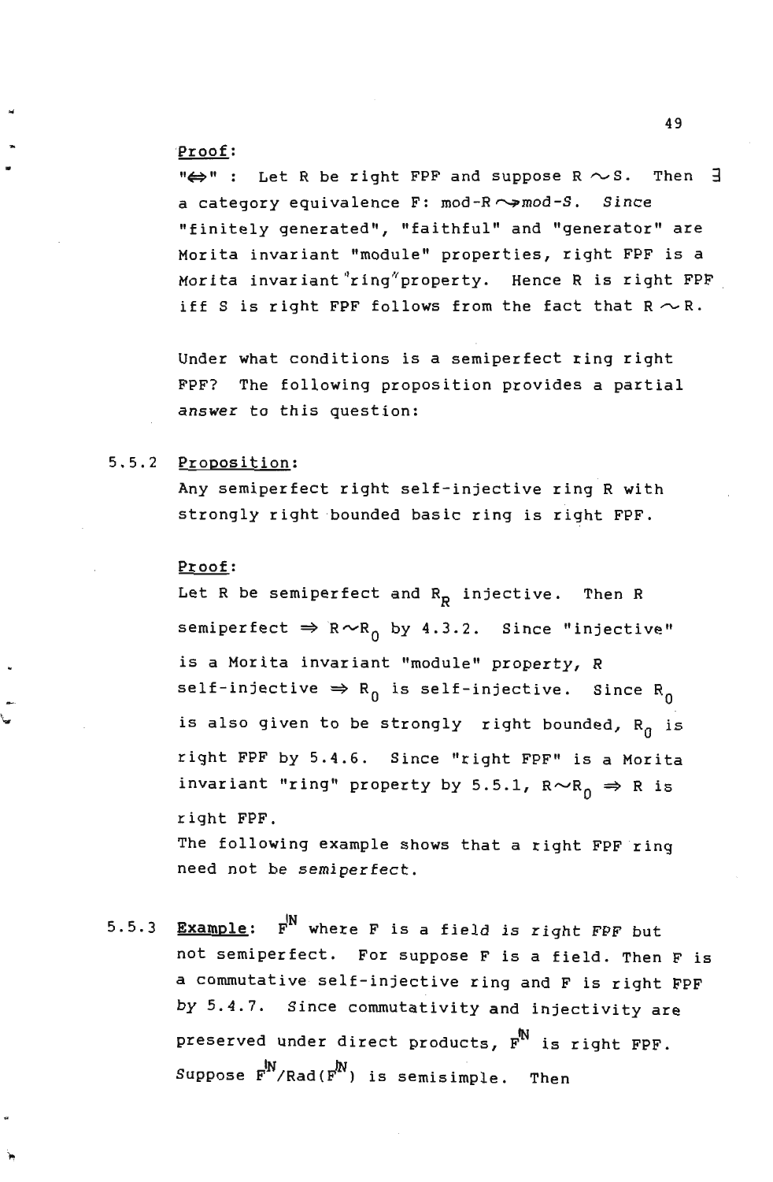Proof:

"$\Leftrightarrow$" : Let R be right FPF and suppose $R \sim S$. Then $\exists$ a category equivalence F: mod-R $\rightsquigarrow$ mod-S. Since "finitely generated", "faithful" and "generator" are Morita invariant "module" properties, right FPF is a Morita invariant "ring" property. Hence R is right FPF iff S is right FPF follows from the fact that $R \sim R$.

Under what conditions is a semiperfect ring right FPF? The following proposition provides a partial answer to this question:

5.5.2 Proposition:

Any semiperfect right self-injective ring R with strongly right bounded basic ring is right FPF.

Proof:

Let R be semiperfect and $R_R$ injective. Then R semiperfect $\Rightarrow R \sim R_0$ by 4.3.2. Since "injective" is a Morita invariant "module" property, R self-injective $\Rightarrow R_0$ is self-injective. Since $R_0$ is also given to be strongly right bounded, $R_0$ is right FPF by 5.4.6. Since "right FPF" is a Morita invariant "ring" property by 5.5.1, $R \sim R_0 \Rightarrow$ R is right FPF.

The following example shows that a right FPF ring need not be *semiperfect*.

5.5.3 **Example**: $F^{\mathbb{N}}$ where F is a field is right FPF but not semiperfect. For suppose F is a field. Then F is a commutative self-injective ring and F is right FPF by 5.4.7. Since commutativity and injectivity are preserved under direct products, $F^{\mathbb{N}}$ is right FPF. Suppose $F^{\mathbb{N}}/\mathrm{Rad}(F^{\mathbb{N}})$ is semisimple. Then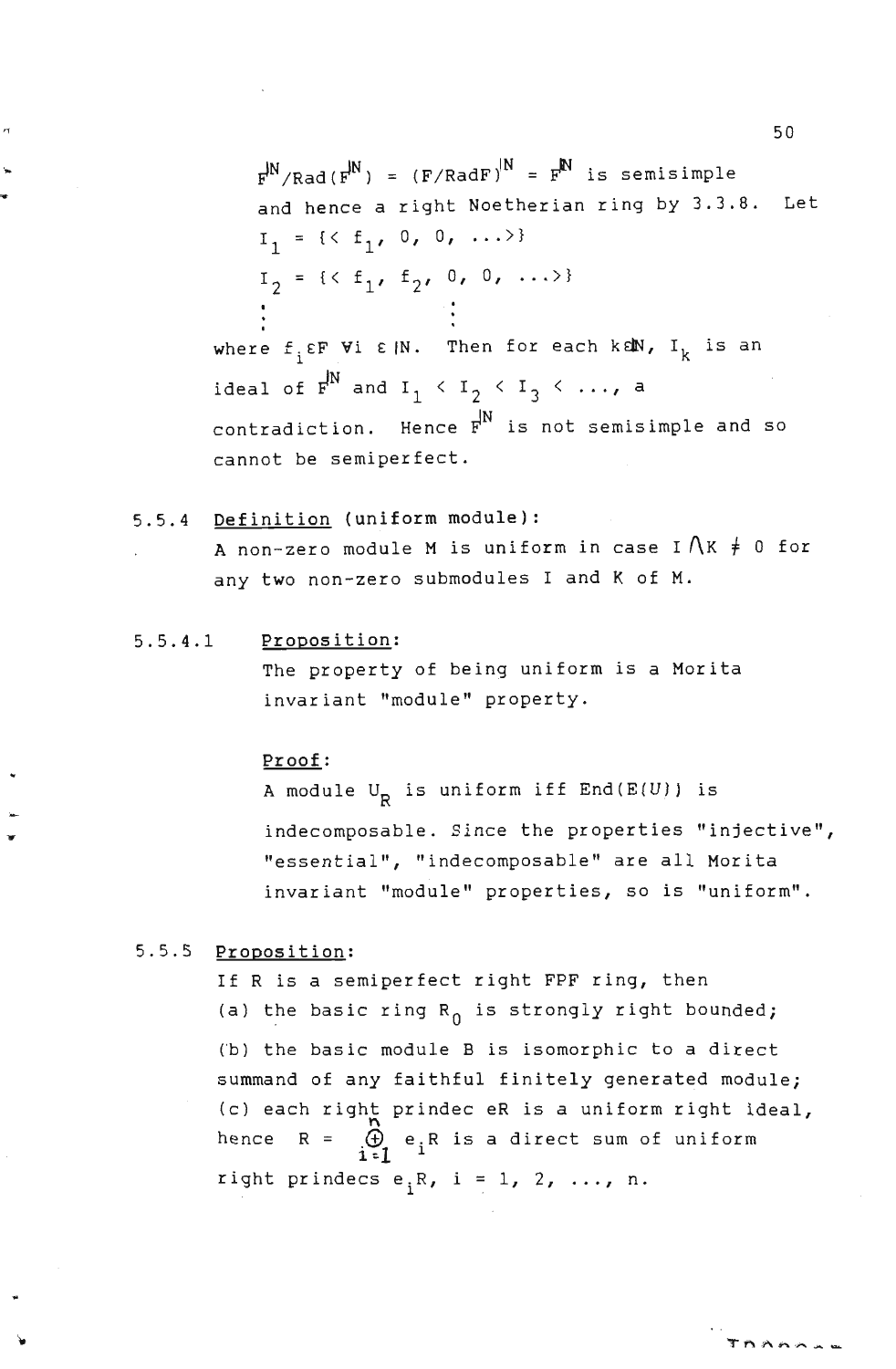$F^{\mathbb{N}}/\text{Rad}(F^{\mathbb{N}}) = (F/\text{Rad}F)^{\mathbb{N}} = F^{\mathbb{N}}$ is semisimple and hence a right Noetherian ring by 3.3.8. Let

$I_1 = \{< f_1, 0, 0, \ldots >\}$

$I_2 = \{< f_1, f_2, 0, 0, \ldots >\}$

$\vdots \qquad \vdots$

where $f_i \in F \ \forall i \in \mathbb{N}$. Then for each $k \in \mathbb{N}$, $I_k$ is an ideal of $F^{\mathbb{N}}$ and $I_1 < I_2 < I_3 < \ldots$, a contradiction. Hence $F^{\mathbb{N}}$ is not semisimple and so cannot be semiperfect.

5.5.4 Definition (uniform module):

A non-zero module $M$ is uniform in case $I \cap K \neq 0$ for any two non-zero submodules $I$ and $K$ of $M$.

5.5.4.1 Proposition:

The property of being uniform is a Morita invariant "module" property.

Proof:

A module $U_R$ is uniform iff $\text{End}(E(U))$ is indecomposable. Since the properties "injective", "essential", "indecomposable" are all Morita invariant "module" properties, so is "uniform".

5.5.5 Proposition:

If $R$ is a semiperfect right FPF ring, then

(a) the basic ring $R_0$ is strongly right bounded;

(b) the basic module $B$ is isomorphic to a direct summand of any faithful finitely generated module;

(c) each right prindec $eR$ is a uniform right ideal, hence $R = \bigoplus_{i=1}^{n} e_iR$ is a direct sum of uniform right prindecs $e_iR$, $i = 1, 2, \ldots, n$.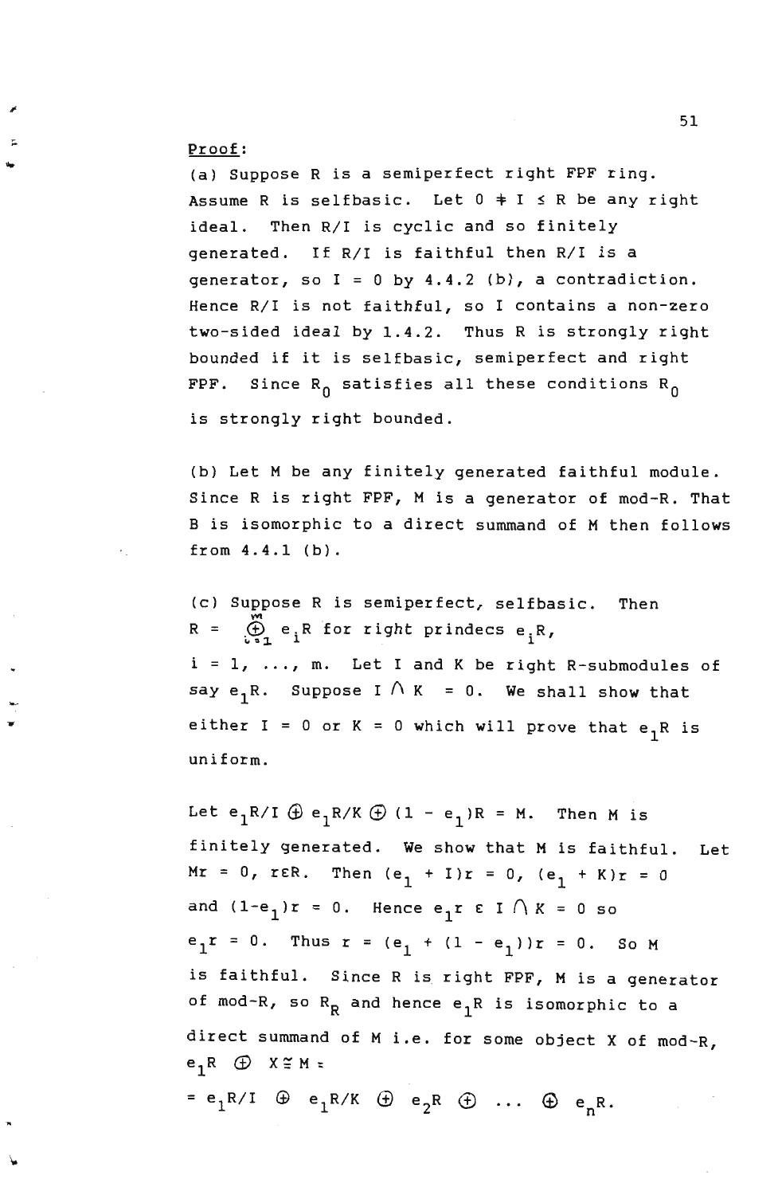Proof:

(a) Suppose R is a semiperfect right FPF ring. Assume R is selfbasic. Let $0 \neq I \leq R$ be any right ideal. Then R/I is cyclic and so finitely generated. If R/I is faithful then R/I is a generator, so I = 0 by 4.4.2 (b), a contradiction. Hence R/I is not faithful, so I contains a non-zero two-sided ideal by 1.4.2. Thus R is strongly right bounded if it is selfbasic, semiperfect and right FPF. Since $R_0$ satisfies all these conditions $R_0$ is strongly right bounded.

(b) Let M be any finitely generated faithful module. Since R is right FPF, M is a generator of mod-R. That B is isomorphic to a direct summand of M then follows from 4.4.1 (b).

(c) Suppose R is semiperfect, selfbasic. Then $R = \bigoplus_{i=1}^{m} e_i R$ for right prindecs $e_i R$, $i = 1, \ldots, m$. Let I and K be right R-submodules of say $e_1 R$. Suppose $I \cap K = 0$. We shall show that either I = 0 or K = 0 which will prove that $e_1 R$ is uniform.

Let $e_1 R/I \oplus e_1 R/K \oplus (1 - e_1)R = M$. Then M is finitely generated. We show that M is faithful. Let $Mr = 0$, $r \in R$. Then $(e_1 + I)r = 0$, $(e_1 + K)r = 0$ and $(1-e_1)r = 0$. Hence $e_1 r \in I \cap K = 0$ so $e_1 r = 0$. Thus $r = (e_1 + (1 - e_1))r = 0$. So M is faithful. Since R is right FPF, M is a generator of mod-R, so $R_R$ and hence $e_1 R$ is isomorphic to a direct summand of M i.e. for some object X of mod-R, $e_1 R \oplus X \cong M =$

$= e_1 R/I \oplus e_1 R/K \oplus e_2 R \oplus \ldots \oplus e_n R.$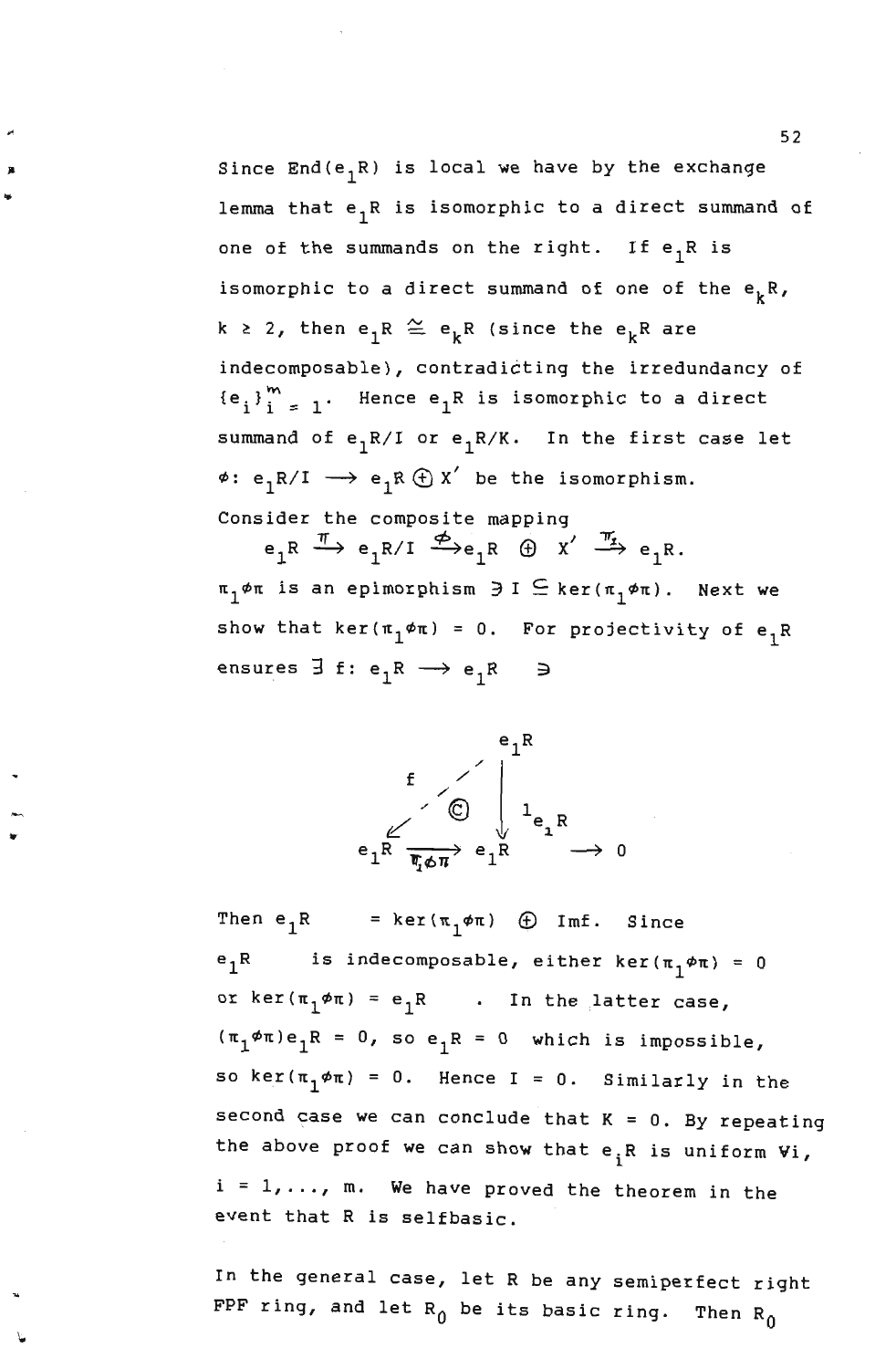Since $\text{End}(e_1R)$ is local we have by the exchange lemma that $e_1R$ is isomorphic to a direct summand of one of the summands on the right. If $e_1R$ is isomorphic to a direct summand of one of the $e_kR$, $k \geq 2$, then $e_1R \cong e_kR$ (since the $e_kR$ are indecomposable), contradicting the irredundancy of $\{e_i\}_{i=1}^{m}$. Hence $e_1R$ is isomorphic to a direct summand of $e_1R/I$ or $e_1R/K$. In the first case let $\phi: e_1R/I \longrightarrow e_1R \oplus X'$ be the isomorphism.

Consider the composite mapping

$$e_1R \xrightarrow{\pi} e_1R/I \xrightarrow{\phi} e_1R \oplus X' \xrightarrow{\pi_1} e_1R.$$

$\pi_1\phi\pi$ is an epimorphism $\ni I \subseteq \ker(\pi_1\phi\pi)$. Next we show that $\ker(\pi_1\phi\pi) = 0$. For projectivity of $e_1R$ ensures $\exists\ f: e_1R \longrightarrow e_1R \ \ni$

$$\begin{array}{ccc} & & e_1R \\ & \swarrow^{f} \ \textcircled{c} & \downarrow 1_{e_1R} \\ e_1R & \xrightarrow[\pi_1\phi\pi]{} & e_1R \longrightarrow 0 \end{array}$$

Then $e_1R = \ker(\pi_1\phi\pi) \oplus \text{Im}f$. Since $e_1R$ is indecomposable, either $\ker(\pi_1\phi\pi) = 0$ or $\ker(\pi_1\phi\pi) = e_1R$. In the latter case, $(\pi_1\phi\pi)e_1R = 0$, so $e_1R = 0$ which is impossible, so $\ker(\pi_1\phi\pi) = 0$. Hence $I = 0$. Similarly in the second case we can conclude that $K = 0$. By repeating the above proof we can show that $e_iR$ is uniform $\forall i$, $i = 1, \ldots, m$. We have proved the theorem in the event that $R$ is selfbasic.

In the general case, let $R$ be any semiperfect right FPF ring, and let $R_0$ be its basic ring. Then $R_0$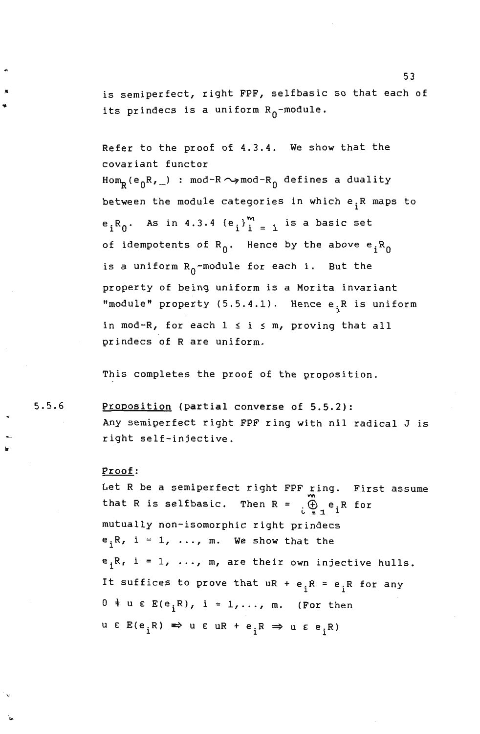is semiperfect, right FPF, selfbasic so that each of its prindecs is a uniform $R_0$-module.

Refer to the proof of 4.3.4. We show that the covariant functor $\mathrm{Hom}_R(e_0R, \_) : \text{mod-}R \rightsquigarrow \text{mod-}R_0$ defines a duality between the module categories in which $e_iR$ maps to $e_iR_0$. As in 4.3.4 $\{e_i\}_{i=1}^{m}$ is a basic set of idempotents of $R_0$. Hence by the above $e_iR_0$ is a uniform $R_0$-module for each i. But the property of being uniform is a Morita invariant "module" property (5.5.4.1). Hence $e_iR$ is uniform in mod-R, for each $1 \leq i \leq m$, proving that all prindecs of R are uniform.

This completes the proof of the proposition.

5.5.6 **Proposition** (partial converse of 5.5.2):
Any semiperfect right FPF ring with nil radical J is right self-injective.

**Proof:**

Let R be a semiperfect right FPF ring. First assume that R is selfbasic. Then $R = \bigoplus_{i=1}^{m} e_iR$ for mutually non-isomorphic right prindecs $e_iR$, $i = 1, \ldots, m$. We show that the $e_iR$, $i = 1, \ldots, m$, are their own injective hulls. It suffices to prove that $uR + e_iR = e_iR$ for any $0 \neq u \in E(e_iR)$, $i = 1, \ldots, m$. (For then $u \in E(e_iR) \Rightarrow u \in uR + e_iR \Rightarrow u \in e_iR$)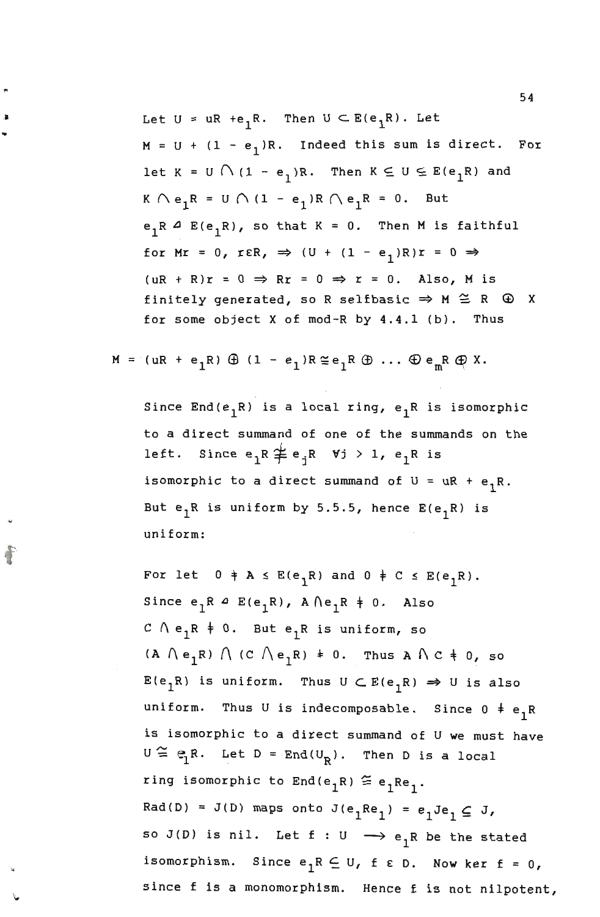Let $U = uR + e_1R$. Then $U \subset E(e_1R)$. Let $M = U + (1 - e_1)R$. Indeed this sum is direct. For let $K = U \cap (1 - e_1)R$. Then $K \subseteq U \subseteq E(e_1R)$ and $K \cap e_1R = U \cap (1 - e_1)R \cap e_1R = 0$. But $e_1R \trianglelefteq E(e_1R)$, so that $K = 0$. Then $M$ is faithful for $Mr = 0$, $r \in R$, $\Rightarrow (U + (1 - e_1)R)r = 0 \Rightarrow (uR + R)r = 0 \Rightarrow Rr = 0 \Rightarrow r = 0$. Also, $M$ is finitely generated, so $R$ selfbasic $\Rightarrow M \cong R \oplus X$ for some object $X$ of mod-$R$ by 4.4.1 (b). Thus

$$M = (uR + e_1R) \oplus (1 - e_1)R \cong e_1R \oplus \ldots \oplus e_mR \oplus X.$$

Since $\mathrm{End}(e_1R)$ is a local ring, $e_1R$ is isomorphic to a direct summand of one of the summands on the left. Since $e_1R \ncong e_jR$ $\forall j > 1$, $e_1R$ is isomorphic to a direct summand of $U = uR + e_1R$. But $e_1R$ is uniform by 5.5.5, hence $E(e_1R)$ is uniform:

For let $0 \neq A \leq E(e_1R)$ and $0 \neq C \leq E(e_1R)$. Since $e_1R \trianglelefteq E(e_1R)$, $A \cap e_1R \neq 0$. Also $C \cap e_1R \neq 0$. But $e_1R$ is uniform, so $(A \cap e_1R) \cap (C \cap e_1R) \neq 0$. Thus $A \cap C \neq 0$, so $E(e_1R)$ is uniform. Thus $U \subset E(e_1R) \Rightarrow U$ is also uniform. Thus $U$ is indecomposable. Since $0 \neq e_1R$ is isomorphic to a direct summand of $U$ we must have $U \cong e_1R$. Let $D = \mathrm{End}(U_R)$. Then $D$ is a local ring isomorphic to $\mathrm{End}(e_1R) \cong e_1Re_1$. $\mathrm{Rad}(D) = J(D)$ maps onto $J(e_1Re_1) = e_1Je_1 \subseteq J$, so $J(D)$ is nil. Let $f : U \longrightarrow e_1R$ be the stated isomorphism. Since $e_1R \subseteq U$, $f \in D$. Now $\ker f = 0$, since $f$ is a monomorphism. Hence $f$ is not nilpotent,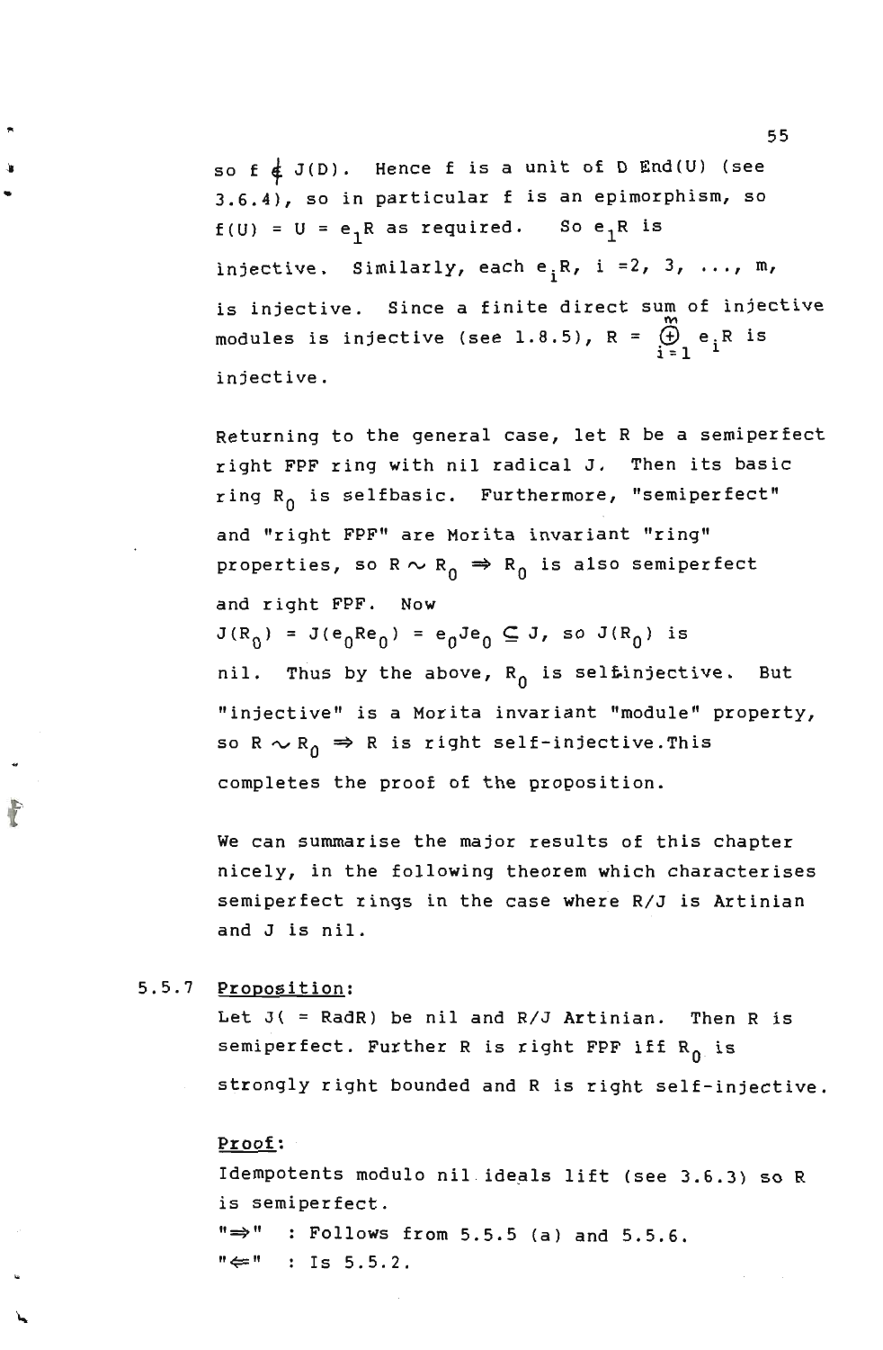so $f \notin J(D)$. Hence f is a unit of D End(U) (see 3.6.4), so in particular f is an epimorphism, so $f(U) = U = e_1R$ as required. So $e_1R$ is injective. Similarly, each $e_iR$, $i = 2, 3, \ldots, m$, is injective. Since a finite direct sum of injective modules is injective (see 1.8.5), $R = \bigoplus_{i=1}^{m} e_iR$ is injective.

Returning to the general case, let R be a semiperfect right FPF ring with nil radical J. Then its basic ring $R_0$ is selfbasic. Furthermore, "semiperfect" and "right FPF" are Morita invariant "ring" properties, so $R \sim R_0 \Rightarrow R_0$ is also semiperfect and right FPF. Now $J(R_0) = J(e_0Re_0) = e_0Je_0 \subseteq J$, so $J(R_0)$ is nil. Thus by the above, $R_0$ is selfinjective. But "injective" is a Morita invariant "module" property, so $R \sim R_0 \Rightarrow R$ is right self-injective. This completes the proof of the proposition.

We can summarise the major results of this chapter nicely, in the following theorem which characterises semiperfect rings in the case where R/J is Artinian and J is nil.

5.5.7 Proposition:

Let J( = RadR) be nil and R/J Artinian. Then R is semiperfect. Further R is right FPF iff $R_0$ is strongly right bounded and R is right self-injective.

Proof:

Idempotents modulo nil ideals lift (see 3.6.3) so R is semiperfect.

"$\Rightarrow$" : Follows from 5.5.5 (a) and 5.5.6.

"$\Leftarrow$" : Is 5.5.2.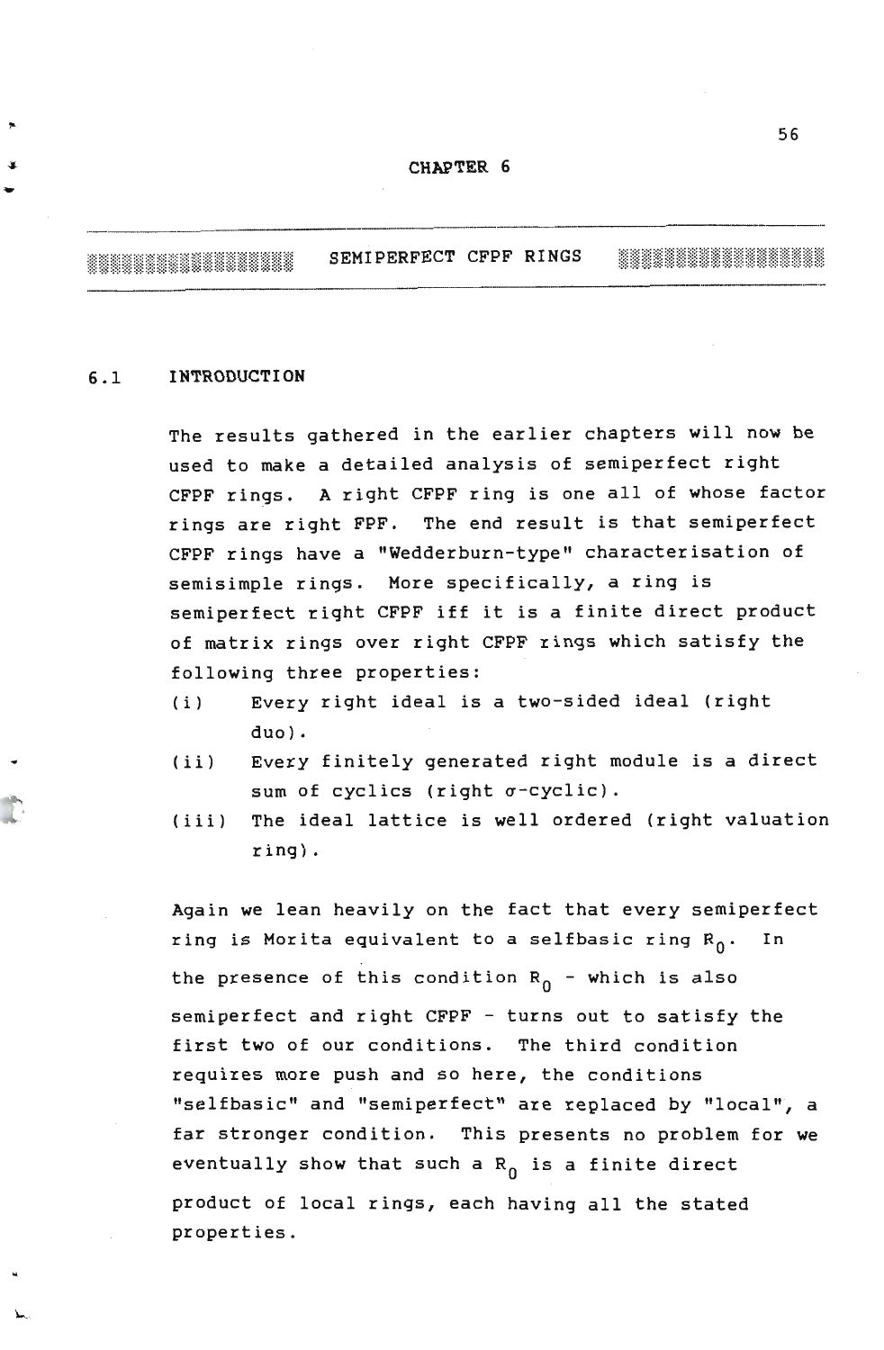# CHAPTER 6

## SEMIPERFECT CFPF RINGS

### 6.1 INTRODUCTION

The results gathered in the earlier chapters will now be used to make a detailed analysis of semiperfect right CFPF rings. A right CFPF ring is one all of whose factor rings are right FPF. The end result is that semiperfect CFPF rings have a "Wedderburn-type" characterisation of semisimple rings. More specifically, a ring is semiperfect right CFPF iff it is a finite direct product of matrix rings over right CFPF rings which satisfy the following three properties:

(i) Every right ideal is a two-sided ideal (right duo).

(ii) Every finitely generated right module is a direct sum of cyclics (right $\sigma$-cyclic).

(iii) The ideal lattice is well ordered (right valuation ring).

Again we lean heavily on the fact that every semiperfect ring is Morita equivalent to a selfbasic ring $R_0$. In the presence of this condition $R_0$ - which is also semiperfect and right CFPF - turns out to satisfy the first two of our conditions. The third condition requires more push and so here, the conditions "selfbasic" and "semiperfect" are replaced by "local", a far stronger condition. This presents no problem for we eventually show that such a $R_0$ is a finite direct product of local rings, each having all the stated properties.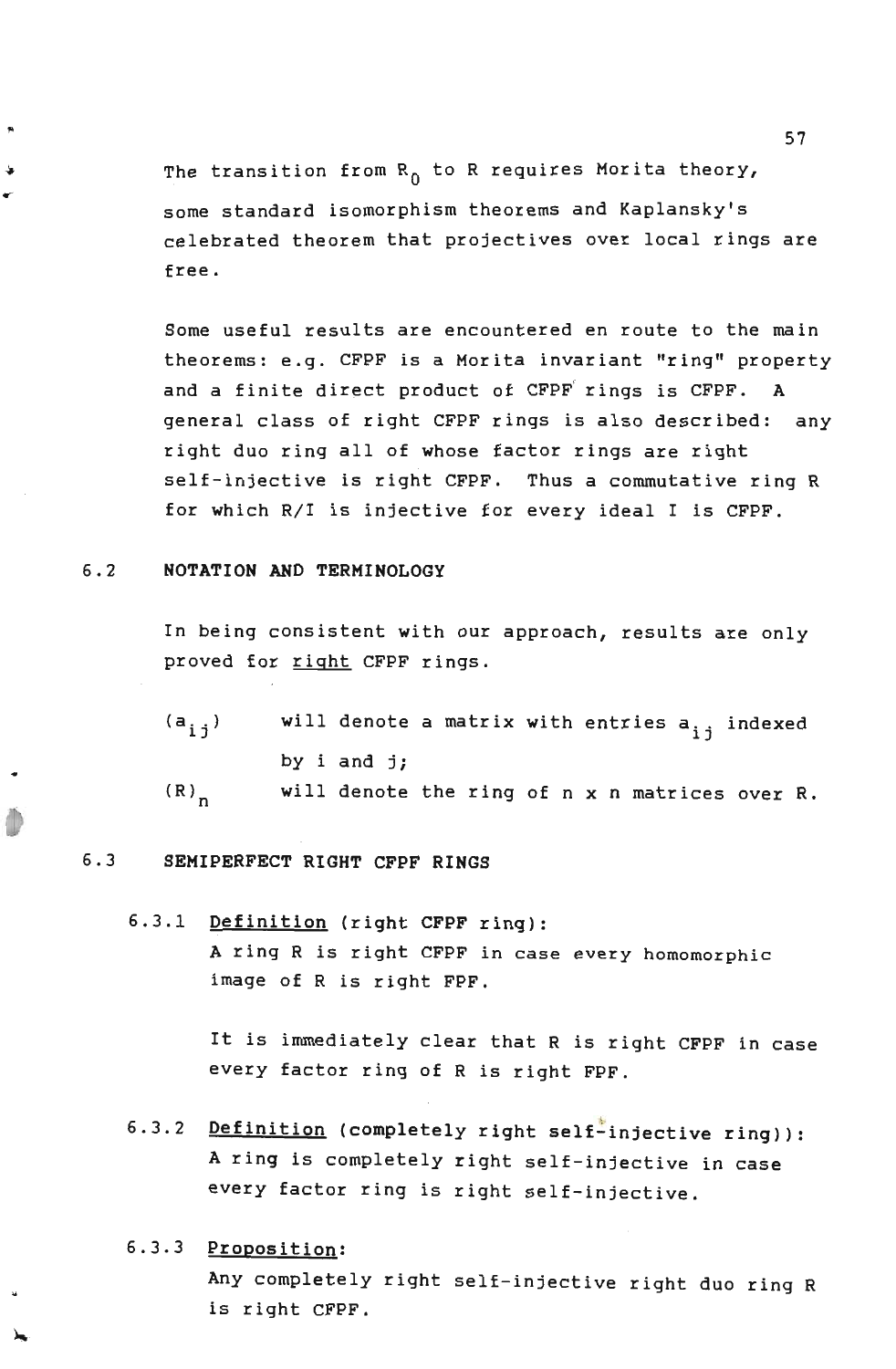The transition from $R_0$ to R requires Morita theory, some standard isomorphism theorems and Kaplansky's celebrated theorem that projectives over local rings are free.

Some useful results are encountered en route to the main theorems: e.g. CFPF is a Morita invariant "ring" property and a finite direct product of CFPF rings is CFPF. A general class of right CFPF rings is also described: any right duo ring all of whose factor rings are right self-injective is right CFPF. Thus a commutative ring R for which R/I is injective for every ideal I is CFPF.

## 6.2 NOTATION AND TERMINOLOGY

In being consistent with our approach, results are only proved for <u>right</u> CFPF rings.

$(a_{ij})$ will denote a matrix with entries $a_{ij}$ indexed by i and j;

$(R)_n$ will denote the ring of n x n matrices over R.

## 6.3 SEMIPERFECT RIGHT CFPF RINGS

6.3.1 <u>Definition</u> (right CFPF ring):
A ring R is right CFPF in case every homomorphic image of R is right FPF.

It is immediately clear that R is right CFPF in case every factor ring of R is right FPF.

6.3.2 <u>Definition</u> (completely right self-injective ring)):
A ring is completely right self-injective in case every factor ring is right self-injective.

6.3.3 <u>Proposition</u>:
Any completely right self-injective right duo ring R is right CFPF.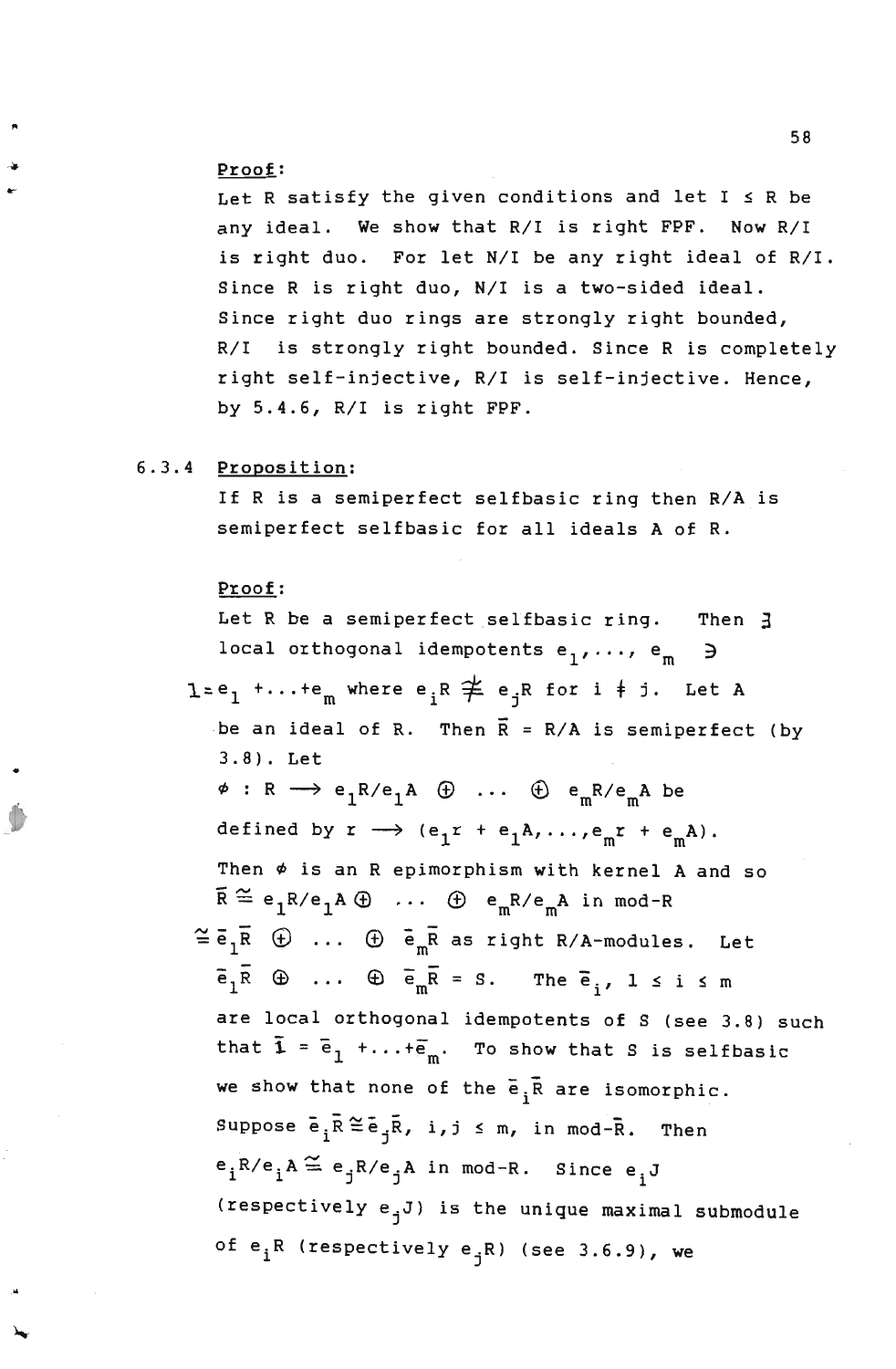**Proof:**

Let R satisfy the given conditions and let $I \leq R$ be any ideal. We show that R/I is right FPF. Now R/I is right duo. For let N/I be any right ideal of R/I. Since R is right duo, N/I is a two-sided ideal. Since right duo rings are strongly right bounded, R/I is strongly right bounded. Since R is completely right self-injective, R/I is self-injective. Hence, by 5.4.6, R/I is right FPF.

6.3.4 **Proposition:**

If R is a semiperfect selfbasic ring then R/A is semiperfect selfbasic for all ideals A of R.

**Proof:**

Let R be a semiperfect selfbasic ring. Then $\exists$ local orthogonal idempotents $e_1, \ldots, e_m \ni$ $1 = e_1 + \ldots + e_m$ where $e_i R \not\cong e_j R$ for $i \neq j$. Let A be an ideal of R. Then $\bar{R} = R/A$ is semiperfect (by 3.8). Let

$\phi : R \longrightarrow e_1R/e_1A \oplus \ldots \oplus e_mR/e_mA$ be defined by $r \longrightarrow (e_1 r + e_1 A, \ldots, e_m r + e_m A)$.

Then $\phi$ is an R epimorphism with kernel A and so $\bar{R} \cong e_1R/e_1A \oplus \ldots \oplus e_mR/e_mA$ in mod-R $\cong \bar{e}_1\bar{R} \oplus \ldots \oplus \bar{e}_m\bar{R}$ as right R/A-modules. Let $\bar{e}_1\bar{R} \oplus \ldots \oplus \bar{e}_m\bar{R} = S$. The $\bar{e}_i$, $1 \leq i \leq m$ are local orthogonal idempotents of S (see 3.8) such that $\bar{1} = \bar{e}_1 + \ldots + \bar{e}_m$. To show that S is selfbasic we show that none of the $\bar{e}_i\bar{R}$ are isomorphic. Suppose $\bar{e}_i\bar{R} \cong \bar{e}_j\bar{R}$, $i, j \leq m$, in mod-$\bar{R}$. Then $e_iR/e_iA \cong e_jR/e_jA$ in mod-R. Since $e_iJ$ (respectively $e_jJ$) is the unique maximal submodule of $e_iR$ (respectively $e_jR$) (see 3.6.9), we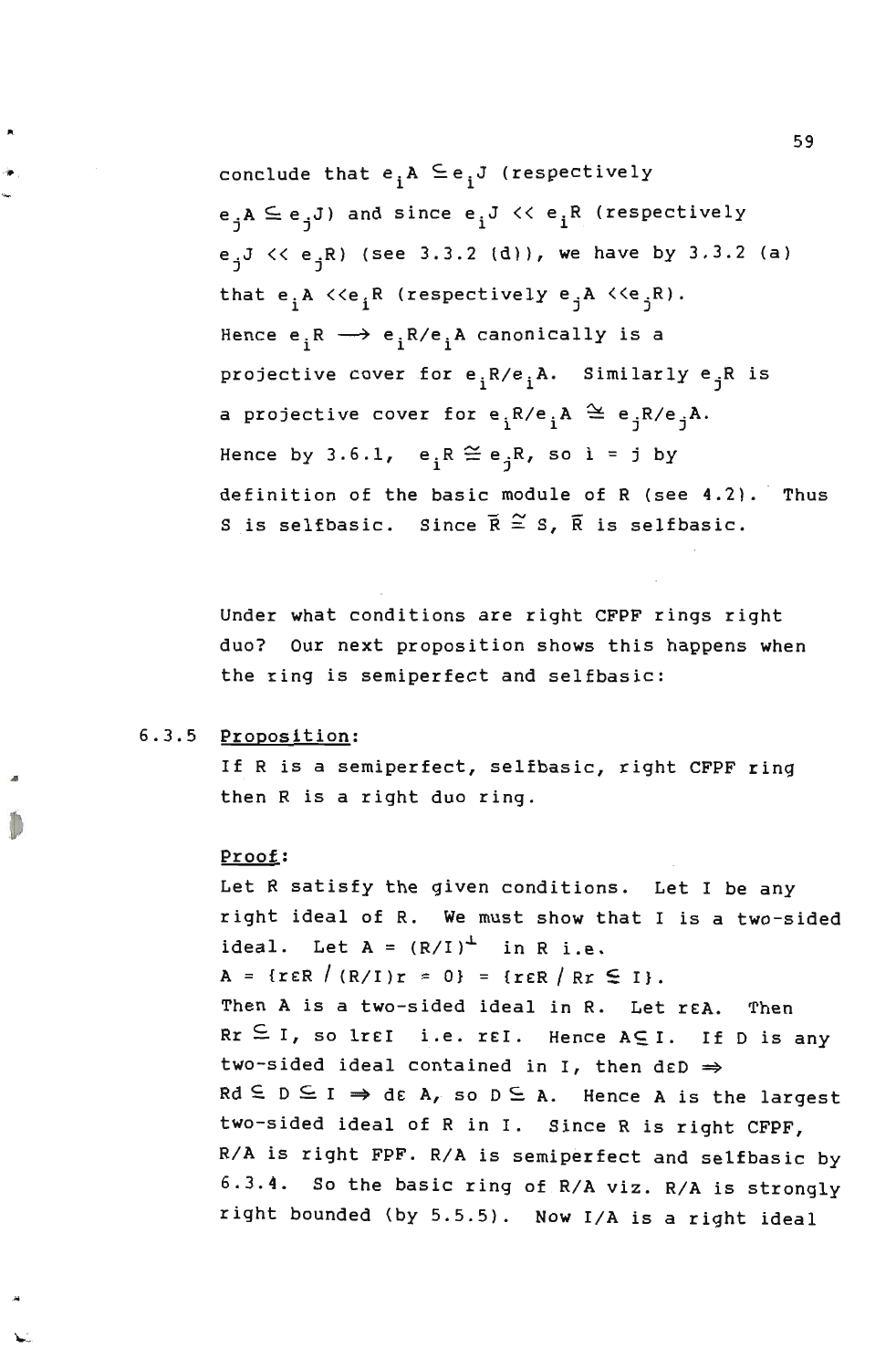conclude that $e_iA \subseteq e_iJ$ (respectively $e_jA \subseteq e_jJ$) and since $e_iJ << e_iR$ (respectively $e_jJ << e_jR$) (see 3.3.2 (d)), we have by 3.3.2 (a) that $e_iA << e_iR$ (respectively $e_jA << e_jR$). Hence $e_iR \longrightarrow e_iR/e_iA$ canonically is a projective cover for $e_iR/e_iA$. Similarly $e_jR$ is a projective cover for $e_iR/e_iA \cong e_jR/e_jA$. Hence by 3.6.1, $e_iR \cong e_jR$, so $i = j$ by definition of the basic module of R (see 4.2). Thus S is selfbasic. Since $\bar{R} \cong S$, $\bar{R}$ is selfbasic.

Under what conditions are right CFPF rings right duo? Our next proposition shows this happens when the ring is semiperfect and selfbasic:

6.3.5 <u>Proposition</u>:

If R is a semiperfect, selfbasic, right CFPF ring then R is a right duo ring.

<u>Proof</u>:

Let R satisfy the given conditions. Let I be any right ideal of R. We must show that I is a two-sided ideal. Let $A = (R/I)^{\perp}$ in R i.e. $A = \{r \varepsilon R \mid (R/I)r = 0\} = \{r \varepsilon R \mid Rr \subseteq I\}$. Then A is a two-sided ideal in R. Let $r \varepsilon A$. Then $Rr \subseteq I$, so $1r \varepsilon I$ i.e. $r \varepsilon I$. Hence $A \subseteq I$. If D is any two-sided ideal contained in I, then $d \varepsilon D \Rightarrow Rd \subseteq D \subseteq I \Rightarrow d \varepsilon A$, so $D \subseteq A$. Hence A is the largest two-sided ideal of R in I. Since R is right CFPF, R/A is right FPF. R/A is semiperfect and selfbasic by 6.3.4. So the basic ring of R/A viz. R/A is strongly right bounded (by 5.5.5). Now I/A is a right ideal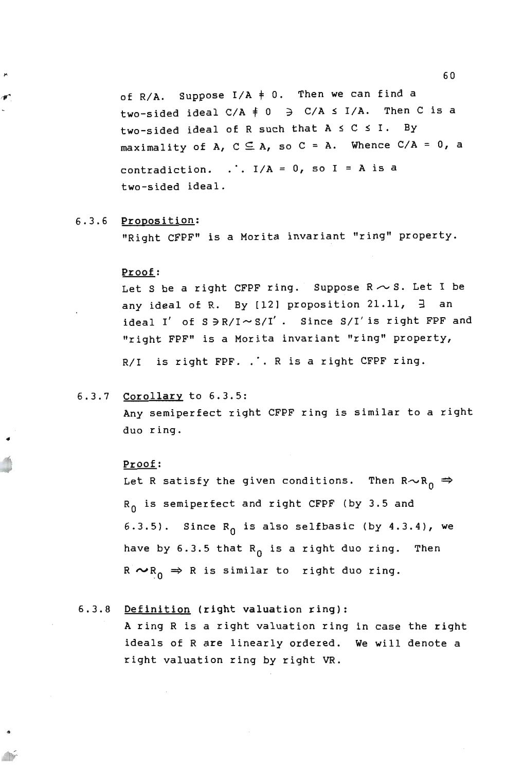of $R/A$. Suppose $I/A \neq 0$. Then we can find a two-sided ideal $C/A \neq 0 \ni C/A \leq I/A$. Then $C$ is a two-sided ideal of $R$ such that $A \leq C \leq I$. By maximality of $A$, $C \subseteq A$, so $C = A$. Whence $C/A = 0$, a contradiction. $\therefore$ $I/A = 0$, so $I = A$ is a two-sided ideal.

6.3.6 <u>Proposition</u>:

"Right CFPF" is a Morita invariant "ring" property.

<u>Proof</u>:

Let $S$ be a right CFPF ring. Suppose $R \sim S$. Let $I$ be any ideal of $R$. By [12] proposition 21.11, $\exists$ an ideal $I'$ of $S \ni R/I \sim S/I'$. Since $S/I'$ is right FPF and "right FPF" is a Morita invariant "ring" property, $R/I$ is right FPF. $\therefore$ $R$ is a right CFPF ring.

6.3.7 <u>Corollary</u> to 6.3.5:

Any semiperfect right CFPF ring is similar to a right duo ring.

<u>Proof</u>:

Let $R$ satisfy the given conditions. Then $R \sim R_0 \Rightarrow R_0$ is semiperfect and right CFPF (by 3.5 and 6.3.5). Since $R_0$ is also selfbasic (by 4.3.4), we have by 6.3.5 that $R_0$ is a right duo ring. Then $R \sim R_0 \Rightarrow R$ is similar to right duo ring.

6.3.8 <u>Definition</u> (right valuation ring):

A ring $R$ is a right valuation ring in case the right ideals of $R$ are linearly ordered. We will denote a right valuation ring by right VR.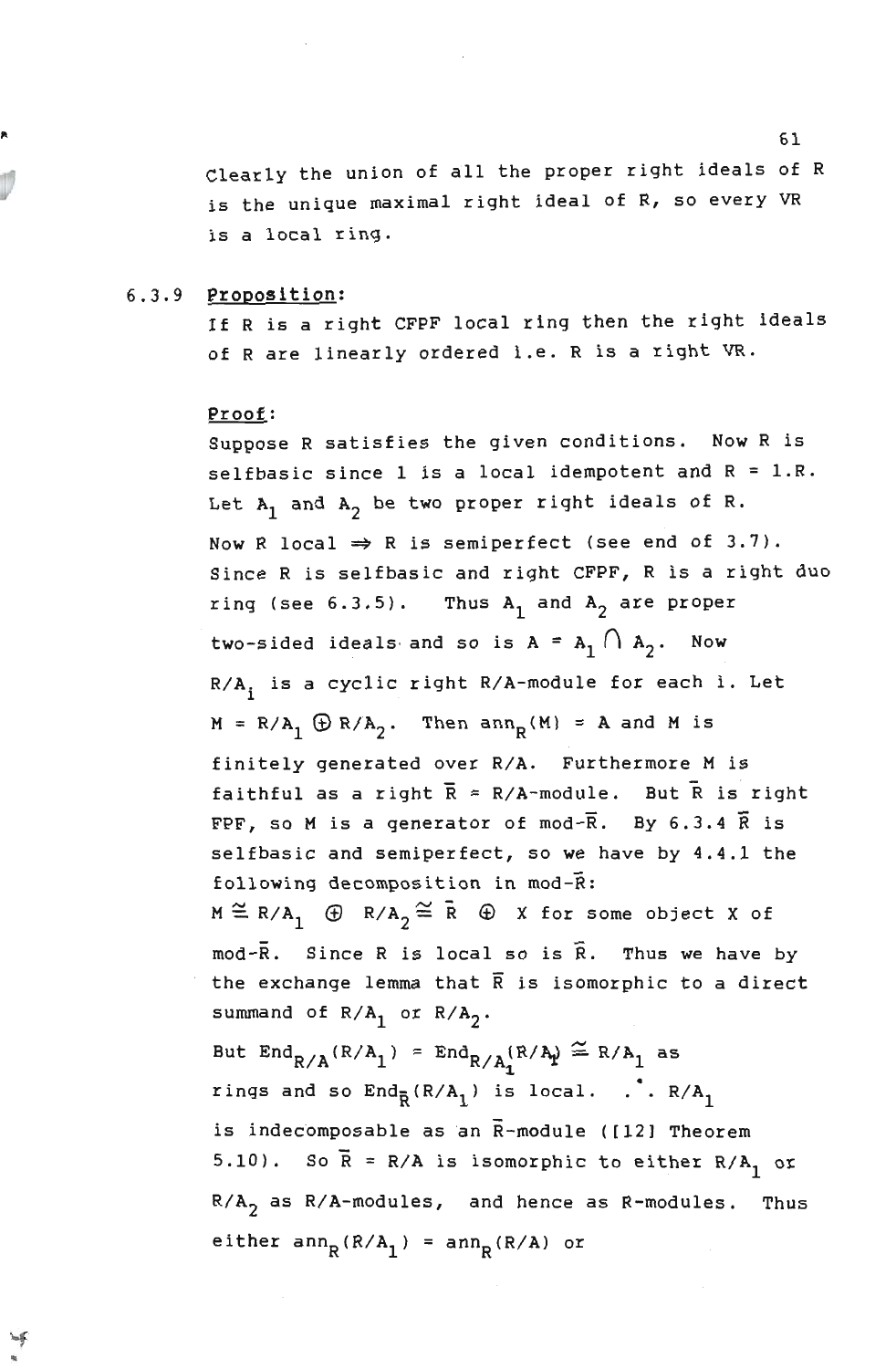Clearly the union of all the proper right ideals of R is the unique maximal right ideal of R, so every VR is a local ring.

6.3.9 **Proposition:**

If R is a right CFPF local ring then the right ideals of R are linearly ordered i.e. R is a right VR.

**Proof:**

Suppose R satisfies the given conditions. Now R is selfbasic since 1 is a local idempotent and $R = 1.R$. Let $A_1$ and $A_2$ be two proper right ideals of R. Now R local $\Rightarrow$ R is semiperfect (see end of 3.7). Since R is selfbasic and right CFPF, R is a right duo ring (see 6.3.5). Thus $A_1$ and $A_2$ are proper two-sided ideals and so is $A = A_1 \cap A_2$. Now $R/A_i$ is a cyclic right $R/A$-module for each i. Let $M = R/A_1 \oplus R/A_2$. Then $\text{ann}_R(M) = A$ and M is finitely generated over $R/A$. Furthermore M is faithful as a right $\bar{R} = R/A$-module. But $\bar{R}$ is right FPF, so M is a generator of mod-$\bar{R}$. By 6.3.4 $\bar{R}$ is selfbasic and semiperfect, so we have by 4.4.1 the following decomposition in mod-$\bar{R}$:

$M \cong R/A_1 \oplus R/A_2 \cong \bar{R} \oplus X$ for some object X of mod-$\bar{R}$. Since R is local so is $\bar{R}$. Thus we have by the exchange lemma that $\bar{R}$ is isomorphic to a direct summand of $R/A_1$ or $R/A_2$.

But $\text{End}_{R/A}(R/A_1) = \text{End}_{R/A_1}(R/A_1) \cong R/A_1$ as rings and so $\text{End}_{\bar{R}}(R/A_1)$ is local. $\therefore$ $R/A_1$ is indecomposable as an $\bar{R}$-module ([12] Theorem 5.10). So $\bar{R} = R/A$ is isomorphic to either $R/A_1$ or $R/A_2$ as $R/A$-modules, and hence as R-modules. Thus either $\text{ann}_R(R/A_1) = \text{ann}_R(R/A)$ or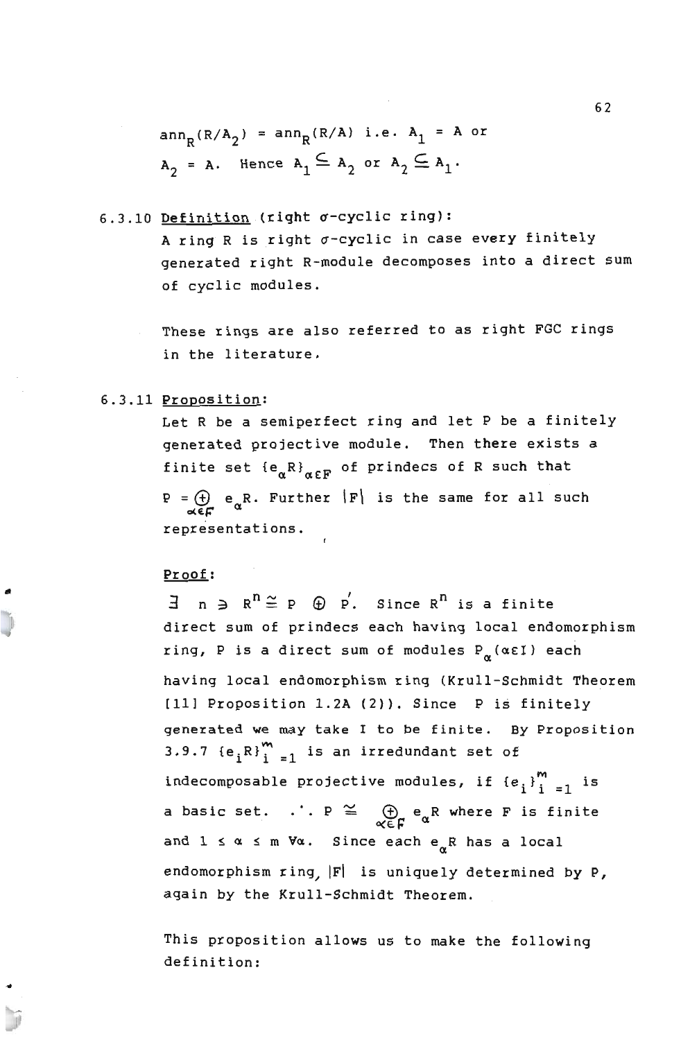$ann_R(R/A_2) = ann_R(R/A)$ i.e. $A_1 = A$ or $A_2 = A$. Hence $A_1 \subseteq A_2$ or $A_2 \subseteq A_1$.

6.3.10 Definition (right $\sigma$-cyclic ring):

A ring R is right $\sigma$-cyclic in case every finitely generated right R-module decomposes into a direct sum of cyclic modules.

These rings are also referred to as right FGC rings in the literature.

6.3.11 Proposition:

Let R be a semiperfect ring and let P be a finitely generated projective module. Then there exists a finite set $\{e_\alpha R\}_{\alpha \in F}$ of prindecs of R such that $P = \bigoplus_{\alpha \in F} e_\alpha R$. Further $|F|$ is the same for all such representations.

Proof:

$\exists$ $n \ni R^n \cong P \oplus P'$. Since $R^n$ is a finite direct sum of prindecs each having local endomorphism ring, P is a direct sum of modules $P_\alpha (\alpha \in I)$ each having local endomorphism ring (Krull-Schmidt Theorem [11] Proposition 1.2A (2)). Since P is finitely generated we may take I to be finite. By Proposition 3.9.7 $\{e_i R\}_{i=1}^m$ is an irredundant set of indecomposable projective modules, if $\{e_i\}_{i=1}^m$ is a basic set. $\therefore$ $P \cong \bigoplus_{\alpha \in F} e_\alpha R$ where F is finite and $1 \leq \alpha \leq m$ $\forall \alpha$. Since each $e_\alpha R$ has a local endomorphism ring, $|F|$ is uniquely determined by P, again by the Krull-Schmidt Theorem.

This proposition allows us to make the following definition: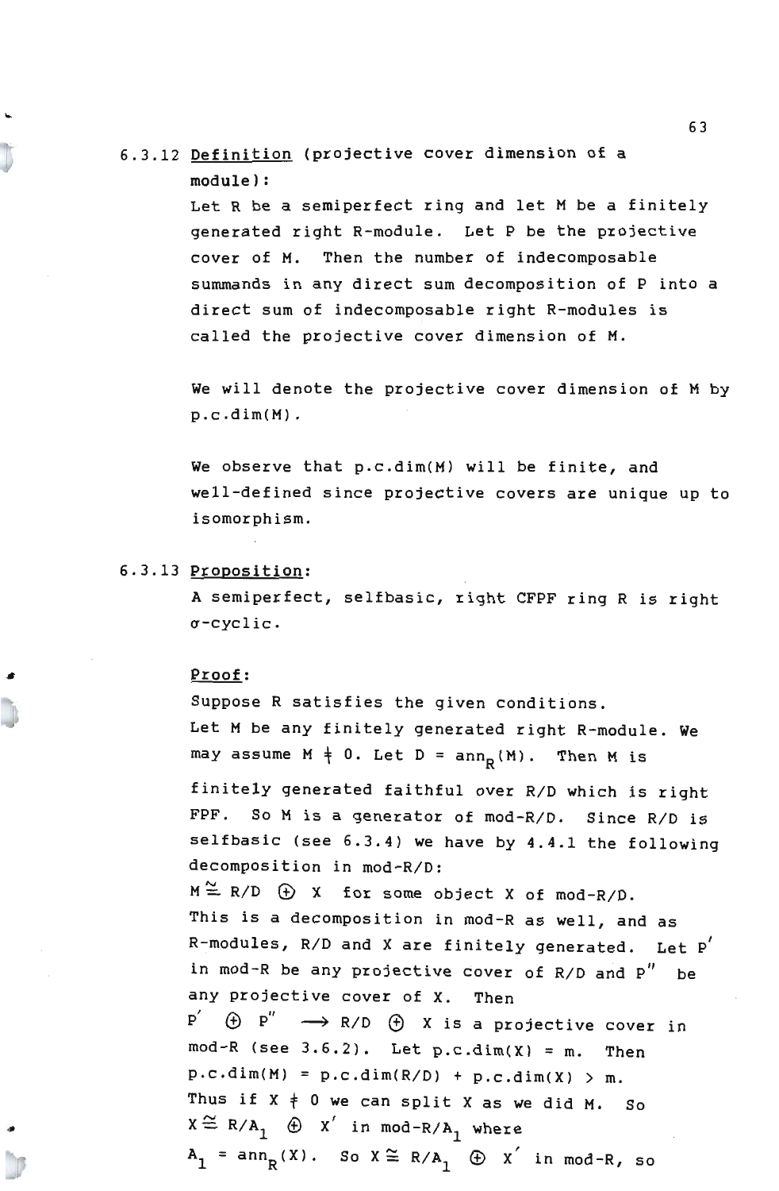6.3.12 <u>Definition</u> (projective cover dimension of a module):

Let R be a semiperfect ring and let M be a finitely generated right R-module. Let P be the projective cover of M. Then the number of indecomposable summands in any direct sum decomposition of P into a direct sum of indecomposable right R-modules is called the projective cover dimension of M.

We will denote the projective cover dimension of M by p.c.dim(M).

We observe that p.c.dim(M) will be finite, and well-defined since projective covers are unique up to isomorphism.

6.3.13 <u>Proposition</u>:

A semiperfect, selfbasic, right CFPF ring R is right $\sigma$-cyclic.

<u>Proof</u>:

Suppose R satisfies the given conditions.

Let M be any finitely generated right R-module. We may assume $M \neq 0$. Let $D = \text{ann}_R(M)$. Then M is finitely generated faithful over R/D which is right FPF. So M is a generator of mod-R/D. Since R/D is selfbasic (see 6.3.4) we have by 4.4.1 the following decomposition in mod-R/D:

$M \cong R/D \oplus X$ for some object X of mod-R/D.

This is a decomposition in mod-R as well, and as R-modules, R/D and X are finitely generated. Let $P'$ in mod-R be any projective cover of R/D and $P''$ be any projective cover of X. Then

$P' \oplus P'' \longrightarrow R/D \oplus X$ is a projective cover in mod-R (see 3.6.2). Let p.c.dim(X) = m. Then p.c.dim(M) = p.c.dim(R/D) + p.c.dim(X) > m.

Thus if $X \neq 0$ we can split X as we did M. So $X \cong R/A_1 \oplus X'$ in mod-$R/A_1$ where

$A_1 = \text{ann}_R(X)$. So $X \cong R/A_1 \oplus X'$ in mod-R, so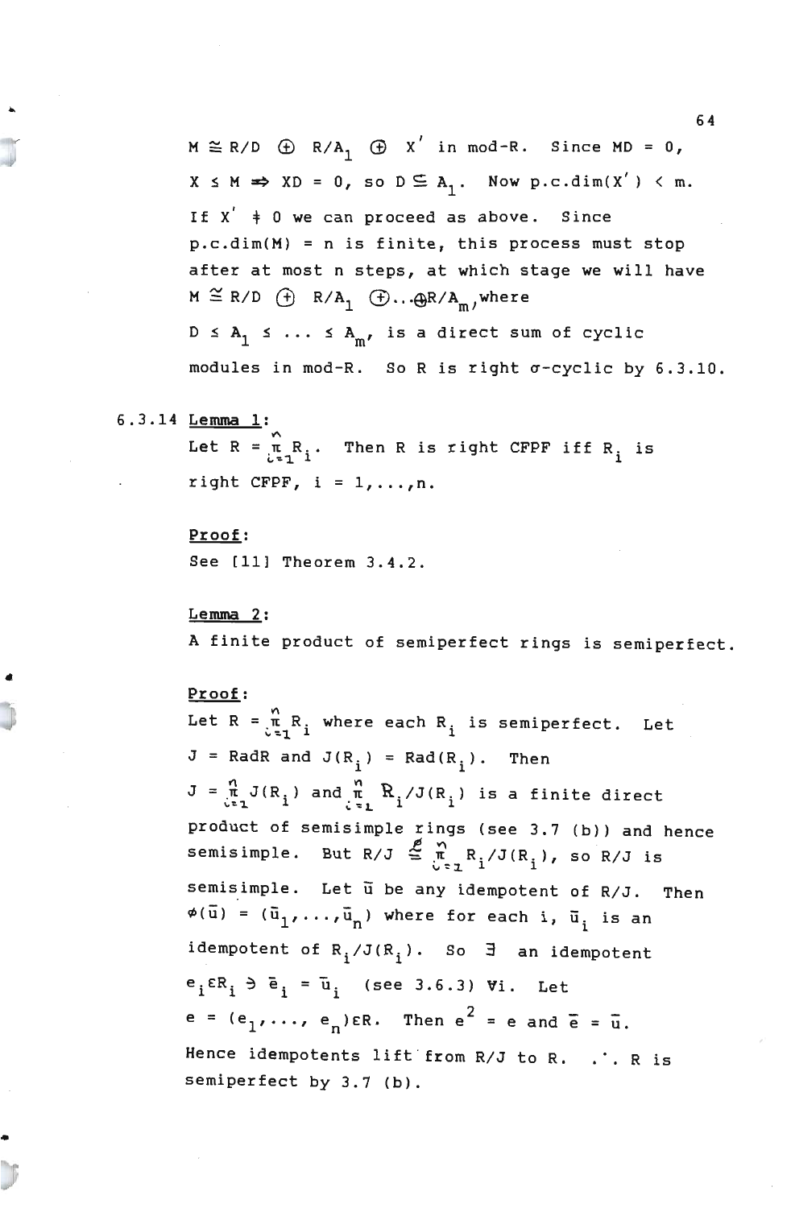$M \cong R/D \oplus R/A_1 \oplus X'$ in mod-R. Since $MD = 0$, $X \leq M \Rightarrow XD = 0$, so $D \subseteq A_1$. Now p.c.dim($X'$) < m. If $X' \neq 0$ we can proceed as above. Since p.c.dim(M) = n is finite, this process must stop after at most n steps, at which stage we will have $M \cong R/D \oplus R/A_1 \oplus \ldots \oplus R/A_m$, where $D \leq A_1 \leq \ldots \leq A_m$, is a direct sum of cyclic modules in mod-R. So R is right $\sigma$-cyclic by 6.3.10.

6.3.14 Lemma 1:

Let $R = \prod_{i=1}^{n} R_i$. Then R is right CFPF iff $R_i$ is right CFPF, $i = 1,\ldots,n$.

**Proof**:

See [11] Theorem 3.4.2.

Lemma 2:

A finite product of semiperfect rings is semiperfect.

**Proof**:

Let $R = \prod_{i=1}^{n} R_i$ where each $R_i$ is semiperfect. Let $J = \text{Rad}R$ and $J(R_i) = \text{Rad}(R_i)$. Then $J = \prod_{i=1}^{n} J(R_i)$ and $\prod_{i=1}^{n} R_i/J(R_i)$ is a finite direct product of semisimple rings (see 3.7 (b)) and hence semisimple. But $R/J \overset{\phi}{\cong} \prod_{i=1}^{n} R_i/J(R_i)$, so $R/J$ is semisimple. Let $\bar{u}$ be any idempotent of $R/J$. Then $\phi(\bar{u}) = (\bar{u}_1,\ldots,\bar{u}_n)$ where for each i, $\bar{u}_i$ is an idempotent of $R_i/J(R_i)$. So $\exists$ an idempotent $e_i \in R_i \ni \bar{e}_i = \bar{u}_i$ (see 3.6.3) $\forall i$. Let $e = (e_1,\ldots,e_n) \in R$. Then $e^2 = e$ and $\bar{e} = \bar{u}$. Hence idempotents lift from $R/J$ to R. $\therefore$ R is semiperfect by 3.7 (b).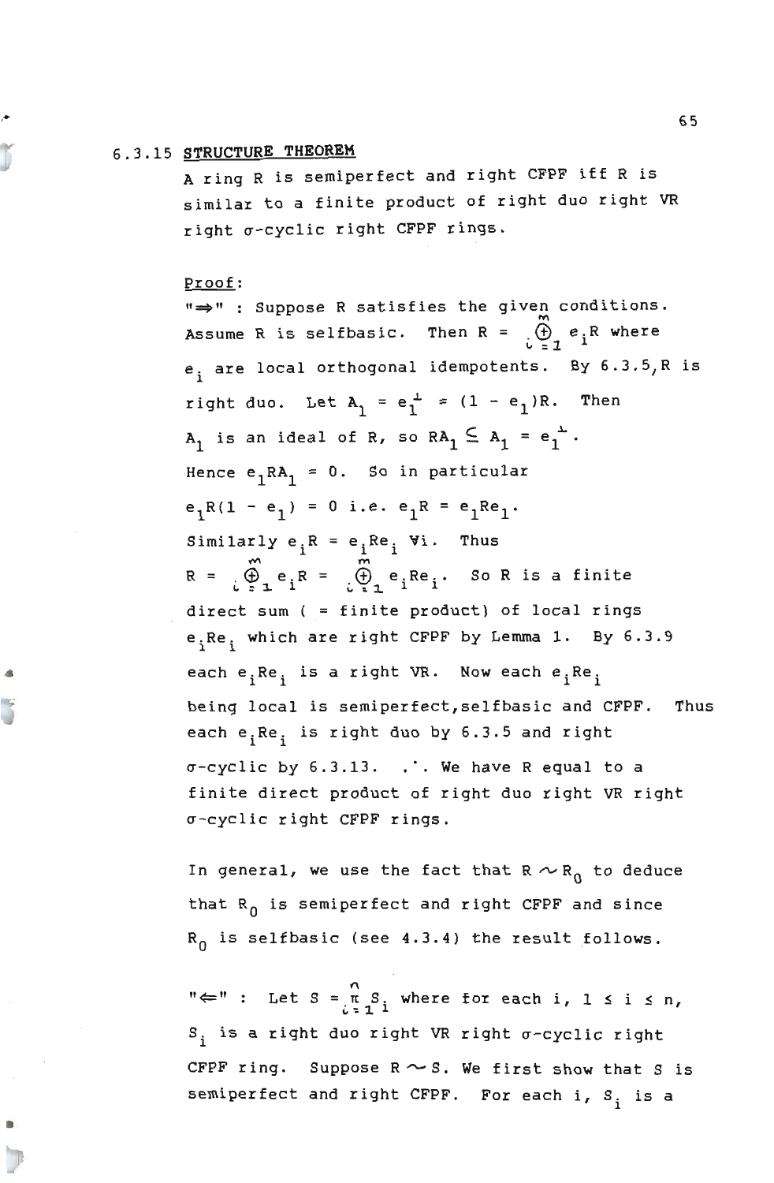**6.3.15 STRUCTURE THEOREM**

A ring R is semiperfect and right CFPF iff R is similar to a finite product of right duo right VR right $\sigma$-cyclic right CFPF rings.

Proof:

"$\Rightarrow$" : Suppose R satisfies the given conditions. Assume R is selfbasic. Then $R = \bigoplus_{i=1}^{m} e_iR$ where $e_i$ are local orthogonal idempotents. By 6.3.5, R is right duo. Let $A_1 = e_1^{\perp} = (1 - e_1)R$. Then $A_1$ is an ideal of R, so $RA_1 \subseteq A_1 = e_1^{\perp}$. Hence $e_1RA_1 = 0$. So in particular $e_1R(1 - e_1) = 0$ i.e. $e_1R = e_1Re_1$. Similarly $e_iR = e_iRe_i$ $\forall i$. Thus $R = \bigoplus_{i=1}^{m} e_iR = \bigoplus_{i=1}^{m} e_iRe_i$. So R is a finite direct sum ( = finite product) of local rings $e_iRe_i$ which are right CFPF by Lemma 1. By 6.3.9 each $e_iRe_i$ is a right VR. Now each $e_iRe_i$ being local is semiperfect, selfbasic and CFPF. Thus each $e_iRe_i$ is right duo by 6.3.5 and right $\sigma$-cyclic by 6.3.13. $\therefore$ We have R equal to a finite direct product of right duo right VR right $\sigma$-cyclic right CFPF rings.

In general, we use the fact that $R \sim R_0$ to deduce that $R_0$ is semiperfect and right CFPF and since $R_0$ is selfbasic (see 4.3.4) the result follows.

"$\Leftarrow$" : Let $S = \prod_{i=1}^{n} S_i$ where for each i, $1 \leq i \leq n$, $S_i$ is a right duo right VR right $\sigma$-cyclic right CFPF ring. Suppose $R \sim S$. We first show that S is semiperfect and right CFPF. For each i, $S_i$ is a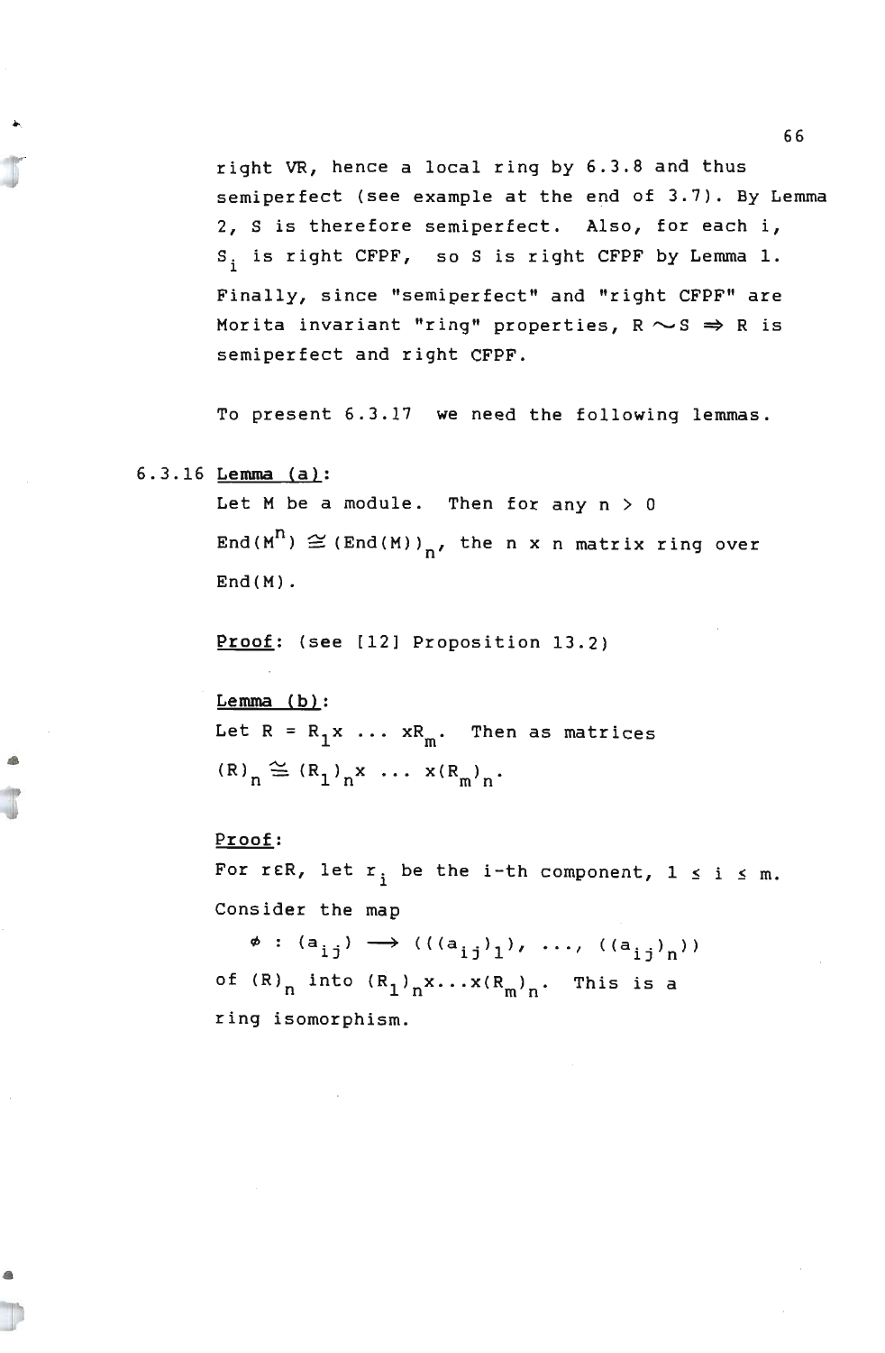right VR, hence a local ring by 6.3.8 and thus semiperfect (see example at the end of 3.7). By Lemma 2, S is therefore semiperfect. Also, for each i, $S_i$ is right CFPF, so S is right CFPF by Lemma 1. Finally, since "semiperfect" and "right CFPF" are Morita invariant "ring" properties, $R \sim S \Rightarrow R$ is semiperfect and right CFPF.

To present 6.3.17 we need the following lemmas.

6.3.16 <u>Lemma (a)</u>:

Let M be a module. Then for any $n > 0$ $\text{End}(M^n) \cong (\text{End}(M))_n$, the $n \times n$ matrix ring over $\text{End}(M)$.

<u>Proof</u>: (see [12] Proposition 13.2)

<u>Lemma (b)</u>:

Let $R = R_1 x \ldots x R_m$. Then as matrices $(R)_n \cong (R_1)_n x \ldots x (R_m)_n$.

<u>Proof</u>:

For $r \in R$, let $r_i$ be the i-th component, $1 \leq i \leq m$. Consider the map

$$\phi : (a_{ij}) \longrightarrow (((a_{ij})_1), \ldots, ((a_{ij})_n))$$

of $(R)_n$ into $(R_1)_n x \ldots x (R_m)_n$. This is a ring isomorphism.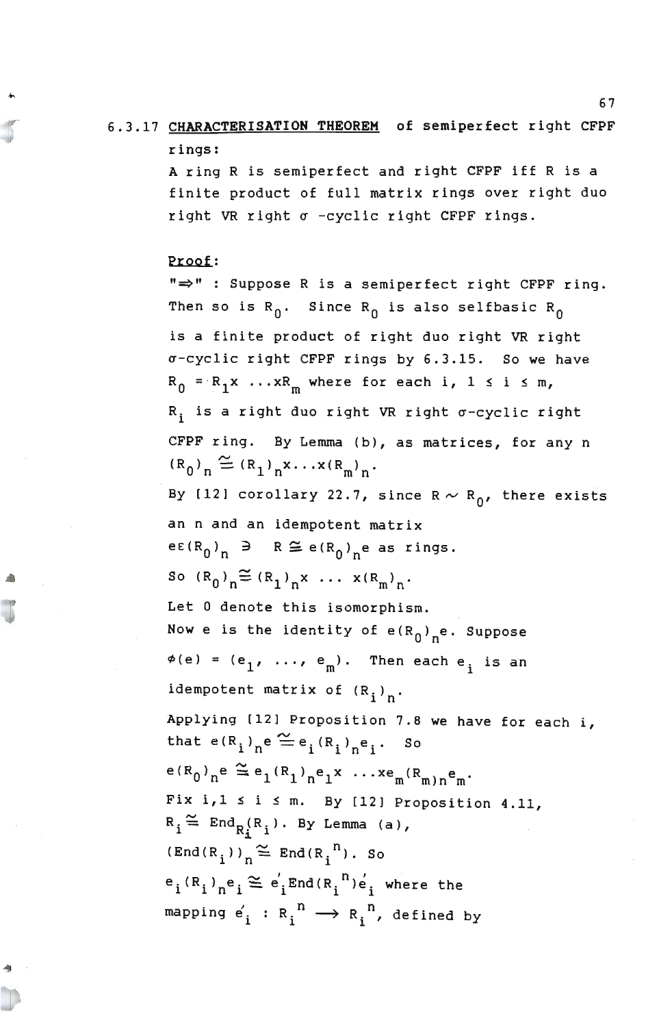6.3.17 **CHARACTERISATION THEOREM** of semiperfect right CFPF rings:

A ring R is semiperfect and right CFPF iff R is a finite product of full matrix rings over right duo right VR right $\sigma$-cyclic right CFPF rings.

Proof:

"$\Rightarrow$" : Suppose R is a semiperfect right CFPF ring. Then so is $R_0$. Since $R_0$ is also selfbasic $R_0$ is a finite product of right duo right VR right $\sigma$-cyclic right CFPF rings by 6.3.15. So we have $R_0 = R_1 \times \ldots \times R_m$ where for each i, $1 \le i \le m$, $R_i$ is a right duo right VR right $\sigma$-cyclic right CFPF ring. By Lemma (b), as matrices, for any n $(R_0)_n \cong (R_1)_n \times \ldots \times (R_m)_n$.

By [12] corollary 22.7, since $R \sim R_0$, there exists an n and an idempotent matrix $e \varepsilon (R_0)_n \ni R \cong e(R_0)_n e$ as rings.

So $(R_0)_n \cong (R_1)_n \times \ldots \times (R_m)_n$.

Let 0 denote this isomorphism.

Now e is the identity of $e(R_0)_n e$. Suppose $\phi(e) = (e_1, \ldots, e_m)$. Then each $e_i$ is an idempotent matrix of $(R_i)_n$.

Applying [12] Proposition 7.8 we have for each i, that $e(R_i)_n e \cong e_i(R_i)_n e_i$. So $e(R_0)_n e \cong e_1(R_1)_n e_1 \times \ldots \times e_m(R_m)_n e_m$.

Fix i, $1 \le i \le m$. By [12] Proposition 4.11, $R_i \cong \text{End}_{R_i}(R_i)$. By Lemma (a), $(\text{End}(R_i))_n \cong \text{End}(R_i{}^n)$. So $e_i(R_i)_n e_i \cong e_i' \text{End}(R_i{}^n) e_i'$ where the mapping $e_i' : R_i{}^n \longrightarrow R_i{}^n$, defined by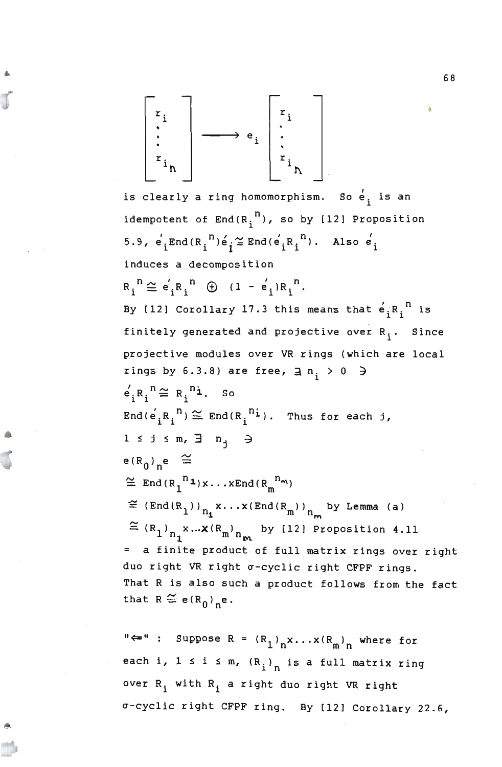$$\begin{bmatrix} r_i \\ \vdots \\ r_{i_n} \end{bmatrix} \longrightarrow e_i \begin{bmatrix} r_i \\ \vdots \\ r_{i_n} \end{bmatrix}$$

is clearly a ring homomorphism. So $e_i'$ is an idempotent of $\text{End}(R_i^{\,n})$, so by [12] Proposition 5.9, $e_i'\text{End}(R_i^{\,n})e_i' \cong \text{End}(e_i'R_i^{\,n})$. Also $e_i'$ induces a decomposition

$R_i^{\,n} \cong e_i'R_i^{\,n} \oplus (1 - e_i')R_i^{\,n}$.

By [12] Corollary 17.3 this means that $e_i'R_i^{\,n}$ is finitely generated and projective over $R_i$. Since projective modules over VR rings (which are local rings by 6.3.8) are free, $\exists\ n_i > 0 \ni$

$e_i'R_i^{\,n} \cong R_i^{\,n_i}$. So

$\text{End}(e_i'R_i^{\,n}) \cong \text{End}(R_i^{\,n_i})$. Thus for each $j$, $1 \le j \le m$, $\exists\ n_j \ni$

$e(R_0)_n e \cong$

$\cong \text{End}(R_1^{\,n_1}) \times \ldots \times \text{End}(R_m^{\,n_m})$

$\cong (\text{End}(R_1))_{n_1} \times \ldots \times (\text{End}(R_m))_{n_m}$ by Lemma (a)

$\cong (R_1)_{n_1} \times \ldots \times (R_m)_{n_m}$ by [12] Proposition 4.11

= a finite product of full matrix rings over right duo right VR right $\sigma$-cyclic right CFPF rings. That $R$ is also such a product follows from the fact that $R \cong e(R_0)_n e$.

"$\Leftarrow$" : Suppose $R = (R_1)_n \times \ldots \times (R_m)_n$ where for each $i$, $1 \le i \le m$, $(R_i)_n$ is a full matrix ring over $R_i$ with $R_i$ a right duo right VR right $\sigma$-cyclic right CFPF ring. By [12] Corollary 22.6,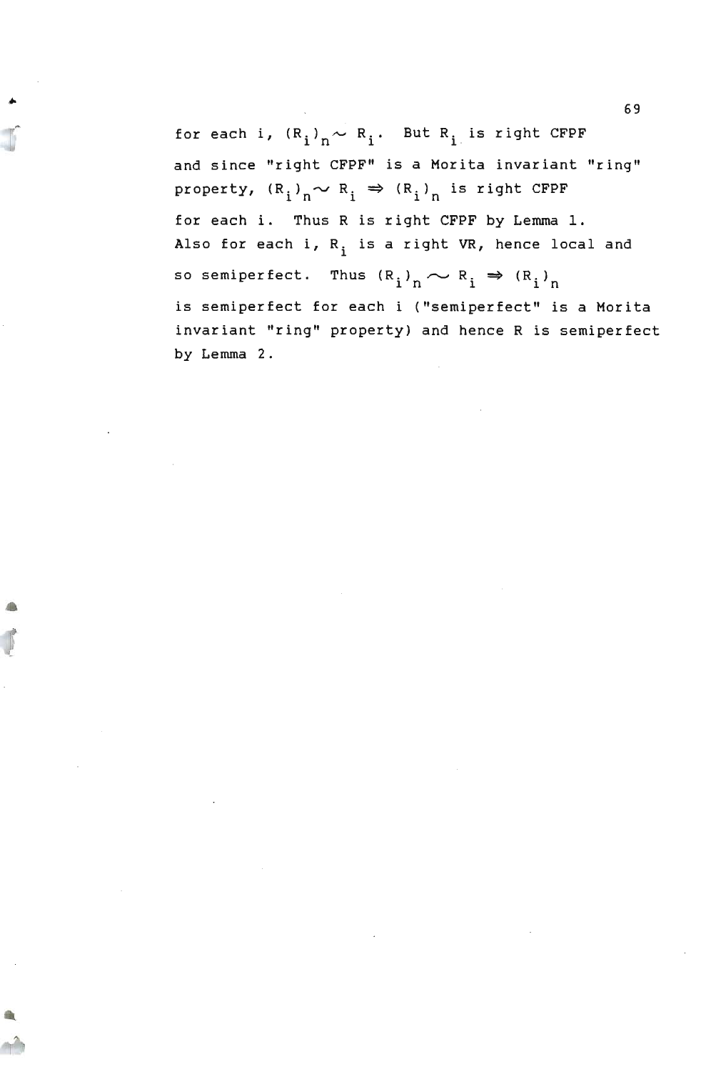for each i, $(R_i)_n \sim R_i$. But $R_i$ is right CFPF and since "right CFPF" is a Morita invariant "ring" property, $(R_i)_n \sim R_i \Rightarrow (R_i)_n$ is right CFPF for each i. Thus R is right CFPF by Lemma 1. Also for each i, $R_i$ is a right VR, hence local and so semiperfect. Thus $(R_i)_n \sim R_i \Rightarrow (R_i)_n$ is semiperfect for each i ("semiperfect" is a Morita invariant "ring" property) and hence R is semiperfect by Lemma 2.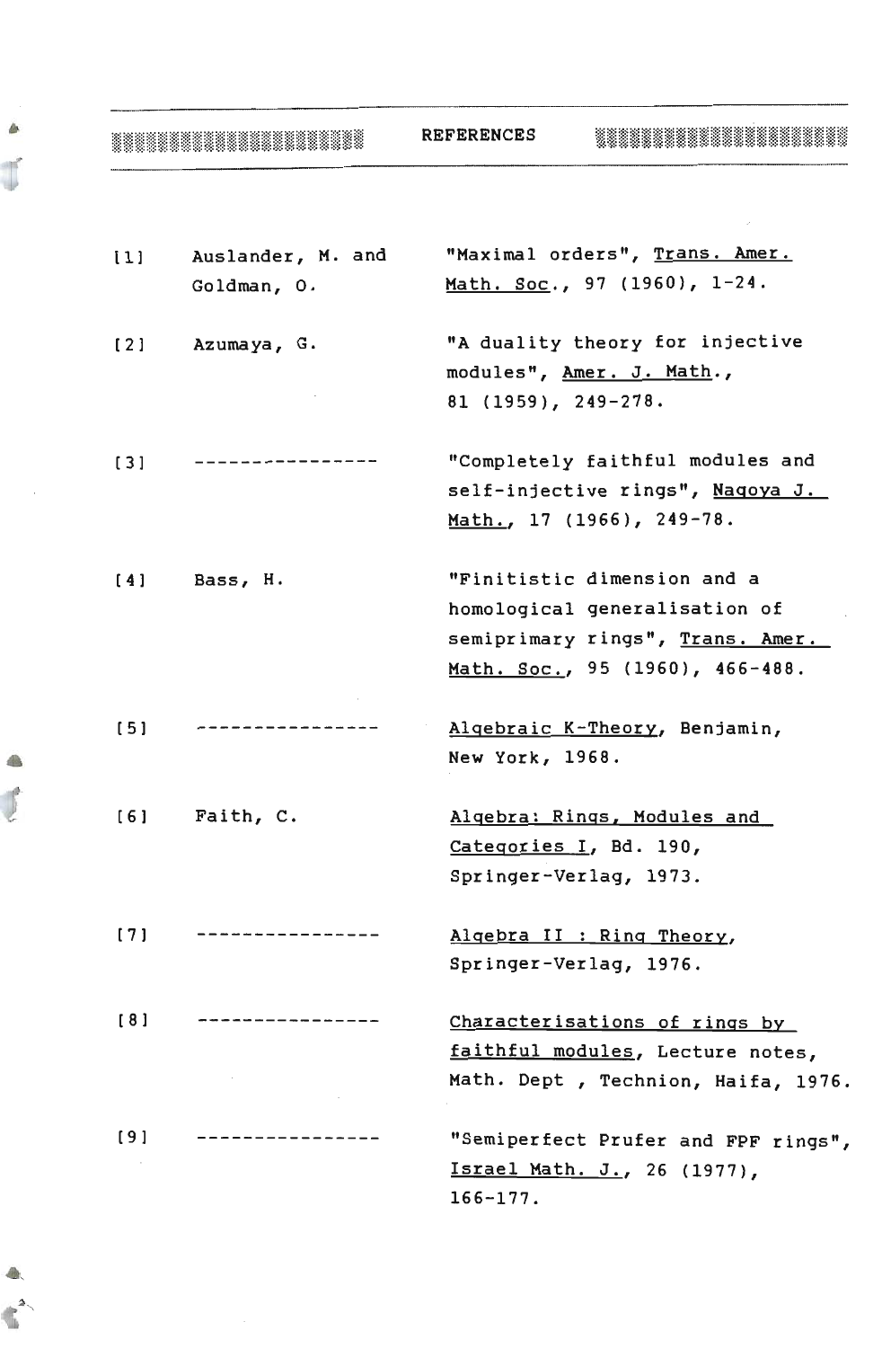# REFERENCES

[1] Auslander, M. and Goldman, O. "Maximal orders", Trans. Amer. Math. Soc., 97 (1960), 1-24.

[2] Azumaya, G. "A duality theory for injective modules", Amer. J. Math., 81 (1959), 249-278.

[3] ---------------- "Completely faithful modules and self-injective rings", Nagoya J. Math., 17 (1966), 249-78.

[4] Bass, H. "Finitistic dimension and a homological generalisation of semiprimary rings", Trans. Amer. Math. Soc., 95 (1960), 466-488.

[5] ---------------- Algebraic K-Theory, Benjamin, New York, 1968.

[6] Faith, C. Algebra: Rings, Modules and Categories I, Bd. 190, Springer-Verlag, 1973.

[7] ---------------- Algebra II : Ring Theory, Springer-Verlag, 1976.

[8] ---------------- Characterisations of rings by faithful modules, Lecture notes, Math. Dept , Technion, Haifa, 1976.

[9] ---------------- "Semiperfect Prufer and FPF rings", Israel Math. J., 26 (1977), 166-177.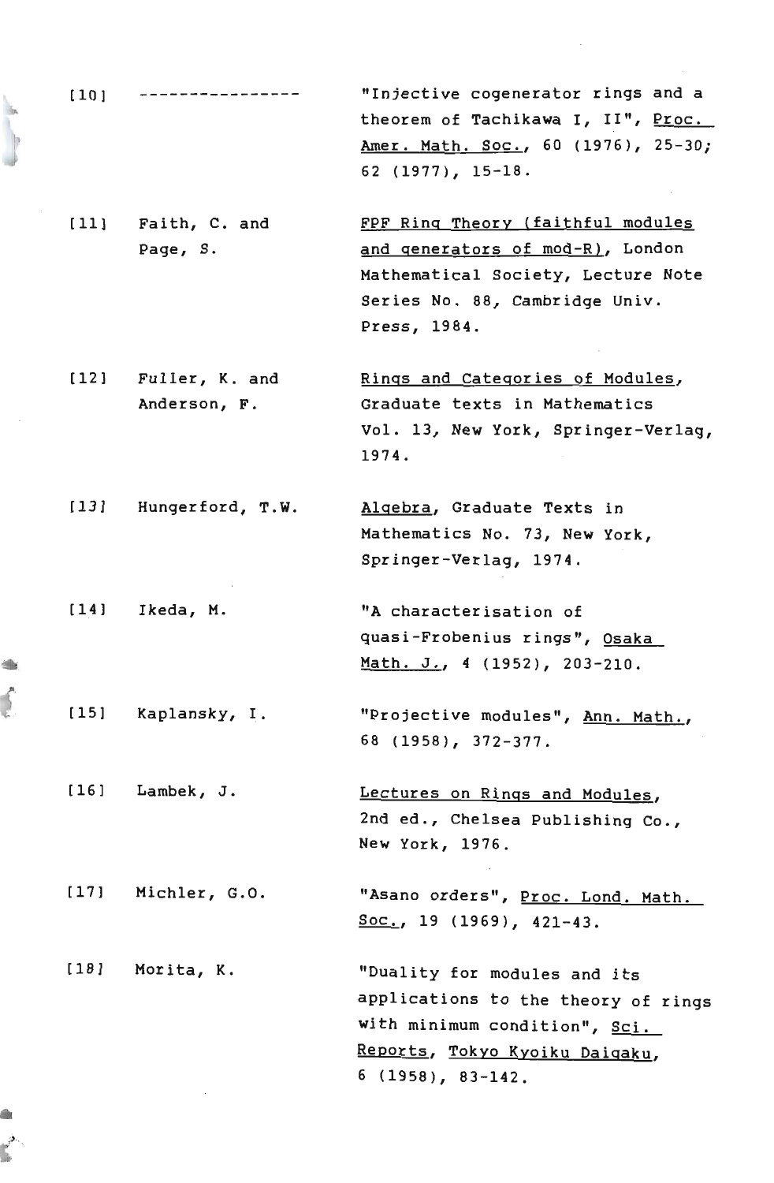[10] ---------------- "Injective cogenerator rings and a theorem of Tachikawa I, II", Proc. Amer. Math. Soc., 60 (1976), 25-30; 62 (1977), 15-18.

[11] Faith, C. and Page, S. FPF Ring Theory (faithful modules and generators of mod-R), London Mathematical Society, Lecture Note Series No. 88, Cambridge Univ. Press, 1984.

[12] Fuller, K. and Anderson, F. Rings and Categories of Modules, Graduate texts in Mathematics Vol. 13, New York, Springer-Verlag, 1974.

[13] Hungerford, T.W. Algebra, Graduate Texts in Mathematics No. 73, New York, Springer-Verlag, 1974.

[14] Ikeda, M. "A characterisation of quasi-Frobenius rings", Osaka Math. J., 4 (1952), 203-210.

[15] Kaplansky, I. "Projective modules", Ann. Math., 68 (1958), 372-377.

[16] Lambek, J. Lectures on Rings and Modules, 2nd ed., Chelsea Publishing Co., New York, 1976.

[17] Michler, G.O. "Asano orders", Proc. Lond. Math. Soc., 19 (1969), 421-43.

[18] Morita, K. "Duality for modules and its applications to the theory of rings with minimum condition", Sci. Reports, Tokyo Kyoiku Daigaku, 6 (1958), 83-142.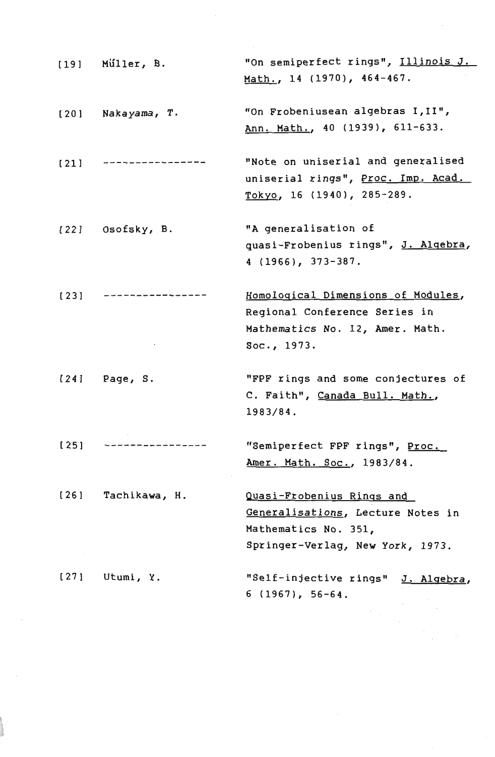[19] Müller, B. "On semiperfect rings", _Illinois J. Math._, 14 (1970), 464-467.

[20] Nakayama, T. "On Frobeniusean algebras I,II", _Ann. Math._, 40 (1939), 611-633.

[21] ---------------- "Note on uniserial and generalised uniserial rings", _Proc. Imp. Acad. Tokyo_, 16 (1940), 285-289.

[22] Osofsky, B. "A generalisation of quasi-Frobenius rings", _J. Algebra_, 4 (1966), 373-387.

[23] ---------------- _Homological Dimensions of Modules_, Regional Conference Series in Mathematics No. 12, Amer. Math. Soc., 1973.

[24] Page, S. "FPF rings and some conjectures of C. Faith", _Canada Bull. Math._, 1983/84.

[25] ---------------- "Semiperfect FPF rings", _Proc. Amer. Math. Soc._, 1983/84.

[26] Tachikawa, H. _Quasi-Frobenius Rings and Generalisations_, Lecture Notes in Mathematics No. 351, Springer-Verlag, New York, 1973.

[27] Utumi, Y. "Self-injective rings" _J. Algebra_, 6 (1967), 56-64.